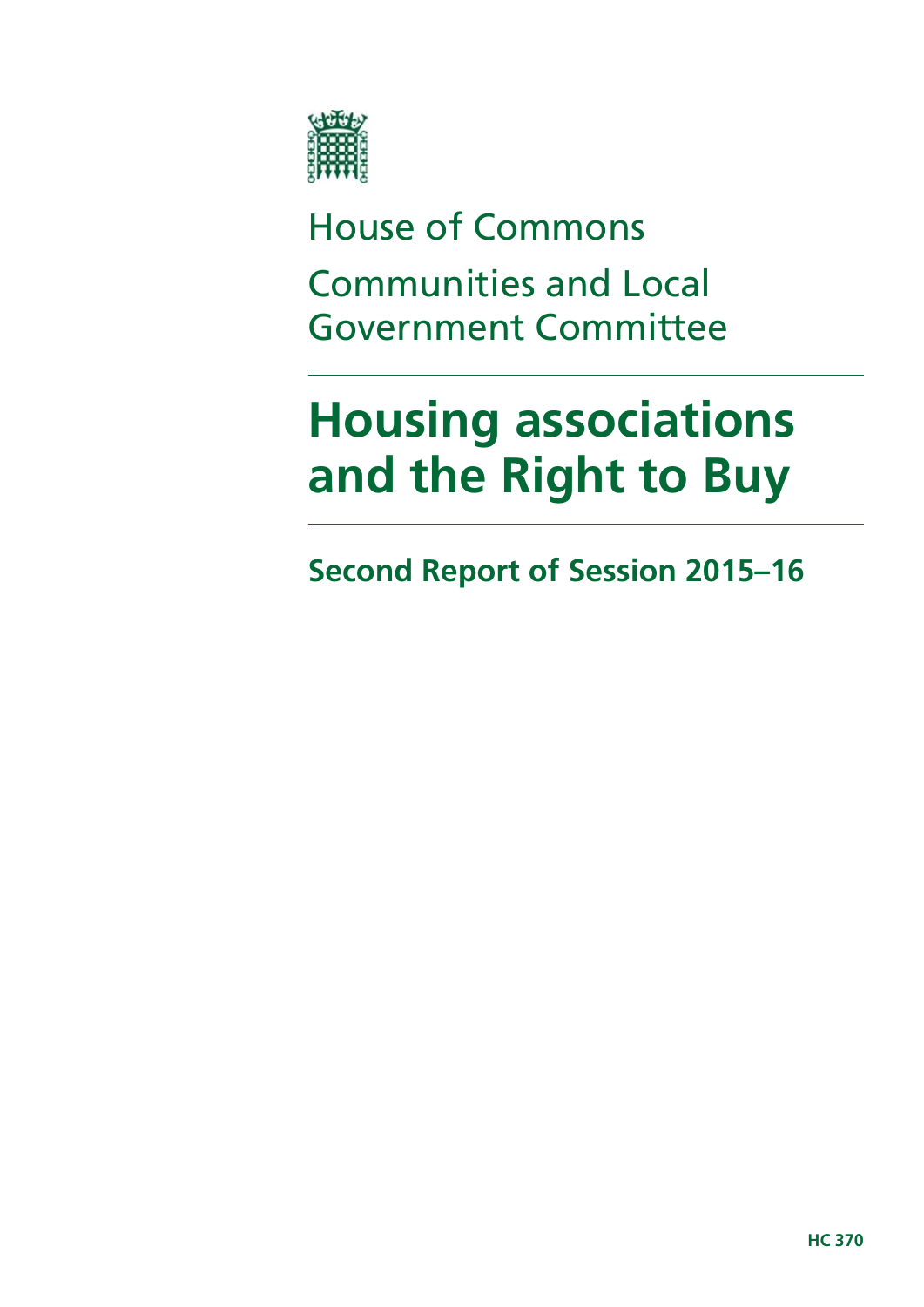House of Commons

Communities and Local Government Committee

# Housing associations and the Right to Buy

## Second Report of Session 2015–16

HC 370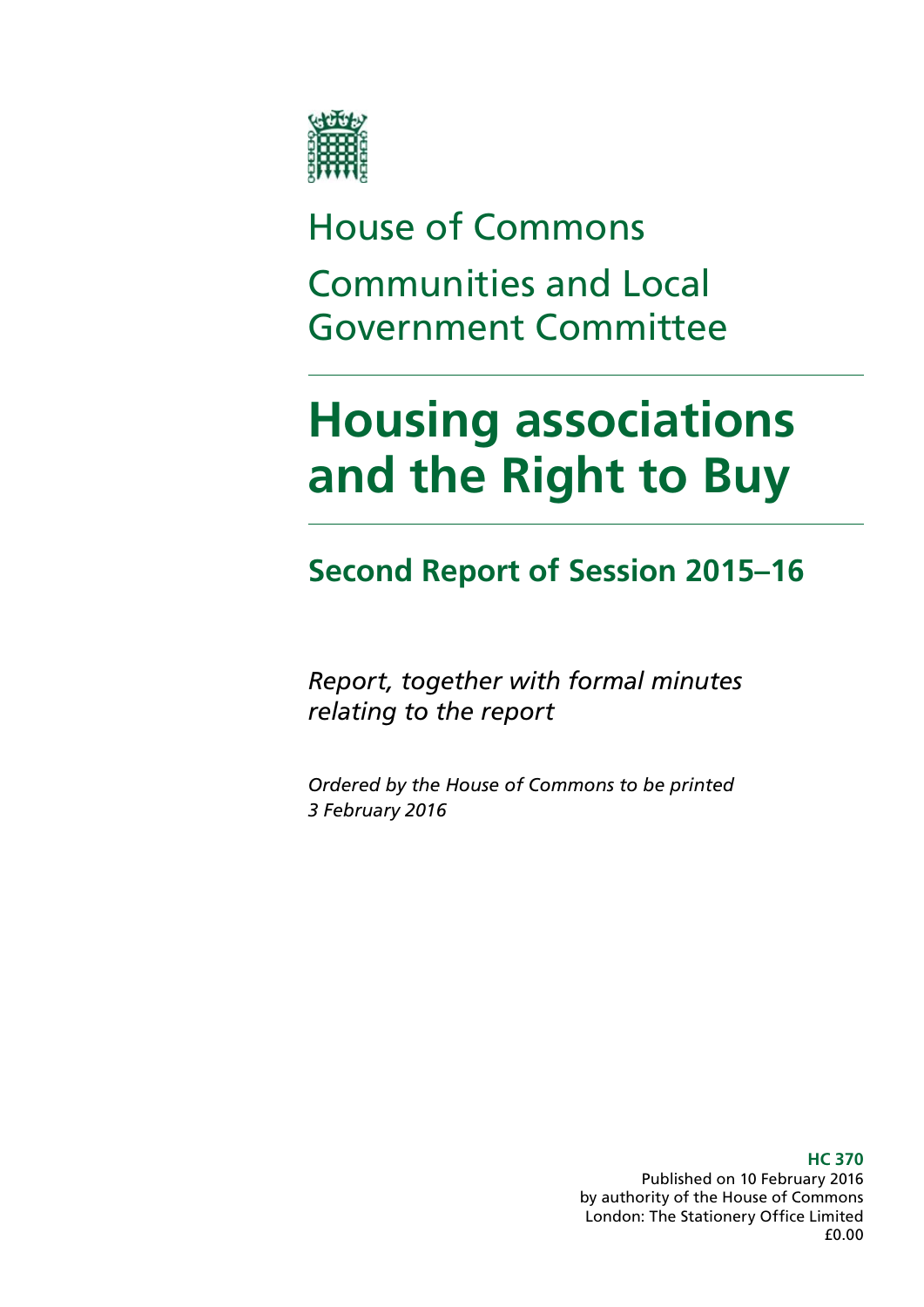House of Commons

Communities and Local Government Committee

# Housing associations and the Right to Buy

## Second Report of Session 2015–16

*Report, together with formal minutes relating to the report*

*Ordered by the House of Commons to be printed 3 February 2016*

**HC 370**

Published on 10 February 2016
by authority of the House of Commons
London: The Stationery Office Limited
£0.00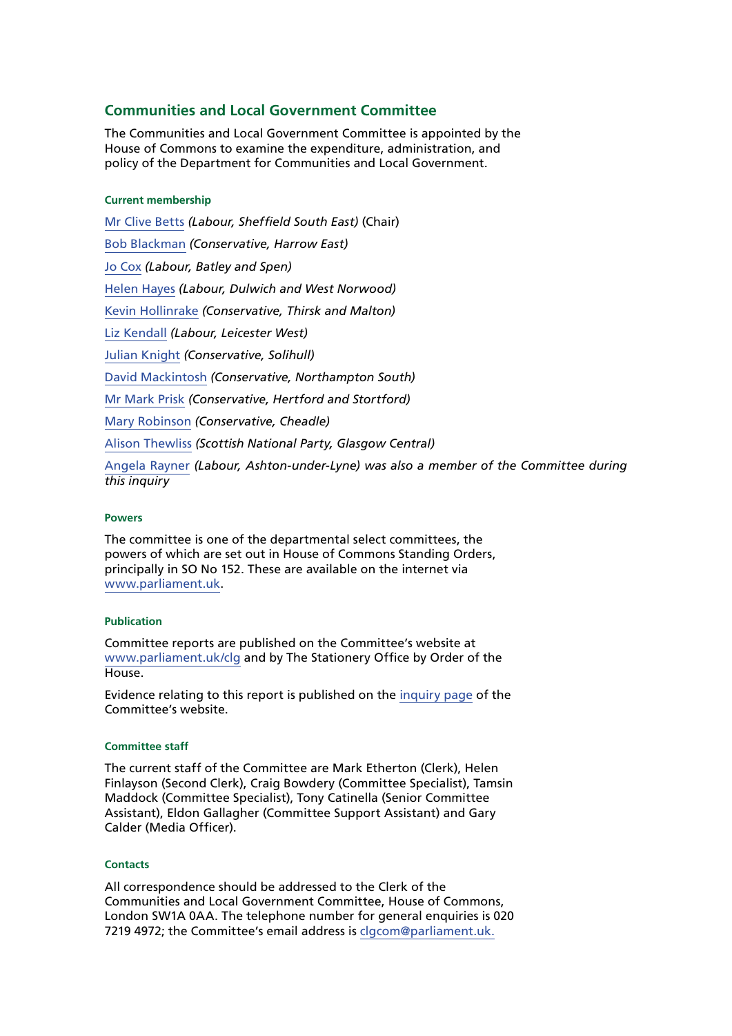## Communities and Local Government Committee

The Communities and Local Government Committee is appointed by the House of Commons to examine the expenditure, administration, and policy of the Department for Communities and Local Government.

#### Current membership

Mr Clive Betts *(Labour, Sheffield South East)* (Chair)

Bob Blackman *(Conservative, Harrow East)*

Jo Cox *(Labour, Batley and Spen)*

Helen Hayes *(Labour, Dulwich and West Norwood)*

Kevin Hollinrake *(Conservative, Thirsk and Malton)*

Liz Kendall *(Labour, Leicester West)*

Julian Knight *(Conservative, Solihull)*

David Mackintosh *(Conservative, Northampton South)*

Mr Mark Prisk *(Conservative, Hertford and Stortford)*

Mary Robinson *(Conservative, Cheadle)*

Alison Thewliss *(Scottish National Party, Glasgow Central)*

Angela Rayner *(Labour, Ashton-under-Lyne) was also a member of the Committee during this inquiry*

#### Powers

The committee is one of the departmental select committees, the powers of which are set out in House of Commons Standing Orders, principally in SO No 152. These are available on the internet via www.parliament.uk.

#### Publication

Committee reports are published on the Committee's website at www.parliament.uk/clg and by The Stationery Office by Order of the House.

Evidence relating to this report is published on the inquiry page of the Committee's website.

#### Committee staff

The current staff of the Committee are Mark Etherton (Clerk), Helen Finlayson (Second Clerk), Craig Bowdery (Committee Specialist), Tamsin Maddock (Committee Specialist), Tony Catinella (Senior Committee Assistant), Eldon Gallagher (Committee Support Assistant) and Gary Calder (Media Officer).

#### Contacts

All correspondence should be addressed to the Clerk of the Communities and Local Government Committee, House of Commons, London SW1A 0AA. The telephone number for general enquiries is 020 7219 4972; the Committee's email address is clgcom@parliament.uk.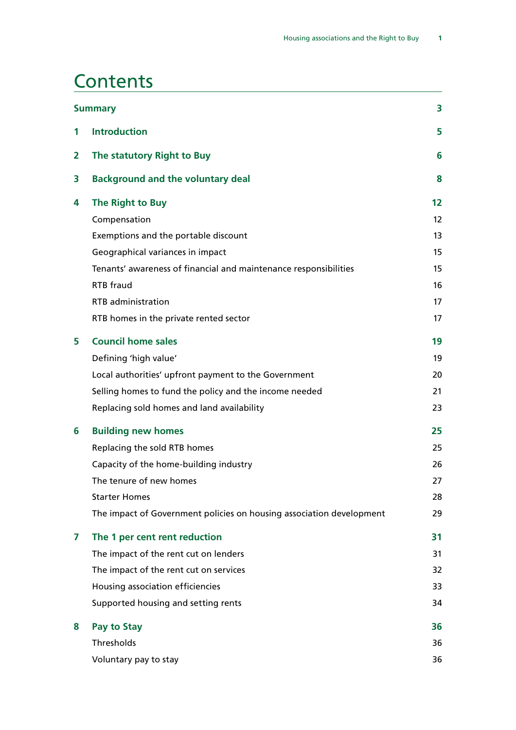# Contents

| | | |
|---|---|---|
| **Summary** | | **3** |
| **1** | **Introduction** | **5** |
| **2** | **The statutory Right to Buy** | **6** |
| **3** | **Background and the voluntary deal** | **8** |
| **4** | **The Right to Buy** | **12** |
| | Compensation | 12 |
| | Exemptions and the portable discount | 13 |
| | Geographical variances in impact | 15 |
| | Tenants' awareness of financial and maintenance responsibilities | 15 |
| | RTB fraud | 16 |
| | RTB administration | 17 |
| | RTB homes in the private rented sector | 17 |
| **5** | **Council home sales** | **19** |
| | Defining 'high value' | 19 |
| | Local authorities' upfront payment to the Government | 20 |
| | Selling homes to fund the policy and the income needed | 21 |
| | Replacing sold homes and land availability | 23 |
| **6** | **Building new homes** | **25** |
| | Replacing the sold RTB homes | 25 |
| | Capacity of the home-building industry | 26 |
| | The tenure of new homes | 27 |
| | Starter Homes | 28 |
| | The impact of Government policies on housing association development | 29 |
| **7** | **The 1 per cent rent reduction** | **31** |
| | The impact of the rent cut on lenders | 31 |
| | The impact of the rent cut on services | 32 |
| | Housing association efficiencies | 33 |
| | Supported housing and setting rents | 34 |
| **8** | **Pay to Stay** | **36** |
| | Thresholds | 36 |
| | Voluntary pay to stay | 36 |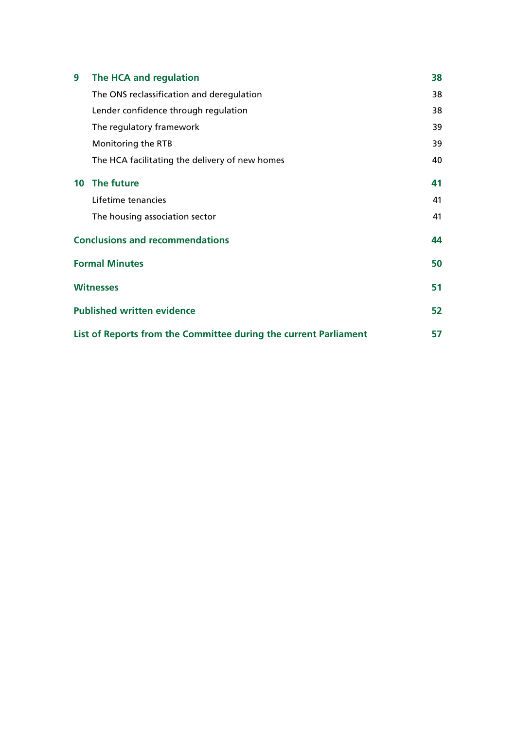| | | |
|---|---|---|
| **9** | **The HCA and regulation** | **38** |
| | The ONS reclassification and deregulation | 38 |
| | Lender confidence through regulation | 38 |
| | The regulatory framework | 39 |
| | Monitoring the RTB | 39 |
| | The HCA facilitating the delivery of new homes | 40 |
| **10** | **The future** | **41** |
| | Lifetime tenancies | 41 |
| | The housing association sector | 41 |
| **Conclusions and recommendations** | | **44** |
| **Formal Minutes** | | **50** |
| **Witnesses** | | **51** |
| **Published written evidence** | | **52** |
| **List of Reports from the Committee during the current Parliament** | | **57** |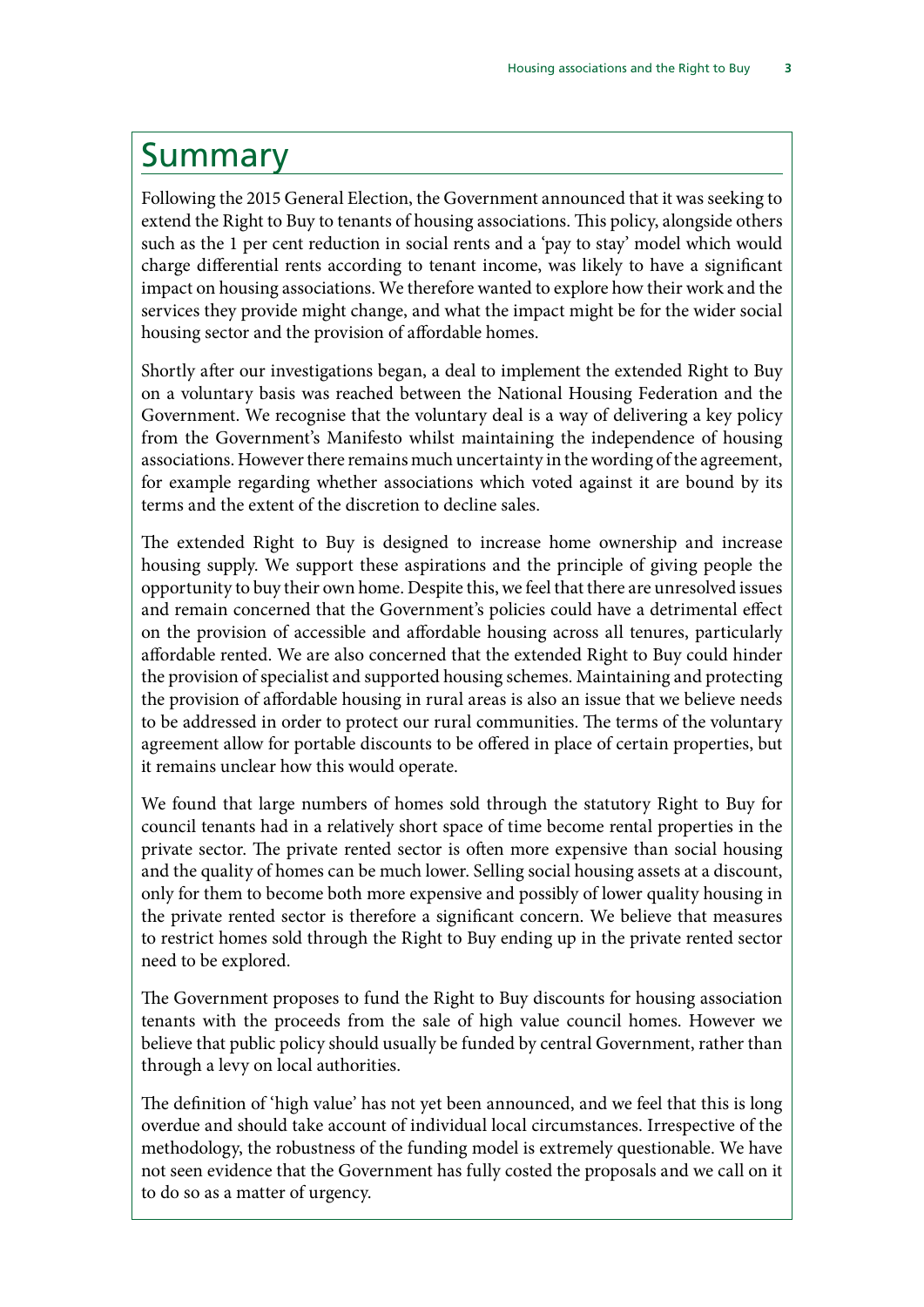# Summary

Following the 2015 General Election, the Government announced that it was seeking to extend the Right to Buy to tenants of housing associations. This policy, alongside others such as the 1 per cent reduction in social rents and a 'pay to stay' model which would charge differential rents according to tenant income, was likely to have a significant impact on housing associations. We therefore wanted to explore how their work and the services they provide might change, and what the impact might be for the wider social housing sector and the provision of affordable homes.

Shortly after our investigations began, a deal to implement the extended Right to Buy on a voluntary basis was reached between the National Housing Federation and the Government. We recognise that the voluntary deal is a way of delivering a key policy from the Government's Manifesto whilst maintaining the independence of housing associations. However there remains much uncertainty in the wording of the agreement, for example regarding whether associations which voted against it are bound by its terms and the extent of the discretion to decline sales.

The extended Right to Buy is designed to increase home ownership and increase housing supply. We support these aspirations and the principle of giving people the opportunity to buy their own home. Despite this, we feel that there are unresolved issues and remain concerned that the Government's policies could have a detrimental effect on the provision of accessible and affordable housing across all tenures, particularly affordable rented. We are also concerned that the extended Right to Buy could hinder the provision of specialist and supported housing schemes. Maintaining and protecting the provision of affordable housing in rural areas is also an issue that we believe needs to be addressed in order to protect our rural communities. The terms of the voluntary agreement allow for portable discounts to be offered in place of certain properties, but it remains unclear how this would operate.

We found that large numbers of homes sold through the statutory Right to Buy for council tenants had in a relatively short space of time become rental properties in the private sector. The private rented sector is often more expensive than social housing and the quality of homes can be much lower. Selling social housing assets at a discount, only for them to become both more expensive and possibly of lower quality housing in the private rented sector is therefore a significant concern. We believe that measures to restrict homes sold through the Right to Buy ending up in the private rented sector need to be explored.

The Government proposes to fund the Right to Buy discounts for housing association tenants with the proceeds from the sale of high value council homes. However we believe that public policy should usually be funded by central Government, rather than through a levy on local authorities.

The definition of 'high value' has not yet been announced, and we feel that this is long overdue and should take account of individual local circumstances. Irrespective of the methodology, the robustness of the funding model is extremely questionable. We have not seen evidence that the Government has fully costed the proposals and we call on it to do so as a matter of urgency.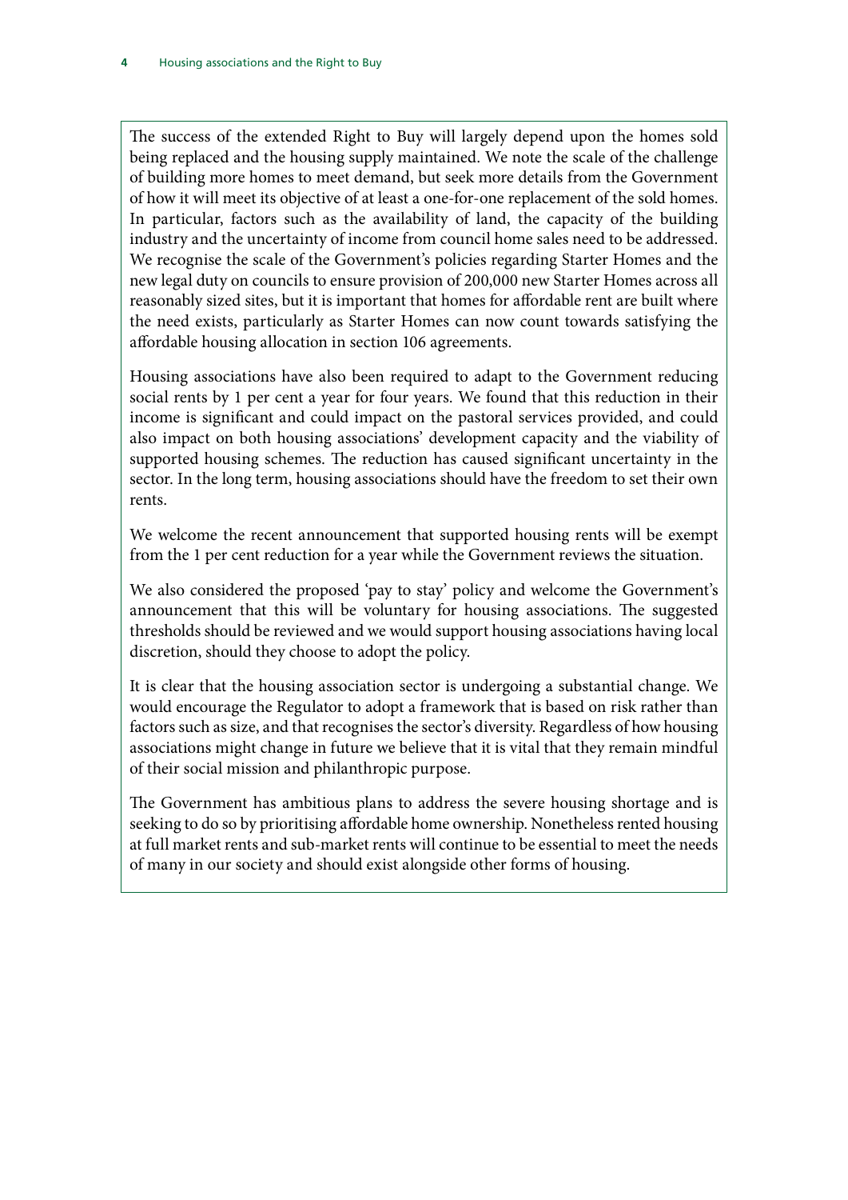The success of the extended Right to Buy will largely depend upon the homes sold being replaced and the housing supply maintained. We note the scale of the challenge of building more homes to meet demand, but seek more details from the Government of how it will meet its objective of at least a one-for-one replacement of the sold homes. In particular, factors such as the availability of land, the capacity of the building industry and the uncertainty of income from council home sales need to be addressed. We recognise the scale of the Government's policies regarding Starter Homes and the new legal duty on councils to ensure provision of 200,000 new Starter Homes across all reasonably sized sites, but it is important that homes for affordable rent are built where the need exists, particularly as Starter Homes can now count towards satisfying the affordable housing allocation in section 106 agreements.

Housing associations have also been required to adapt to the Government reducing social rents by 1 per cent a year for four years. We found that this reduction in their income is significant and could impact on the pastoral services provided, and could also impact on both housing associations' development capacity and the viability of supported housing schemes. The reduction has caused significant uncertainty in the sector. In the long term, housing associations should have the freedom to set their own rents.

We welcome the recent announcement that supported housing rents will be exempt from the 1 per cent reduction for a year while the Government reviews the situation.

We also considered the proposed 'pay to stay' policy and welcome the Government's announcement that this will be voluntary for housing associations. The suggested thresholds should be reviewed and we would support housing associations having local discretion, should they choose to adopt the policy.

It is clear that the housing association sector is undergoing a substantial change. We would encourage the Regulator to adopt a framework that is based on risk rather than factors such as size, and that recognises the sector's diversity. Regardless of how housing associations might change in future we believe that it is vital that they remain mindful of their social mission and philanthropic purpose.

The Government has ambitious plans to address the severe housing shortage and is seeking to do so by prioritising affordable home ownership. Nonetheless rented housing at full market rents and sub-market rents will continue to be essential to meet the needs of many in our society and should exist alongside other forms of housing.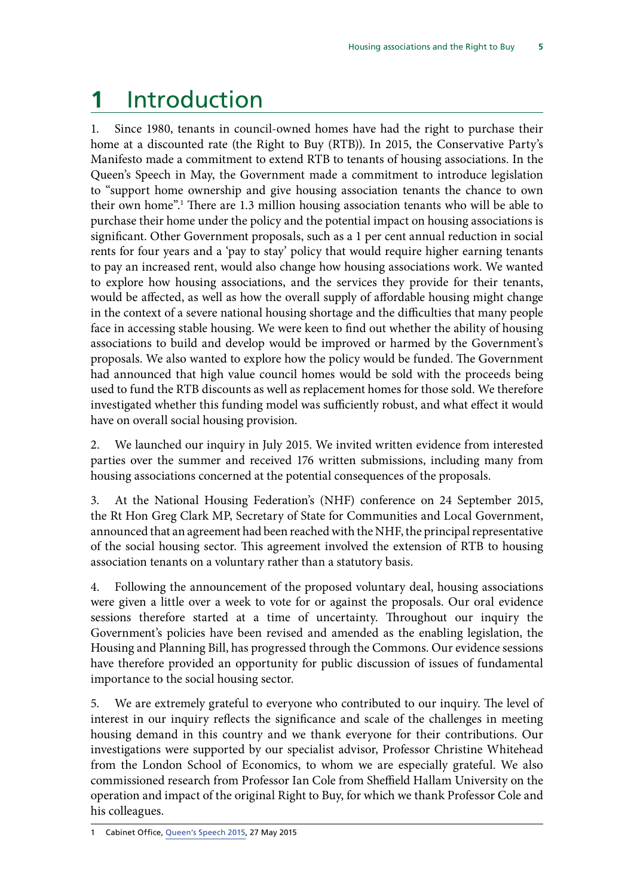# 1 Introduction

1. Since 1980, tenants in council-owned homes have had the right to purchase their home at a discounted rate (the Right to Buy (RTB)). In 2015, the Conservative Party's Manifesto made a commitment to extend RTB to tenants of housing associations. In the Queen's Speech in May, the Government made a commitment to introduce legislation to "support home ownership and give housing association tenants the chance to own their own home".[1] There are 1.3 million housing association tenants who will be able to purchase their home under the policy and the potential impact on housing associations is significant. Other Government proposals, such as a 1 per cent annual reduction in social rents for four years and a 'pay to stay' policy that would require higher earning tenants to pay an increased rent, would also change how housing associations work. We wanted to explore how housing associations, and the services they provide for their tenants, would be affected, as well as how the overall supply of affordable housing might change in the context of a severe national housing shortage and the difficulties that many people face in accessing stable housing. We were keen to find out whether the ability of housing associations to build and develop would be improved or harmed by the Government's proposals. We also wanted to explore how the policy would be funded. The Government had announced that high value council homes would be sold with the proceeds being used to fund the RTB discounts as well as replacement homes for those sold. We therefore investigated whether this funding model was sufficiently robust, and what effect it would have on overall social housing provision.

2. We launched our inquiry in July 2015. We invited written evidence from interested parties over the summer and received 176 written submissions, including many from housing associations concerned at the potential consequences of the proposals.

3. At the National Housing Federation's (NHF) conference on 24 September 2015, the Rt Hon Greg Clark MP, Secretary of State for Communities and Local Government, announced that an agreement had been reached with the NHF, the principal representative of the social housing sector. This agreement involved the extension of RTB to housing association tenants on a voluntary rather than a statutory basis.

4. Following the announcement of the proposed voluntary deal, housing associations were given a little over a week to vote for or against the proposals. Our oral evidence sessions therefore started at a time of uncertainty. Throughout our inquiry the Government's policies have been revised and amended as the enabling legislation, the Housing and Planning Bill, has progressed through the Commons. Our evidence sessions have therefore provided an opportunity for public discussion of issues of fundamental importance to the social housing sector.

5. We are extremely grateful to everyone who contributed to our inquiry. The level of interest in our inquiry reflects the significance and scale of the challenges in meeting housing demand in this country and we thank everyone for their contributions. Our investigations were supported by our specialist advisor, Professor Christine Whitehead from the London School of Economics, to whom we are especially grateful. We also commissioned research from Professor Ian Cole from Sheffield Hallam University on the operation and impact of the original Right to Buy, for which we thank Professor Cole and his colleagues.

1 Cabinet Office, Queen's Speech 2015, 27 May 2015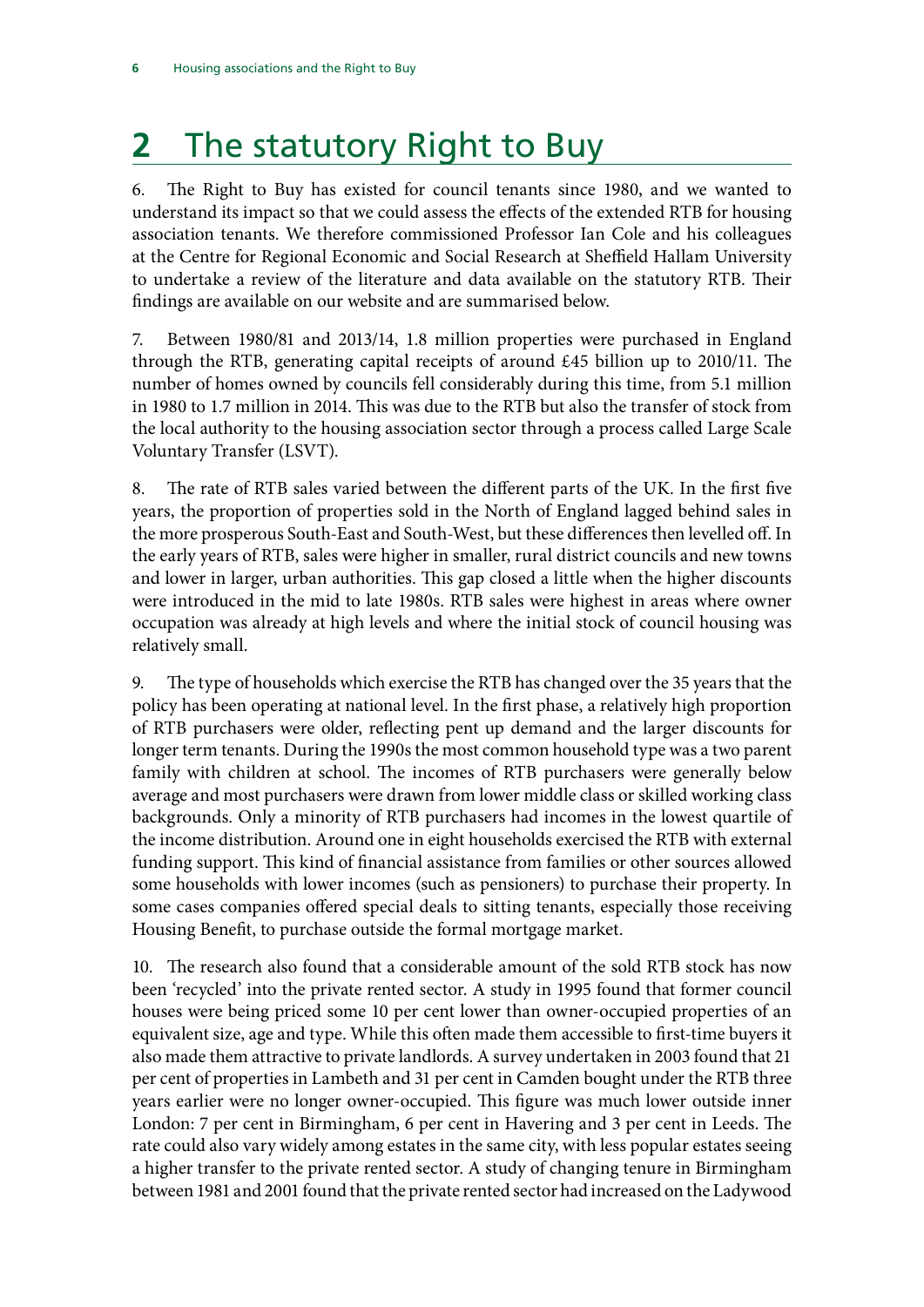# 2 The statutory Right to Buy

6. The Right to Buy has existed for council tenants since 1980, and we wanted to understand its impact so that we could assess the effects of the extended RTB for housing association tenants. We therefore commissioned Professor Ian Cole and his colleagues at the Centre for Regional Economic and Social Research at Sheffield Hallam University to undertake a review of the literature and data available on the statutory RTB. Their findings are available on our website and are summarised below.

7. Between 1980/81 and 2013/14, 1.8 million properties were purchased in England through the RTB, generating capital receipts of around £45 billion up to 2010/11. The number of homes owned by councils fell considerably during this time, from 5.1 million in 1980 to 1.7 million in 2014. This was due to the RTB but also the transfer of stock from the local authority to the housing association sector through a process called Large Scale Voluntary Transfer (LSVT).

8. The rate of RTB sales varied between the different parts of the UK. In the first five years, the proportion of properties sold in the North of England lagged behind sales in the more prosperous South-East and South-West, but these differences then levelled off. In the early years of RTB, sales were higher in smaller, rural district councils and new towns and lower in larger, urban authorities. This gap closed a little when the higher discounts were introduced in the mid to late 1980s. RTB sales were highest in areas where owner occupation was already at high levels and where the initial stock of council housing was relatively small.

9. The type of households which exercise the RTB has changed over the 35 years that the policy has been operating at national level. In the first phase, a relatively high proportion of RTB purchasers were older, reflecting pent up demand and the larger discounts for longer term tenants. During the 1990s the most common household type was a two parent family with children at school. The incomes of RTB purchasers were generally below average and most purchasers were drawn from lower middle class or skilled working class backgrounds. Only a minority of RTB purchasers had incomes in the lowest quartile of the income distribution. Around one in eight households exercised the RTB with external funding support. This kind of financial assistance from families or other sources allowed some households with lower incomes (such as pensioners) to purchase their property. In some cases companies offered special deals to sitting tenants, especially those receiving Housing Benefit, to purchase outside the formal mortgage market.

10. The research also found that a considerable amount of the sold RTB stock has now been 'recycled' into the private rented sector. A study in 1995 found that former council houses were being priced some 10 per cent lower than owner-occupied properties of an equivalent size, age and type. While this often made them accessible to first-time buyers it also made them attractive to private landlords. A survey undertaken in 2003 found that 21 per cent of properties in Lambeth and 31 per cent in Camden bought under the RTB three years earlier were no longer owner-occupied. This figure was much lower outside inner London: 7 per cent in Birmingham, 6 per cent in Havering and 3 per cent in Leeds. The rate could also vary widely among estates in the same city, with less popular estates seeing a higher transfer to the private rented sector. A study of changing tenure in Birmingham between 1981 and 2001 found that the private rented sector had increased on the Ladywood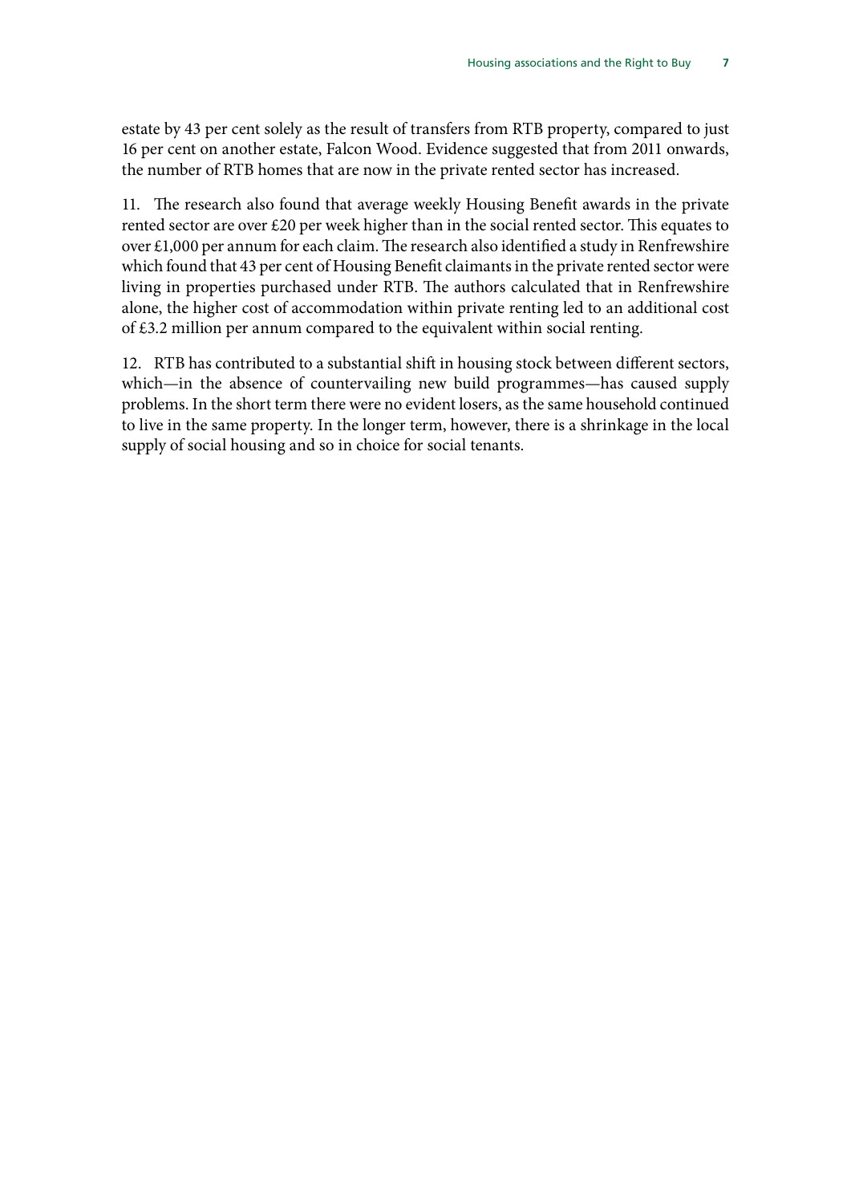estate by 43 per cent solely as the result of transfers from RTB property, compared to just 16 per cent on another estate, Falcon Wood. Evidence suggested that from 2011 onwards, the number of RTB homes that are now in the private rented sector has increased.

11. The research also found that average weekly Housing Benefit awards in the private rented sector are over £20 per week higher than in the social rented sector. This equates to over £1,000 per annum for each claim. The research also identified a study in Renfrewshire which found that 43 per cent of Housing Benefit claimants in the private rented sector were living in properties purchased under RTB. The authors calculated that in Renfrewshire alone, the higher cost of accommodation within private renting led to an additional cost of £3.2 million per annum compared to the equivalent within social renting.

12. RTB has contributed to a substantial shift in housing stock between different sectors, which—in the absence of countervailing new build programmes—has caused supply problems. In the short term there were no evident losers, as the same household continued to live in the same property. In the longer term, however, there is a shrinkage in the local supply of social housing and so in choice for social tenants.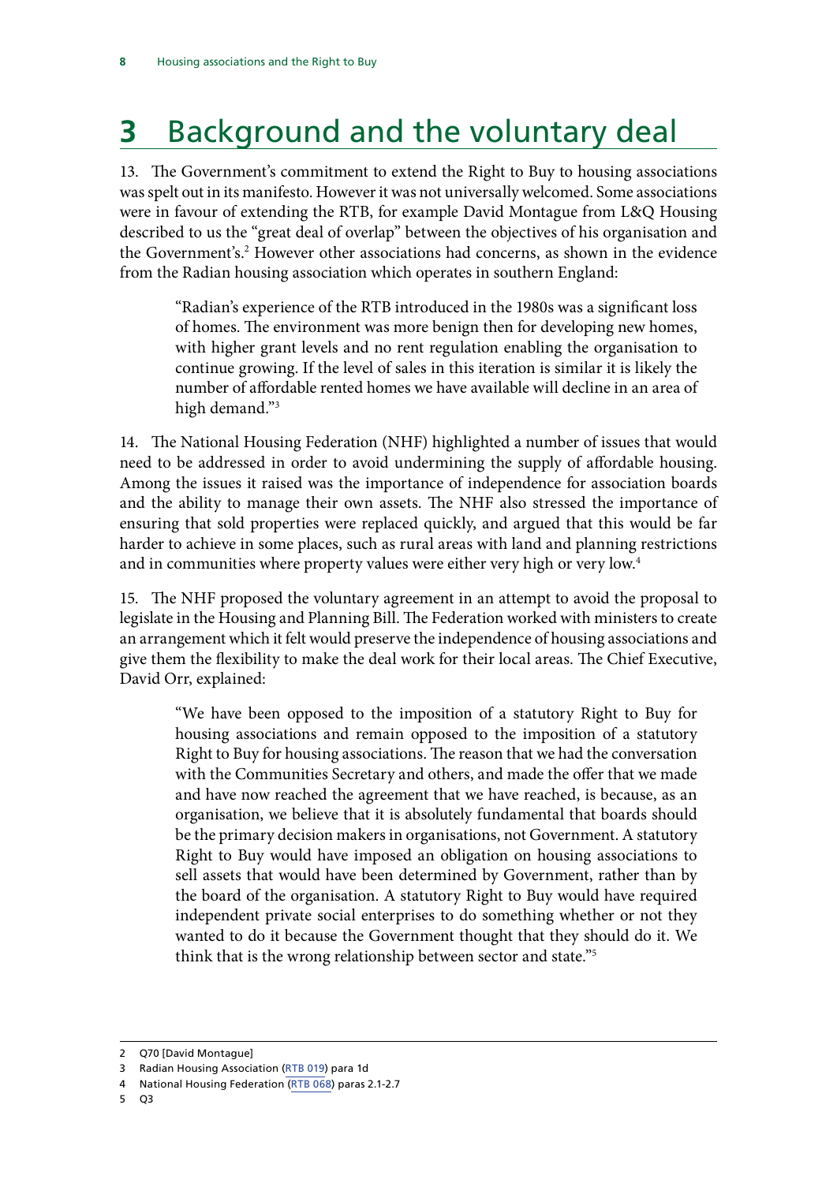# 3 Background and the voluntary deal

13. The Government's commitment to extend the Right to Buy to housing associations was spelt out in its manifesto. However it was not universally welcomed. Some associations were in favour of extending the RTB, for example David Montague from L&Q Housing described to us the "great deal of overlap" between the objectives of his organisation and the Government's.[2] However other associations had concerns, as shown in the evidence from the Radian housing association which operates in southern England:

> "Radian's experience of the RTB introduced in the 1980s was a significant loss of homes. The environment was more benign then for developing new homes, with higher grant levels and no rent regulation enabling the organisation to continue growing. If the level of sales in this iteration is similar it is likely the number of affordable rented homes we have available will decline in an area of high demand."[3]

14. The National Housing Federation (NHF) highlighted a number of issues that would need to be addressed in order to avoid undermining the supply of affordable housing. Among the issues it raised was the importance of independence for association boards and the ability to manage their own assets. The NHF also stressed the importance of ensuring that sold properties were replaced quickly, and argued that this would be far harder to achieve in some places, such as rural areas with land and planning restrictions and in communities where property values were either very high or very low.[4]

15. The NHF proposed the voluntary agreement in an attempt to avoid the proposal to legislate in the Housing and Planning Bill. The Federation worked with ministers to create an arrangement which it felt would preserve the independence of housing associations and give them the flexibility to make the deal work for their local areas. The Chief Executive, David Orr, explained:

> "We have been opposed to the imposition of a statutory Right to Buy for housing associations and remain opposed to the imposition of a statutory Right to Buy for housing associations. The reason that we had the conversation with the Communities Secretary and others, and made the offer that we made and have now reached the agreement that we have reached, is because, as an organisation, we believe that it is absolutely fundamental that boards should be the primary decision makers in organisations, not Government. A statutory Right to Buy would have imposed an obligation on housing associations to sell assets that would have been determined by Government, rather than by the board of the organisation. A statutory Right to Buy would have required independent private social enterprises to do something whether or not they wanted to do it because the Government thought that they should do it. We think that is the wrong relationship between sector and state."[5]

---

2 Q70 [David Montague]

3 Radian Housing Association (RTB 019) para 1d

4 National Housing Federation (RTB 068) paras 2.1-2.7

5 Q3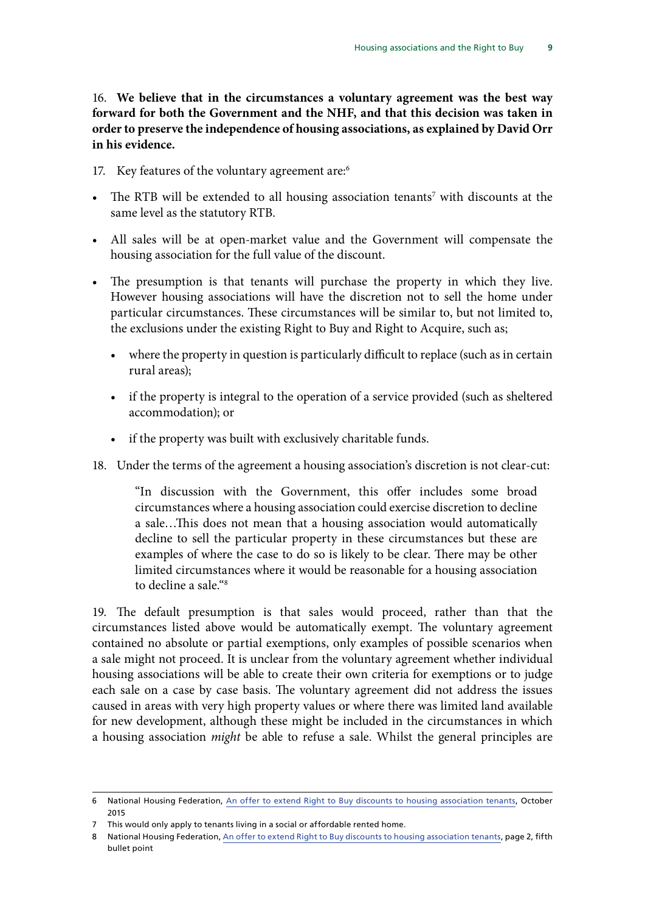16. **We believe that in the circumstances a voluntary agreement was the best way forward for both the Government and the NHF, and that this decision was taken in order to preserve the independence of housing associations, as explained by David Orr in his evidence.**

17. Key features of the voluntary agreement are:[6]

- The RTB will be extended to all housing association tenants[7] with discounts at the same level as the statutory RTB.
- All sales will be at open-market value and the Government will compensate the housing association for the full value of the discount.
- The presumption is that tenants will purchase the property in which they live. However housing associations will have the discretion not to sell the home under particular circumstances. These circumstances will be similar to, but not limited to, the exclusions under the existing Right to Buy and Right to Acquire, such as;
  - where the property in question is particularly difficult to replace (such as in certain rural areas);
  - if the property is integral to the operation of a service provided (such as sheltered accommodation); or
  - if the property was built with exclusively charitable funds.

18. Under the terms of the agreement a housing association's discretion is not clear-cut:

> "In discussion with the Government, this offer includes some broad circumstances where a housing association could exercise discretion to decline a sale…This does not mean that a housing association would automatically decline to sell the particular property in these circumstances but these are examples of where the case to do so is likely to be clear. There may be other limited circumstances where it would be reasonable for a housing association to decline a sale."[8]

19. The default presumption is that sales would proceed, rather than that the circumstances listed above would be automatically exempt. The voluntary agreement contained no absolute or partial exemptions, only examples of possible scenarios when a sale might not proceed. It is unclear from the voluntary agreement whether individual housing associations will be able to create their own criteria for exemptions or to judge each sale on a case by case basis. The voluntary agreement did not address the issues caused in areas with very high property values or where there was limited land available for new development, although these might be included in the circumstances in which a housing association *might* be able to refuse a sale. Whilst the general principles are

---

6 National Housing Federation, An offer to extend Right to Buy discounts to housing association tenants, October 2015

7 This would only apply to tenants living in a social or affordable rented home.

8 National Housing Federation, An offer to extend Right to Buy discounts to housing association tenants, page 2, fifth bullet point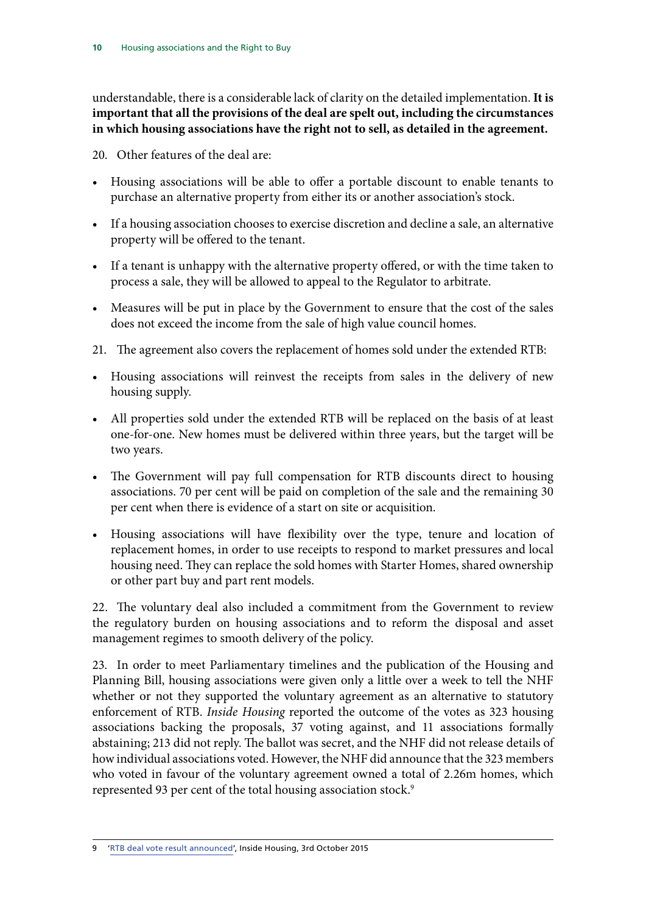understandable, there is a considerable lack of clarity on the detailed implementation. **It is important that all the provisions of the deal are spelt out, including the circumstances in which housing associations have the right not to sell, as detailed in the agreement.**

20. Other features of the deal are:

- Housing associations will be able to offer a portable discount to enable tenants to purchase an alternative property from either its or another association's stock.
- If a housing association chooses to exercise discretion and decline a sale, an alternative property will be offered to the tenant.
- If a tenant is unhappy with the alternative property offered, or with the time taken to process a sale, they will be allowed to appeal to the Regulator to arbitrate.
- Measures will be put in place by the Government to ensure that the cost of the sales does not exceed the income from the sale of high value council homes.

21. The agreement also covers the replacement of homes sold under the extended RTB:

- Housing associations will reinvest the receipts from sales in the delivery of new housing supply.
- All properties sold under the extended RTB will be replaced on the basis of at least one-for-one. New homes must be delivered within three years, but the target will be two years.
- The Government will pay full compensation for RTB discounts direct to housing associations. 70 per cent will be paid on completion of the sale and the remaining 30 per cent when there is evidence of a start on site or acquisition.
- Housing associations will have flexibility over the type, tenure and location of replacement homes, in order to use receipts to respond to market pressures and local housing need. They can replace the sold homes with Starter Homes, shared ownership or other part buy and part rent models.

22. The voluntary deal also included a commitment from the Government to review the regulatory burden on housing associations and to reform the disposal and asset management regimes to smooth delivery of the policy.

23. In order to meet Parliamentary timelines and the publication of the Housing and Planning Bill, housing associations were given only a little over a week to tell the NHF whether or not they supported the voluntary agreement as an alternative to statutory enforcement of RTB. *Inside Housing* reported the outcome of the votes as 323 housing associations backing the proposals, 37 voting against, and 11 associations formally abstaining; 213 did not reply. The ballot was secret, and the NHF did not release details of how individual associations voted. However, the NHF did announce that the 323 members who voted in favour of the voluntary agreement owned a total of 2.26m homes, which represented 93 per cent of the total housing association stock.[9]

9 'RTB deal vote result announced', Inside Housing, 3rd October 2015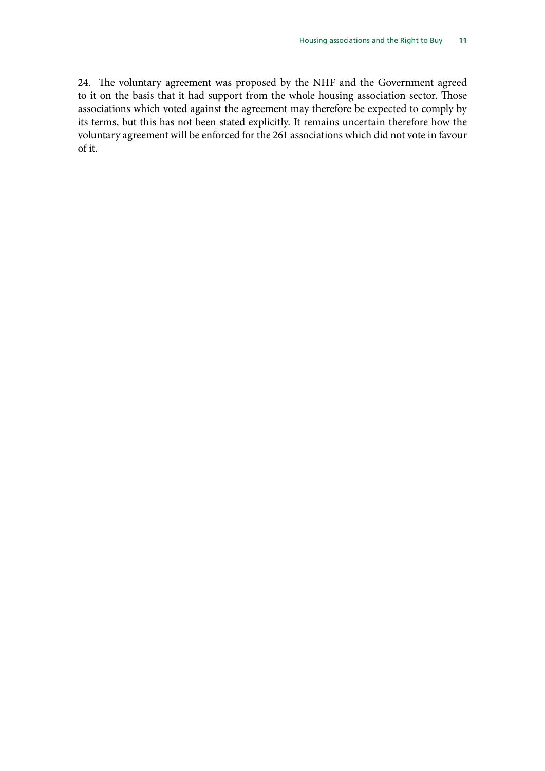24. The voluntary agreement was proposed by the NHF and the Government agreed to it on the basis that it had support from the whole housing association sector. Those associations which voted against the agreement may therefore be expected to comply by its terms, but this has not been stated explicitly. It remains uncertain therefore how the voluntary agreement will be enforced for the 261 associations which did not vote in favour of it.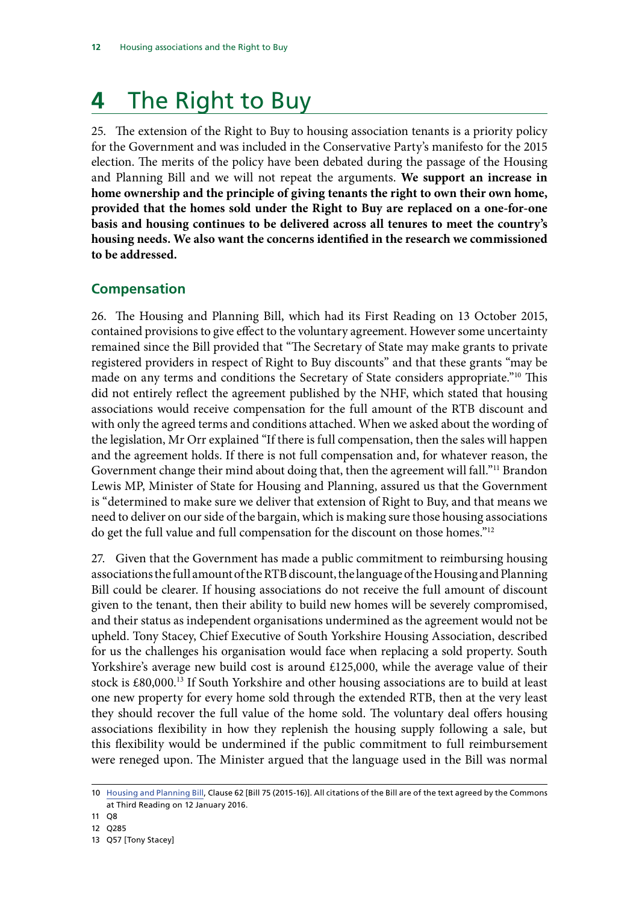# 4 The Right to Buy

25. The extension of the Right to Buy to housing association tenants is a priority policy for the Government and was included in the Conservative Party's manifesto for the 2015 election. The merits of the policy have been debated during the passage of the Housing and Planning Bill and we will not repeat the arguments. **We support an increase in home ownership and the principle of giving tenants the right to own their own home, provided that the homes sold under the Right to Buy are replaced on a one-for-one basis and housing continues to be delivered across all tenures to meet the country's housing needs. We also want the concerns identified in the research we commissioned to be addressed.**

## Compensation

26. The Housing and Planning Bill, which had its First Reading on 13 October 2015, contained provisions to give effect to the voluntary agreement. However some uncertainty remained since the Bill provided that "The Secretary of State may make grants to private registered providers in respect of Right to Buy discounts" and that these grants "may be made on any terms and conditions the Secretary of State considers appropriate."[10] This did not entirely reflect the agreement published by the NHF, which stated that housing associations would receive compensation for the full amount of the RTB discount and with only the agreed terms and conditions attached. When we asked about the wording of the legislation, Mr Orr explained "If there is full compensation, then the sales will happen and the agreement holds. If there is not full compensation and, for whatever reason, the Government change their mind about doing that, then the agreement will fall."[11] Brandon Lewis MP, Minister of State for Housing and Planning, assured us that the Government is "determined to make sure we deliver that extension of Right to Buy, and that means we need to deliver on our side of the bargain, which is making sure those housing associations do get the full value and full compensation for the discount on those homes."[12]

27. Given that the Government has made a public commitment to reimbursing housing associations the full amount of the RTB discount, the language of the Housing and Planning Bill could be clearer. If housing associations do not receive the full amount of discount given to the tenant, then their ability to build new homes will be severely compromised, and their status as independent organisations undermined as the agreement would not be upheld. Tony Stacey, Chief Executive of South Yorkshire Housing Association, described for us the challenges his organisation would face when replacing a sold property. South Yorkshire's average new build cost is around £125,000, while the average value of their stock is £80,000.[13] If South Yorkshire and other housing associations are to build at least one new property for every home sold through the extended RTB, then at the very least they should recover the full value of the home sold. The voluntary deal offers housing associations flexibility in how they replenish the housing supply following a sale, but this flexibility would be undermined if the public commitment to full reimbursement were reneged upon. The Minister argued that the language used in the Bill was normal

---

10 Housing and Planning Bill, Clause 62 [Bill 75 (2015-16)]. All citations of the Bill are of the text agreed by the Commons at Third Reading on 12 January 2016.

11 Q8

12 Q285

13 Q57 [Tony Stacey]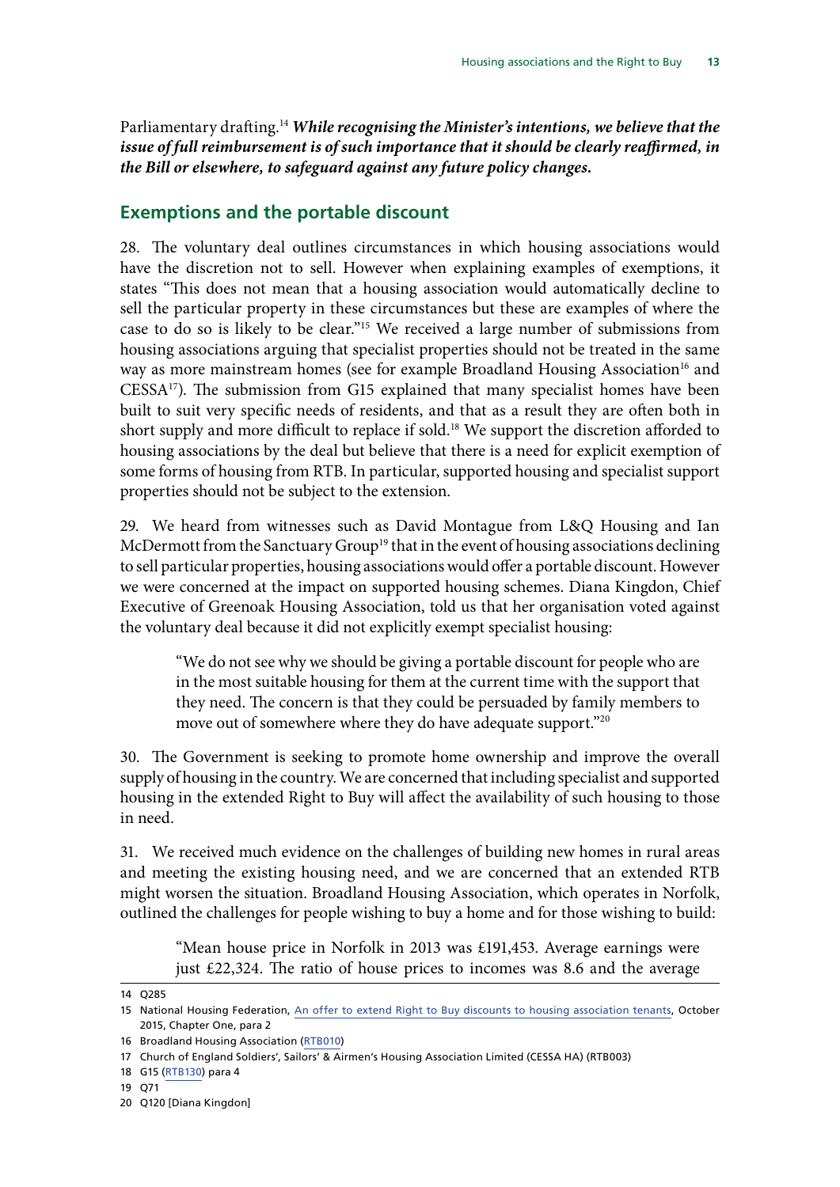Parliamentary drafting.[14] ***While recognising the Minister's intentions, we believe that the issue of full reimbursement is of such importance that it should be clearly reaffirmed, in the Bill or elsewhere, to safeguard against any future policy changes.***

## Exemptions and the portable discount

28. The voluntary deal outlines circumstances in which housing associations would have the discretion not to sell. However when explaining examples of exemptions, it states "This does not mean that a housing association would automatically decline to sell the particular property in these circumstances but these are examples of where the case to do so is likely to be clear."[15] We received a large number of submissions from housing associations arguing that specialist properties should not be treated in the same way as more mainstream homes (see for example Broadland Housing Association[16] and CESSA[17]). The submission from G15 explained that many specialist homes have been built to suit very specific needs of residents, and that as a result they are often both in short supply and more difficult to replace if sold.[18] We support the discretion afforded to housing associations by the deal but believe that there is a need for explicit exemption of some forms of housing from RTB. In particular, supported housing and specialist support properties should not be subject to the extension.

29. We heard from witnesses such as David Montague from L&Q Housing and Ian McDermott from the Sanctuary Group[19] that in the event of housing associations declining to sell particular properties, housing associations would offer a portable discount. However we were concerned at the impact on supported housing schemes. Diana Kingdon, Chief Executive of Greenoak Housing Association, told us that her organisation voted against the voluntary deal because it did not explicitly exempt specialist housing:

> "We do not see why we should be giving a portable discount for people who are in the most suitable housing for them at the current time with the support that they need. The concern is that they could be persuaded by family members to move out of somewhere where they do have adequate support."[20]

30. The Government is seeking to promote home ownership and improve the overall supply of housing in the country. We are concerned that including specialist and supported housing in the extended Right to Buy will affect the availability of such housing to those in need.

31. We received much evidence on the challenges of building new homes in rural areas and meeting the existing housing need, and we are concerned that an extended RTB might worsen the situation. Broadland Housing Association, which operates in Norfolk, outlined the challenges for people wishing to buy a home and for those wishing to build:

> "Mean house price in Norfolk in 2013 was £191,453. Average earnings were just £22,324. The ratio of house prices to incomes was 8.6 and the average

---

14 Q285

15 National Housing Federation, An offer to extend Right to Buy discounts to housing association tenants, October 2015, Chapter One, para 2

16 Broadland Housing Association (RTB010)

17 Church of England Soldiers', Sailors' & Airmen's Housing Association Limited (CESSA HA) (RTB003)

18 G15 (RTB130) para 4

19 Q71

20 Q120 [Diana Kingdon]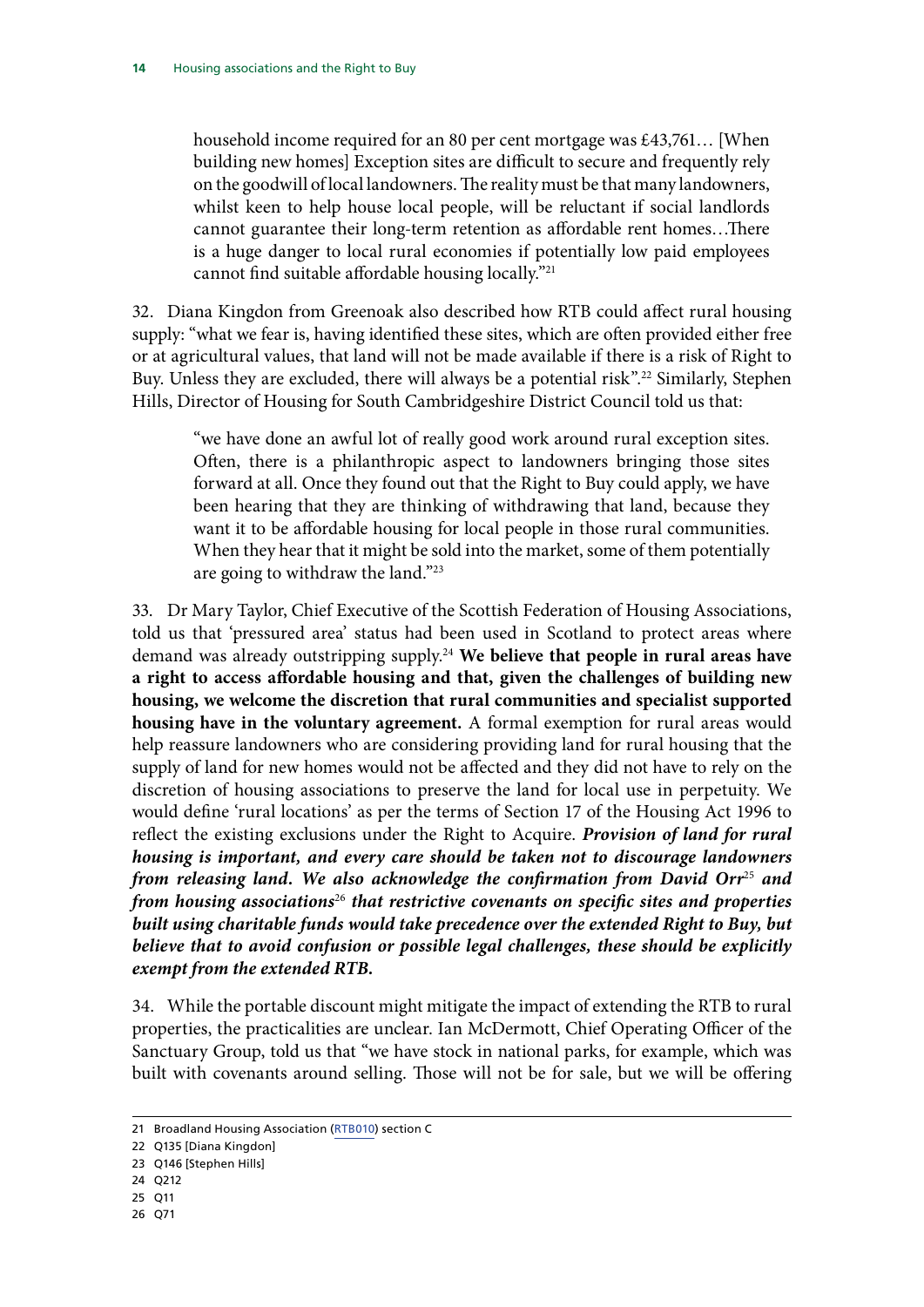> household income required for an 80 per cent mortgage was £43,761… [When building new homes] Exception sites are difficult to secure and frequently rely on the goodwill of local landowners. The reality must be that many landowners, whilst keen to help house local people, will be reluctant if social landlords cannot guarantee their long-term retention as affordable rent homes…There is a huge danger to local rural economies if potentially low paid employees cannot find suitable affordable housing locally."[21]

32. Diana Kingdon from Greenoak also described how RTB could affect rural housing supply: "what we fear is, having identified these sites, which are often provided either free or at agricultural values, that land will not be made available if there is a risk of Right to Buy. Unless they are excluded, there will always be a potential risk".[22] Similarly, Stephen Hills, Director of Housing for South Cambridgeshire District Council told us that:

> "we have done an awful lot of really good work around rural exception sites. Often, there is a philanthropic aspect to landowners bringing those sites forward at all. Once they found out that the Right to Buy could apply, we have been hearing that they are thinking of withdrawing that land, because they want it to be affordable housing for local people in those rural communities. When they hear that it might be sold into the market, some of them potentially are going to withdraw the land."[23]

33. Dr Mary Taylor, Chief Executive of the Scottish Federation of Housing Associations, told us that 'pressured area' status had been used in Scotland to protect areas where demand was already outstripping supply.[24] **We believe that people in rural areas have a right to access affordable housing and that, given the challenges of building new housing, we welcome the discretion that rural communities and specialist supported housing have in the voluntary agreement.** A formal exemption for rural areas would help reassure landowners who are considering providing land for rural housing that the supply of land for new homes would not be affected and they did not have to rely on the discretion of housing associations to preserve the land for local use in perpetuity. We would define 'rural locations' as per the terms of Section 17 of the Housing Act 1996 to reflect the existing exclusions under the Right to Acquire. ***Provision of land for rural housing is important, and every care should be taken not to discourage landowners from releasing land. We also acknowledge the confirmation from David Orr[25] and from housing associations[26] that restrictive covenants on specific sites and properties built using charitable funds would take precedence over the extended Right to Buy, but believe that to avoid confusion or possible legal challenges, these should be explicitly exempt from the extended RTB.***

34. While the portable discount might mitigate the impact of extending the RTB to rural properties, the practicalities are unclear. Ian McDermott, Chief Operating Officer of the Sanctuary Group, told us that "we have stock in national parks, for example, which was built with covenants around selling. Those will not be for sale, but we will be offering

21 Broadland Housing Association (RTB010) section C

22 Q135 [Diana Kingdon]

23 Q146 [Stephen Hills]

24 Q212

25 Q11

26 Q71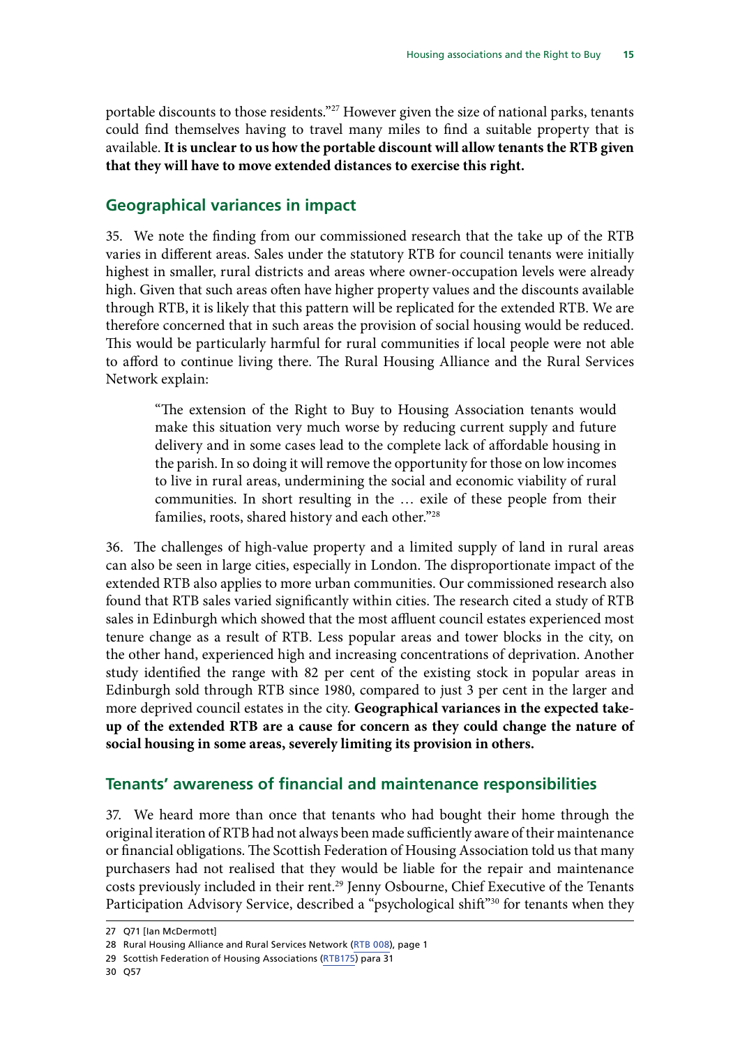portable discounts to those residents."[27] However given the size of national parks, tenants could find themselves having to travel many miles to find a suitable property that is available. **It is unclear to us how the portable discount will allow tenants the RTB given that they will have to move extended distances to exercise this right.**

## Geographical variances in impact

35. We note the finding from our commissioned research that the take up of the RTB varies in different areas. Sales under the statutory RTB for council tenants were initially highest in smaller, rural districts and areas where owner-occupation levels were already high. Given that such areas often have higher property values and the discounts available through RTB, it is likely that this pattern will be replicated for the extended RTB. We are therefore concerned that in such areas the provision of social housing would be reduced. This would be particularly harmful for rural communities if local people were not able to afford to continue living there. The Rural Housing Alliance and the Rural Services Network explain:

> "The extension of the Right to Buy to Housing Association tenants would make this situation very much worse by reducing current supply and future delivery and in some cases lead to the complete lack of affordable housing in the parish. In so doing it will remove the opportunity for those on low incomes to live in rural areas, undermining the social and economic viability of rural communities. In short resulting in the … exile of these people from their families, roots, shared history and each other."[28]

36. The challenges of high-value property and a limited supply of land in rural areas can also be seen in large cities, especially in London. The disproportionate impact of the extended RTB also applies to more urban communities. Our commissioned research also found that RTB sales varied significantly within cities. The research cited a study of RTB sales in Edinburgh which showed that the most affluent council estates experienced most tenure change as a result of RTB. Less popular areas and tower blocks in the city, on the other hand, experienced high and increasing concentrations of deprivation. Another study identified the range with 82 per cent of the existing stock in popular areas in Edinburgh sold through RTB since 1980, compared to just 3 per cent in the larger and more deprived council estates in the city. **Geographical variances in the expected take-up of the extended RTB are a cause for concern as they could change the nature of social housing in some areas, severely limiting its provision in others.**

## Tenants' awareness of financial and maintenance responsibilities

37. We heard more than once that tenants who had bought their home through the original iteration of RTB had not always been made sufficiently aware of their maintenance or financial obligations. The Scottish Federation of Housing Association told us that many purchasers had not realised that they would be liable for the repair and maintenance costs previously included in their rent.[29] Jenny Osbourne, Chief Executive of the Tenants Participation Advisory Service, described a "psychological shift"[30] for tenants when they

27 Q71 [Ian McDermott]

28 Rural Housing Alliance and Rural Services Network (RTB 008), page 1

29 Scottish Federation of Housing Associations (RTB175) para 31

30 Q57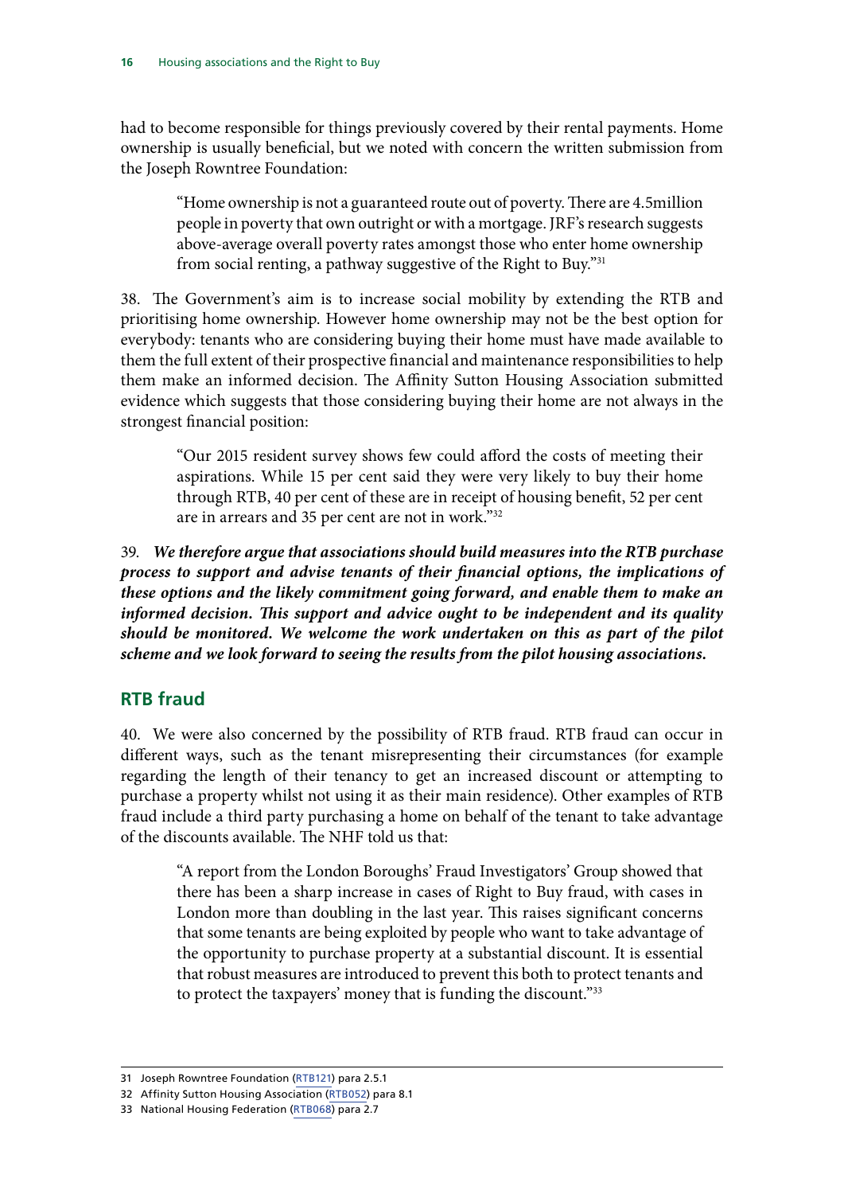had to become responsible for things previously covered by their rental payments. Home ownership is usually beneficial, but we noted with concern the written submission from the Joseph Rowntree Foundation:

> "Home ownership is not a guaranteed route out of poverty. There are 4.5million people in poverty that own outright or with a mortgage. JRF's research suggests above-average overall poverty rates amongst those who enter home ownership from social renting, a pathway suggestive of the Right to Buy."[31]

38. The Government's aim is to increase social mobility by extending the RTB and prioritising home ownership. However home ownership may not be the best option for everybody: tenants who are considering buying their home must have made available to them the full extent of their prospective financial and maintenance responsibilities to help them make an informed decision. The Affinity Sutton Housing Association submitted evidence which suggests that those considering buying their home are not always in the strongest financial position:

> "Our 2015 resident survey shows few could afford the costs of meeting their aspirations. While 15 per cent said they were very likely to buy their home through RTB, 40 per cent of these are in receipt of housing benefit, 52 per cent are in arrears and 35 per cent are not in work."[32]

39. ***We therefore argue that associations should build measures into the RTB purchase process to support and advise tenants of their financial options, the implications of these options and the likely commitment going forward, and enable them to make an informed decision. This support and advice ought to be independent and its quality should be monitored. We welcome the work undertaken on this as part of the pilot scheme and we look forward to seeing the results from the pilot housing associations.***

## RTB fraud

40. We were also concerned by the possibility of RTB fraud. RTB fraud can occur in different ways, such as the tenant misrepresenting their circumstances (for example regarding the length of their tenancy to get an increased discount or attempting to purchase a property whilst not using it as their main residence). Other examples of RTB fraud include a third party purchasing a home on behalf of the tenant to take advantage of the discounts available. The NHF told us that:

> "A report from the London Boroughs' Fraud Investigators' Group showed that there has been a sharp increase in cases of Right to Buy fraud, with cases in London more than doubling in the last year. This raises significant concerns that some tenants are being exploited by people who want to take advantage of the opportunity to purchase property at a substantial discount. It is essential that robust measures are introduced to prevent this both to protect tenants and to protect the taxpayers' money that is funding the discount."[33]

---

31 Joseph Rowntree Foundation (RTB121) para 2.5.1

32 Affinity Sutton Housing Association (RTB052) para 8.1

33 National Housing Federation (RTB068) para 2.7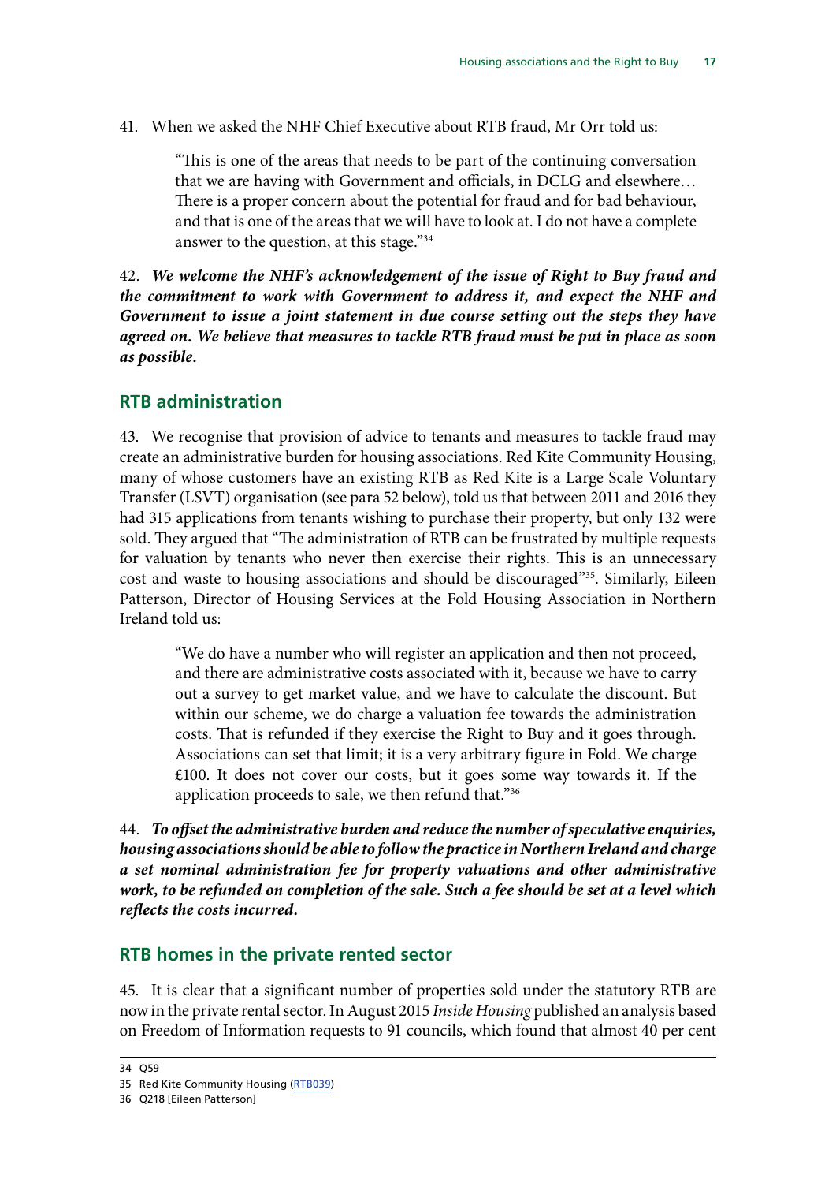41. When we asked the NHF Chief Executive about RTB fraud, Mr Orr told us:

> "This is one of the areas that needs to be part of the continuing conversation that we are having with Government and officials, in DCLG and elsewhere… There is a proper concern about the potential for fraud and for bad behaviour, and that is one of the areas that we will have to look at. I do not have a complete answer to the question, at this stage."[34]

42. ***We welcome the NHF's acknowledgement of the issue of Right to Buy fraud and the commitment to work with Government to address it, and expect the NHF and Government to issue a joint statement in due course setting out the steps they have agreed on. We believe that measures to tackle RTB fraud must be put in place as soon as possible.***

## RTB administration

43. We recognise that provision of advice to tenants and measures to tackle fraud may create an administrative burden for housing associations. Red Kite Community Housing, many of whose customers have an existing RTB as Red Kite is a Large Scale Voluntary Transfer (LSVT) organisation (see para 52 below), told us that between 2011 and 2016 they had 315 applications from tenants wishing to purchase their property, but only 132 were sold. They argued that "The administration of RTB can be frustrated by multiple requests for valuation by tenants who never then exercise their rights. This is an unnecessary cost and waste to housing associations and should be discouraged"[35]. Similarly, Eileen Patterson, Director of Housing Services at the Fold Housing Association in Northern Ireland told us:

> "We do have a number who will register an application and then not proceed, and there are administrative costs associated with it, because we have to carry out a survey to get market value, and we have to calculate the discount. But within our scheme, we do charge a valuation fee towards the administration costs. That is refunded if they exercise the Right to Buy and it goes through. Associations can set that limit; it is a very arbitrary figure in Fold. We charge £100. It does not cover our costs, but it goes some way towards it. If the application proceeds to sale, we then refund that."[36]

44. ***To offset the administrative burden and reduce the number of speculative enquiries, housing associations should be able to follow the practice in Northern Ireland and charge a set nominal administration fee for property valuations and other administrative work, to be refunded on completion of the sale. Such a fee should be set at a level which reflects the costs incurred.***

## RTB homes in the private rented sector

45. It is clear that a significant number of properties sold under the statutory RTB are now in the private rental sector. In August 2015 *Inside Housing* published an analysis based on Freedom of Information requests to 91 councils, which found that almost 40 per cent

---

34 Q59

35 Red Kite Community Housing (RTB039)

36 Q218 [Eileen Patterson]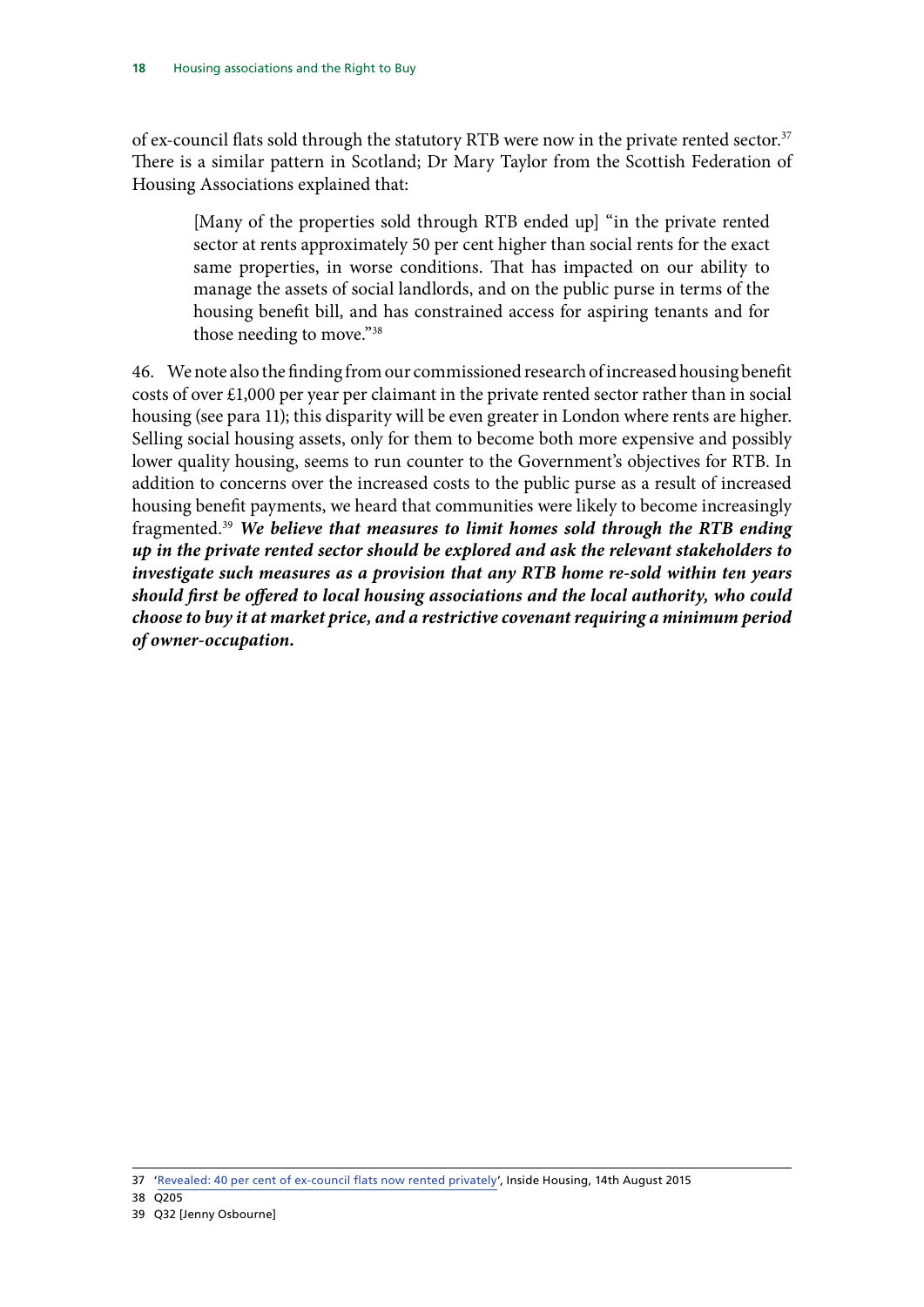of ex-council flats sold through the statutory RTB were now in the private rented sector.[37] There is a similar pattern in Scotland; Dr Mary Taylor from the Scottish Federation of Housing Associations explained that:

> [Many of the properties sold through RTB ended up] "in the private rented sector at rents approximately 50 per cent higher than social rents for the exact same properties, in worse conditions. That has impacted on our ability to manage the assets of social landlords, and on the public purse in terms of the housing benefit bill, and has constrained access for aspiring tenants and for those needing to move."[38]

46. We note also the finding from our commissioned research of increased housing benefit costs of over £1,000 per year per claimant in the private rented sector rather than in social housing (see para 11); this disparity will be even greater in London where rents are higher. Selling social housing assets, only for them to become both more expensive and possibly lower quality housing, seems to run counter to the Government's objectives for RTB. In addition to concerns over the increased costs to the public purse as a result of increased housing benefit payments, we heard that communities were likely to become increasingly fragmented.[39] ***We believe that measures to limit homes sold through the RTB ending up in the private rented sector should be explored and ask the relevant stakeholders to investigate such measures as a provision that any RTB home re-sold within ten years should first be offered to local housing associations and the local authority, who could choose to buy it at market price, and a restrictive covenant requiring a minimum period of owner-occupation.***

---

37 'Revealed: 40 per cent of ex-council flats now rented privately', Inside Housing, 14th August 2015

38 Q205

39 Q32 [Jenny Osbourne]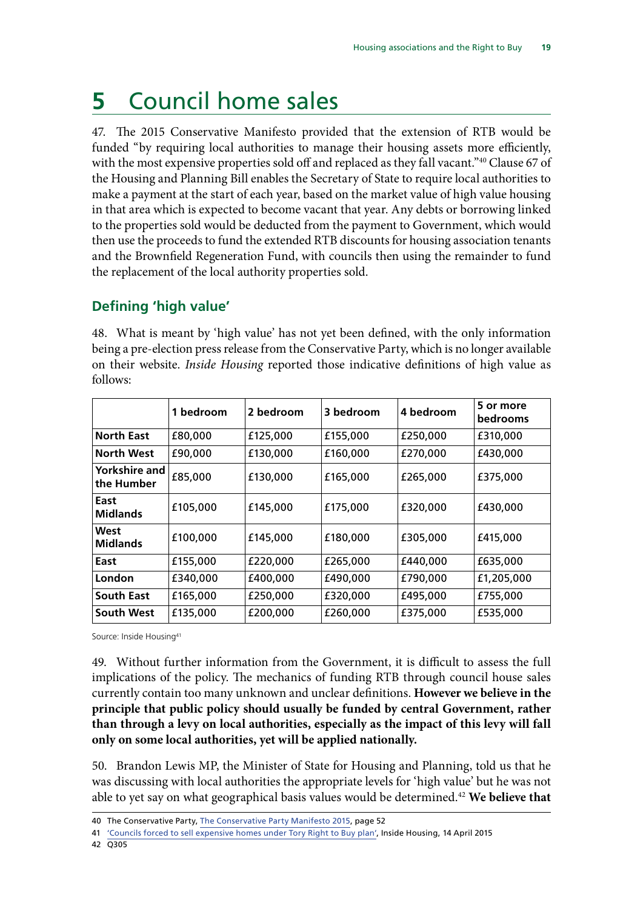# 5 Council home sales

47. The 2015 Conservative Manifesto provided that the extension of RTB would be funded "by requiring local authorities to manage their housing assets more efficiently, with the most expensive properties sold off and replaced as they fall vacant."[40] Clause 67 of the Housing and Planning Bill enables the Secretary of State to require local authorities to make a payment at the start of each year, based on the market value of high value housing in that area which is expected to become vacant that year. Any debts or borrowing linked to the properties sold would be deducted from the payment to Government, which would then use the proceeds to fund the extended RTB discounts for housing association tenants and the Brownfield Regeneration Fund, with councils then using the remainder to fund the replacement of the local authority properties sold.

## Defining 'high value'

48. What is meant by 'high value' has not yet been defined, with the only information being a pre-election press release from the Conservative Party, which is no longer available on their website. *Inside Housing* reported those indicative definitions of high value as follows:

| | 1 bedroom | 2 bedroom | 3 bedroom | 4 bedroom | 5 or more bedrooms |
|---|---|---|---|---|---|
| **North East** | £80,000 | £125,000 | £155,000 | £250,000 | £310,000 |
| **North West** | £90,000 | £130,000 | £160,000 | £270,000 | £430,000 |
| **Yorkshire and the Humber** | £85,000 | £130,000 | £165,000 | £265,000 | £375,000 |
| **East Midlands** | £105,000 | £145,000 | £175,000 | £320,000 | £430,000 |
| **West Midlands** | £100,000 | £145,000 | £180,000 | £305,000 | £415,000 |
| **East** | £155,000 | £220,000 | £265,000 | £440,000 | £635,000 |
| **London** | £340,000 | £400,000 | £490,000 | £790,000 | £1,205,000 |
| **South East** | £165,000 | £250,000 | £320,000 | £495,000 | £755,000 |
| **South West** | £135,000 | £200,000 | £260,000 | £375,000 | £535,000 |

Source: Inside Housing[41]

49. Without further information from the Government, it is difficult to assess the full implications of the policy. The mechanics of funding RTB through council house sales currently contain too many unknown and unclear definitions. **However we believe in the principle that public policy should usually be funded by central Government, rather than through a levy on local authorities, especially as the impact of this levy will fall only on some local authorities, yet will be applied nationally.**

50. Brandon Lewis MP, the Minister of State for Housing and Planning, told us that he was discussing with local authorities the appropriate levels for 'high value' but he was not able to yet say on what geographical basis values would be determined.[42] **We believe that**

40 The Conservative Party, The Conservative Party Manifesto 2015, page 52

41 'Councils forced to sell expensive homes under Tory Right to Buy plan', Inside Housing, 14 April 2015

42 Q305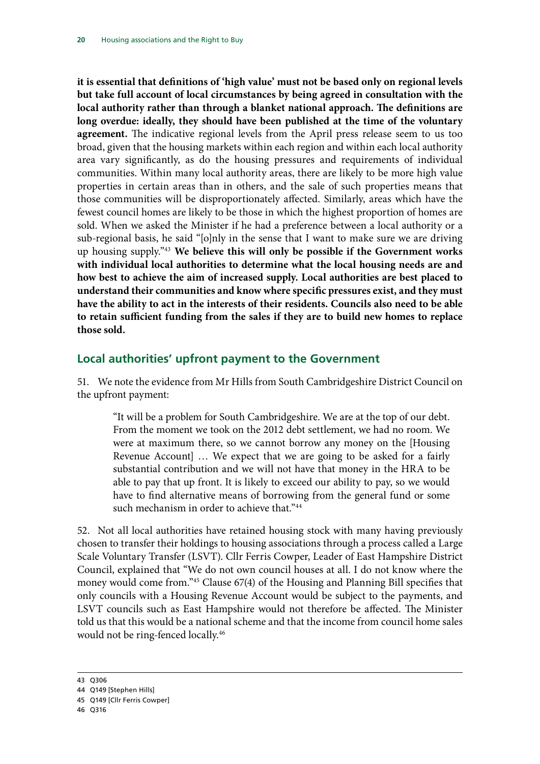**it is essential that definitions of 'high value' must not be based only on regional levels but take full account of local circumstances by being agreed in consultation with the local authority rather than through a blanket national approach. The definitions are long overdue: ideally, they should have been published at the time of the voluntary agreement.** The indicative regional levels from the April press release seem to us too broad, given that the housing markets within each region and within each local authority area vary significantly, as do the housing pressures and requirements of individual communities. Within many local authority areas, there are likely to be more high value properties in certain areas than in others, and the sale of such properties means that those communities will be disproportionately affected. Similarly, areas which have the fewest council homes are likely to be those in which the highest proportion of homes are sold. When we asked the Minister if he had a preference between a local authority or a sub-regional basis, he said "[o]nly in the sense that I want to make sure we are driving up housing supply."[43] **We believe this will only be possible if the Government works with individual local authorities to determine what the local housing needs are and how best to achieve the aim of increased supply. Local authorities are best placed to understand their communities and know where specific pressures exist, and they must have the ability to act in the interests of their residents. Councils also need to be able to retain sufficient funding from the sales if they are to build new homes to replace those sold.**

## Local authorities' upfront payment to the Government

51. We note the evidence from Mr Hills from South Cambridgeshire District Council on the upfront payment:

> "It will be a problem for South Cambridgeshire. We are at the top of our debt. From the moment we took on the 2012 debt settlement, we had no room. We were at maximum there, so we cannot borrow any money on the [Housing Revenue Account] … We expect that we are going to be asked for a fairly substantial contribution and we will not have that money in the HRA to be able to pay that up front. It is likely to exceed our ability to pay, so we would have to find alternative means of borrowing from the general fund or some such mechanism in order to achieve that."[44]

52. Not all local authorities have retained housing stock with many having previously chosen to transfer their holdings to housing associations through a process called a Large Scale Voluntary Transfer (LSVT). Cllr Ferris Cowper, Leader of East Hampshire District Council, explained that "We do not own council houses at all. I do not know where the money would come from."[45] Clause 67(4) of the Housing and Planning Bill specifies that only councils with a Housing Revenue Account would be subject to the payments, and LSVT councils such as East Hampshire would not therefore be affected. The Minister told us that this would be a national scheme and that the income from council home sales would not be ring-fenced locally.[46]

---

43 Q306

44 Q149 [Stephen Hills]

45 Q149 [Cllr Ferris Cowper]

46 Q316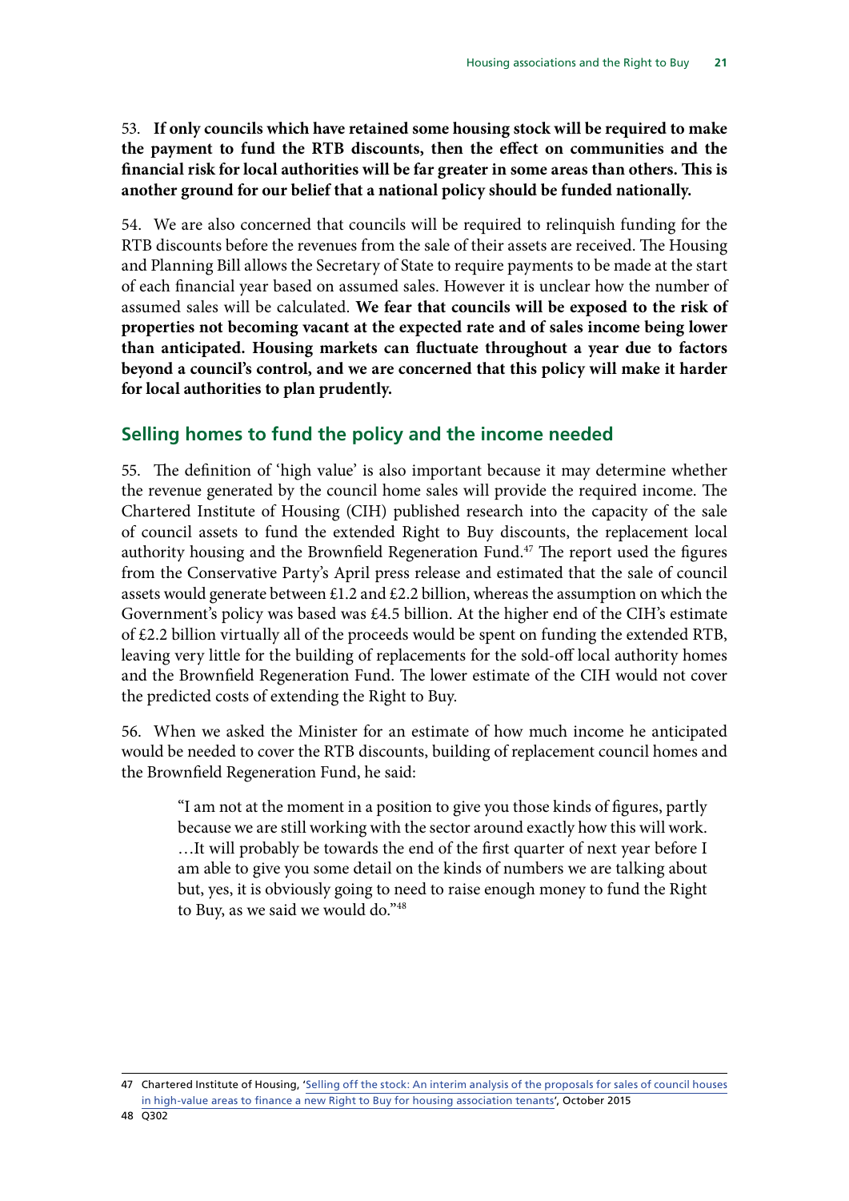53. **If only councils which have retained some housing stock will be required to make the payment to fund the RTB discounts, then the effect on communities and the financial risk for local authorities will be far greater in some areas than others. This is another ground for our belief that a national policy should be funded nationally.**

54. We are also concerned that councils will be required to relinquish funding for the RTB discounts before the revenues from the sale of their assets are received. The Housing and Planning Bill allows the Secretary of State to require payments to be made at the start of each financial year based on assumed sales. However it is unclear how the number of assumed sales will be calculated. **We fear that councils will be exposed to the risk of properties not becoming vacant at the expected rate and of sales income being lower than anticipated. Housing markets can fluctuate throughout a year due to factors beyond a council's control, and we are concerned that this policy will make it harder for local authorities to plan prudently.**

## Selling homes to fund the policy and the income needed

55. The definition of 'high value' is also important because it may determine whether the revenue generated by the council home sales will provide the required income. The Chartered Institute of Housing (CIH) published research into the capacity of the sale of council assets to fund the extended Right to Buy discounts, the replacement local authority housing and the Brownfield Regeneration Fund.[47] The report used the figures from the Conservative Party's April press release and estimated that the sale of council assets would generate between £1.2 and £2.2 billion, whereas the assumption on which the Government's policy was based was £4.5 billion. At the higher end of the CIH's estimate of £2.2 billion virtually all of the proceeds would be spent on funding the extended RTB, leaving very little for the building of replacements for the sold-off local authority homes and the Brownfield Regeneration Fund. The lower estimate of the CIH would not cover the predicted costs of extending the Right to Buy.

56. When we asked the Minister for an estimate of how much income he anticipated would be needed to cover the RTB discounts, building of replacement council homes and the Brownfield Regeneration Fund, he said:

> "I am not at the moment in a position to give you those kinds of figures, partly because we are still working with the sector around exactly how this will work. …It will probably be towards the end of the first quarter of next year before I am able to give you some detail on the kinds of numbers we are talking about but, yes, it is obviously going to need to raise enough money to fund the Right to Buy, as we said we would do."[48]

---

47 Chartered Institute of Housing, 'Selling off the stock: An interim analysis of the proposals for sales of council houses in high-value areas to finance a new Right to Buy for housing association tenants', October 2015

48 Q302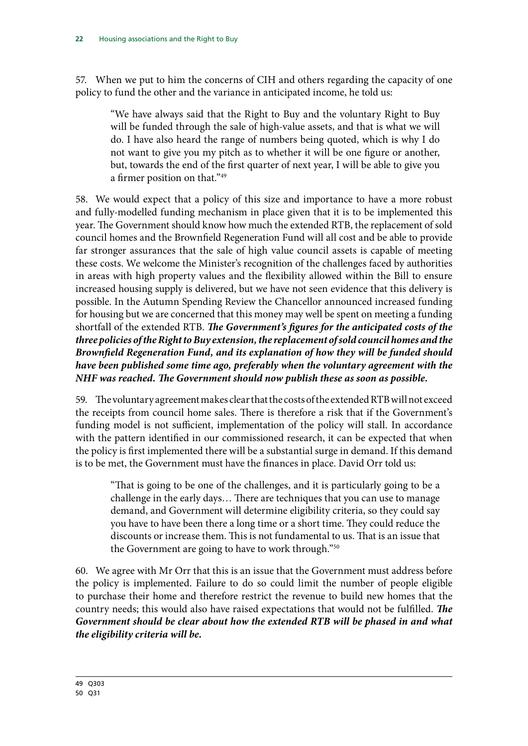57. When we put to him the concerns of CIH and others regarding the capacity of one policy to fund the other and the variance in anticipated income, he told us:

> "We have always said that the Right to Buy and the voluntary Right to Buy will be funded through the sale of high-value assets, and that is what we will do. I have also heard the range of numbers being quoted, which is why I do not want to give you my pitch as to whether it will be one figure or another, but, towards the end of the first quarter of next year, I will be able to give you a firmer position on that."[49]

58. We would expect that a policy of this size and importance to have a more robust and fully-modelled funding mechanism in place given that it is to be implemented this year. The Government should know how much the extended RTB, the replacement of sold council homes and the Brownfield Regeneration Fund will all cost and be able to provide far stronger assurances that the sale of high value council assets is capable of meeting these costs. We welcome the Minister's recognition of the challenges faced by authorities in areas with high property values and the flexibility allowed within the Bill to ensure increased housing supply is delivered, but we have not seen evidence that this delivery is possible. In the Autumn Spending Review the Chancellor announced increased funding for housing but we are concerned that this money may well be spent on meeting a funding shortfall of the extended RTB. ***The Government's figures for the anticipated costs of the three policies of the Right to Buy extension, the replacement of sold council homes and the Brownfield Regeneration Fund, and its explanation of how they will be funded should have been published some time ago, preferably when the voluntary agreement with the NHF was reached. The Government should now publish these as soon as possible.***

59. The voluntary agreement makes clear that the costs of the extended RTB will not exceed the receipts from council home sales. There is therefore a risk that if the Government's funding model is not sufficient, implementation of the policy will stall. In accordance with the pattern identified in our commissioned research, it can be expected that when the policy is first implemented there will be a substantial surge in demand. If this demand is to be met, the Government must have the finances in place. David Orr told us:

> "That is going to be one of the challenges, and it is particularly going to be a challenge in the early days… There are techniques that you can use to manage demand, and Government will determine eligibility criteria, so they could say you have to have been there a long time or a short time. They could reduce the discounts or increase them. This is not fundamental to us. That is an issue that the Government are going to have to work through."[50]

60. We agree with Mr Orr that this is an issue that the Government must address before the policy is implemented. Failure to do so could limit the number of people eligible to purchase their home and therefore restrict the revenue to build new homes that the country needs; this would also have raised expectations that would not be fulfilled. ***The Government should be clear about how the extended RTB will be phased in and what the eligibility criteria will be.***

---

49 Q303

50 Q31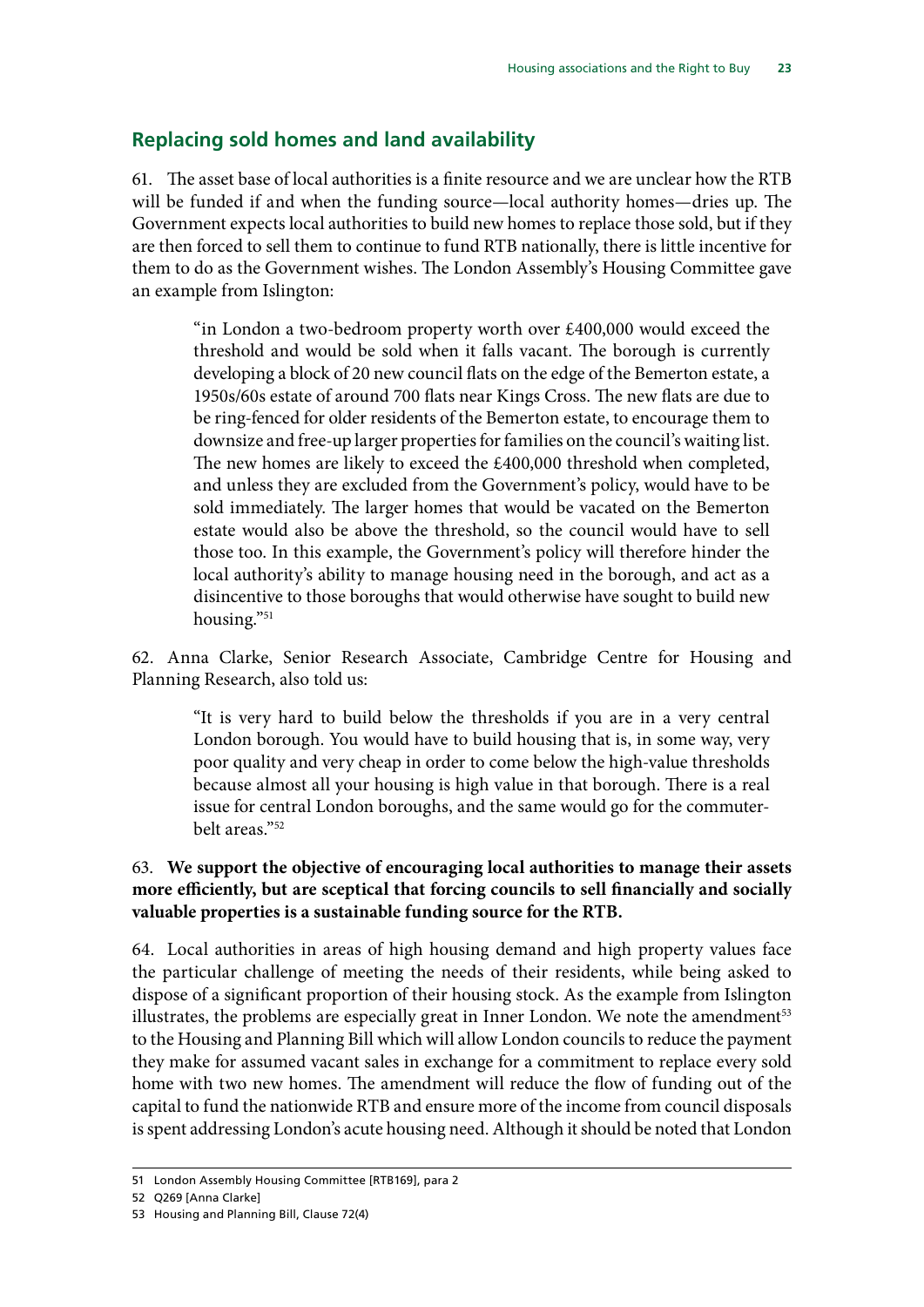## Replacing sold homes and land availability

61. The asset base of local authorities is a finite resource and we are unclear how the RTB will be funded if and when the funding source—local authority homes—dries up. The Government expects local authorities to build new homes to replace those sold, but if they are then forced to sell them to continue to fund RTB nationally, there is little incentive for them to do as the Government wishes. The London Assembly's Housing Committee gave an example from Islington:

> "in London a two-bedroom property worth over £400,000 would exceed the threshold and would be sold when it falls vacant. The borough is currently developing a block of 20 new council flats on the edge of the Bemerton estate, a 1950s/60s estate of around 700 flats near Kings Cross. The new flats are due to be ring-fenced for older residents of the Bemerton estate, to encourage them to downsize and free-up larger properties for families on the council's waiting list. The new homes are likely to exceed the £400,000 threshold when completed, and unless they are excluded from the Government's policy, would have to be sold immediately. The larger homes that would be vacated on the Bemerton estate would also be above the threshold, so the council would have to sell those too. In this example, the Government's policy will therefore hinder the local authority's ability to manage housing need in the borough, and act as a disincentive to those boroughs that would otherwise have sought to build new housing."[51]

62. Anna Clarke, Senior Research Associate, Cambridge Centre for Housing and Planning Research, also told us:

> "It is very hard to build below the thresholds if you are in a very central London borough. You would have to build housing that is, in some way, very poor quality and very cheap in order to come below the high-value thresholds because almost all your housing is high value in that borough. There is a real issue for central London boroughs, and the same would go for the commuter-belt areas."[52]

63. **We support the objective of encouraging local authorities to manage their assets more efficiently, but are sceptical that forcing councils to sell financially and socially valuable properties is a sustainable funding source for the RTB.**

64. Local authorities in areas of high housing demand and high property values face the particular challenge of meeting the needs of their residents, while being asked to dispose of a significant proportion of their housing stock. As the example from Islington illustrates, the problems are especially great in Inner London. We note the amendment[53] to the Housing and Planning Bill which will allow London councils to reduce the payment they make for assumed vacant sales in exchange for a commitment to replace every sold home with two new homes. The amendment will reduce the flow of funding out of the capital to fund the nationwide RTB and ensure more of the income from council disposals is spent addressing London's acute housing need. Although it should be noted that London

---

51 London Assembly Housing Committee [RTB169], para 2

52 Q269 [Anna Clarke]

53 Housing and Planning Bill, Clause 72(4)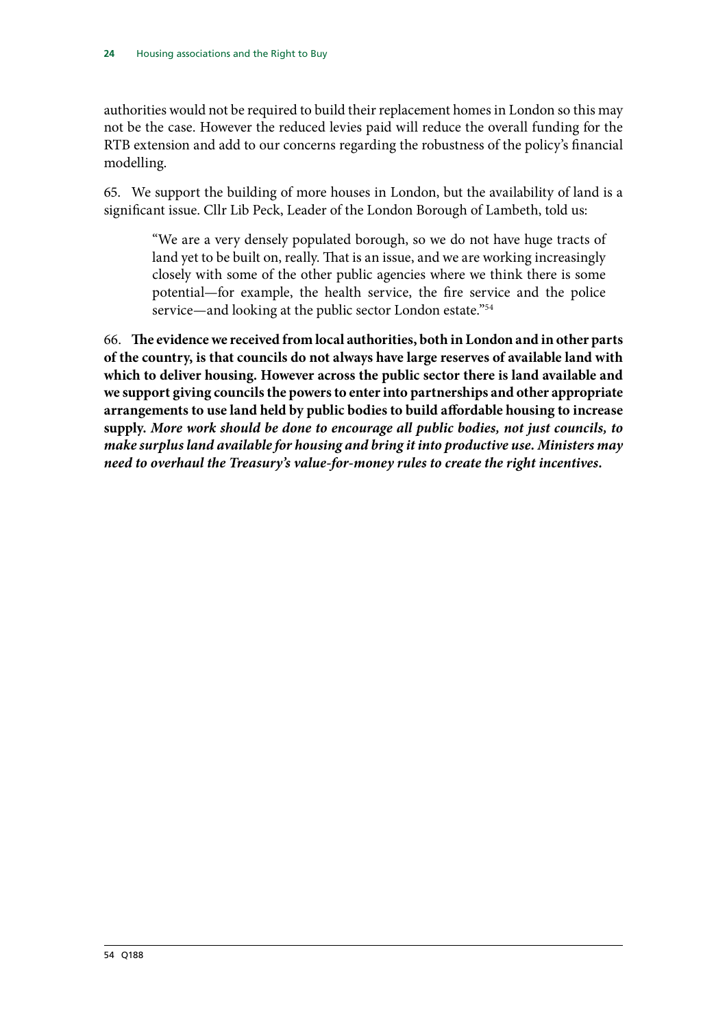authorities would not be required to build their replacement homes in London so this may not be the case. However the reduced levies paid will reduce the overall funding for the RTB extension and add to our concerns regarding the robustness of the policy's financial modelling.

65. We support the building of more houses in London, but the availability of land is a significant issue. Cllr Lib Peck, Leader of the London Borough of Lambeth, told us:

> "We are a very densely populated borough, so we do not have huge tracts of land yet to be built on, really. That is an issue, and we are working increasingly closely with some of the other public agencies where we think there is some potential—for example, the health service, the fire service and the police service—and looking at the public sector London estate."[54]

66. **The evidence we received from local authorities, both in London and in other parts of the country, is that councils do not always have large reserves of available land with which to deliver housing. However across the public sector there is land available and we support giving councils the powers to enter into partnerships and other appropriate arrangements to use land held by public bodies to build affordable housing to increase supply.** ***More work should be done to encourage all public bodies, not just councils, to make surplus land available for housing and bring it into productive use. Ministers may need to overhaul the Treasury's value-for-money rules to create the right incentives.***

54 Q188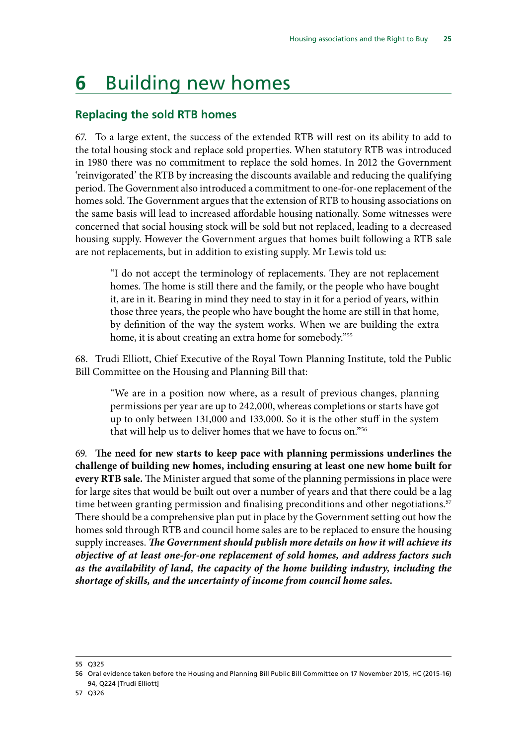# 6 Building new homes

## Replacing the sold RTB homes

67. To a large extent, the success of the extended RTB will rest on its ability to add to the total housing stock and replace sold properties. When statutory RTB was introduced in 1980 there was no commitment to replace the sold homes. In 2012 the Government 'reinvigorated' the RTB by increasing the discounts available and reducing the qualifying period. The Government also introduced a commitment to one-for-one replacement of the homes sold. The Government argues that the extension of RTB to housing associations on the same basis will lead to increased affordable housing nationally. Some witnesses were concerned that social housing stock will be sold but not replaced, leading to a decreased housing supply. However the Government argues that homes built following a RTB sale are not replacements, but in addition to existing supply. Mr Lewis told us:

> "I do not accept the terminology of replacements. They are not replacement homes. The home is still there and the family, or the people who have bought it, are in it. Bearing in mind they need to stay in it for a period of years, within those three years, the people who have bought the home are still in that home, by definition of the way the system works. When we are building the extra home, it is about creating an extra home for somebody."[55]

68. Trudi Elliott, Chief Executive of the Royal Town Planning Institute, told the Public Bill Committee on the Housing and Planning Bill that:

> "We are in a position now where, as a result of previous changes, planning permissions per year are up to 242,000, whereas completions or starts have got up to only between 131,000 and 133,000. So it is the other stuff in the system that will help us to deliver homes that we have to focus on."[56]

69. **The need for new starts to keep pace with planning permissions underlines the challenge of building new homes, including ensuring at least one new home built for every RTB sale.** The Minister argued that some of the planning permissions in place were for large sites that would be built out over a number of years and that there could be a lag time between granting permission and finalising preconditions and other negotiations.[57] There should be a comprehensive plan put in place by the Government setting out how the homes sold through RTB and council home sales are to be replaced to ensure the housing supply increases. ***The Government should publish more details on how it will achieve its objective of at least one-for-one replacement of sold homes, and address factors such as the availability of land, the capacity of the home building industry, including the shortage of skills, and the uncertainty of income from council home sales.***

---

55 Q325

56 Oral evidence taken before the Housing and Planning Bill Public Bill Committee on 17 November 2015, HC (2015-16) 94, Q224 [Trudi Elliott]

57 Q326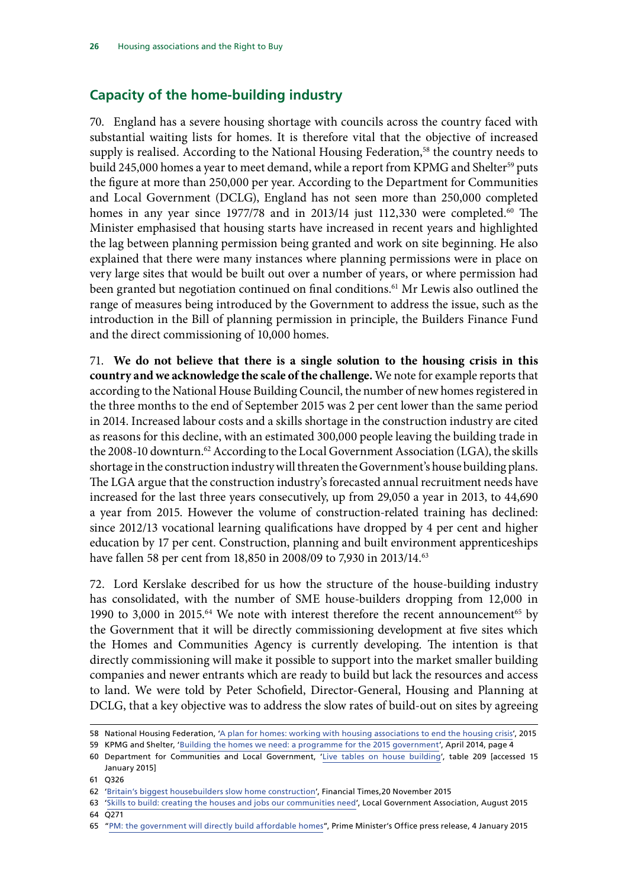## Capacity of the home-building industry

70. England has a severe housing shortage with councils across the country faced with substantial waiting lists for homes. It is therefore vital that the objective of increased supply is realised. According to the National Housing Federation,[58] the country needs to build 245,000 homes a year to meet demand, while a report from KPMG and Shelter[59] puts the figure at more than 250,000 per year. According to the Department for Communities and Local Government (DCLG), England has not seen more than 250,000 completed homes in any year since 1977/78 and in 2013/14 just 112,330 were completed.[60] The Minister emphasised that housing starts have increased in recent years and highlighted the lag between planning permission being granted and work on site beginning. He also explained that there were many instances where planning permissions were in place on very large sites that would be built out over a number of years, or where permission had been granted but negotiation continued on final conditions.[61] Mr Lewis also outlined the range of measures being introduced by the Government to address the issue, such as the introduction in the Bill of planning permission in principle, the Builders Finance Fund and the direct commissioning of 10,000 homes.

71. **We do not believe that there is a single solution to the housing crisis in this country and we acknowledge the scale of the challenge.** We note for example reports that according to the National House Building Council, the number of new homes registered in the three months to the end of September 2015 was 2 per cent lower than the same period in 2014. Increased labour costs and a skills shortage in the construction industry are cited as reasons for this decline, with an estimated 300,000 people leaving the building trade in the 2008-10 downturn.[62] According to the Local Government Association (LGA), the skills shortage in the construction industry will threaten the Government's house building plans. The LGA argue that the construction industry's forecasted annual recruitment needs have increased for the last three years consecutively, up from 29,050 a year in 2013, to 44,690 a year from 2015. However the volume of construction-related training has declined: since 2012/13 vocational learning qualifications have dropped by 4 per cent and higher education by 17 per cent. Construction, planning and built environment apprenticeships have fallen 58 per cent from 18,850 in 2008/09 to 7,930 in 2013/14.[63]

72. Lord Kerslake described for us how the structure of the house-building industry has consolidated, with the number of SME house-builders dropping from 12,000 in 1990 to 3,000 in 2015.[64] We note with interest therefore the recent announcement[65] by the Government that it will be directly commissioning development at five sites which the Homes and Communities Agency is currently developing. The intention is that directly commissioning will make it possible to support into the market smaller building companies and newer entrants which are ready to build but lack the resources and access to land. We were told by Peter Schofield, Director-General, Housing and Planning at DCLG, that a key objective was to address the slow rates of build-out on sites by agreeing

---

58 National Housing Federation, 'A plan for homes: working with housing associations to end the housing crisis', 2015

59 KPMG and Shelter, 'Building the homes we need: a programme for the 2015 government', April 2014, page 4

60 Department for Communities and Local Government, 'Live tables on house building', table 209 [accessed 15 January 2015]

61 Q326

62 'Britain's biggest housebuilders slow home construction', Financial Times,20 November 2015

63 'Skills to build: creating the houses and jobs our communities need', Local Government Association, August 2015

64 Q271

65 "PM: the government will directly build affordable homes", Prime Minister's Office press release, 4 January 2015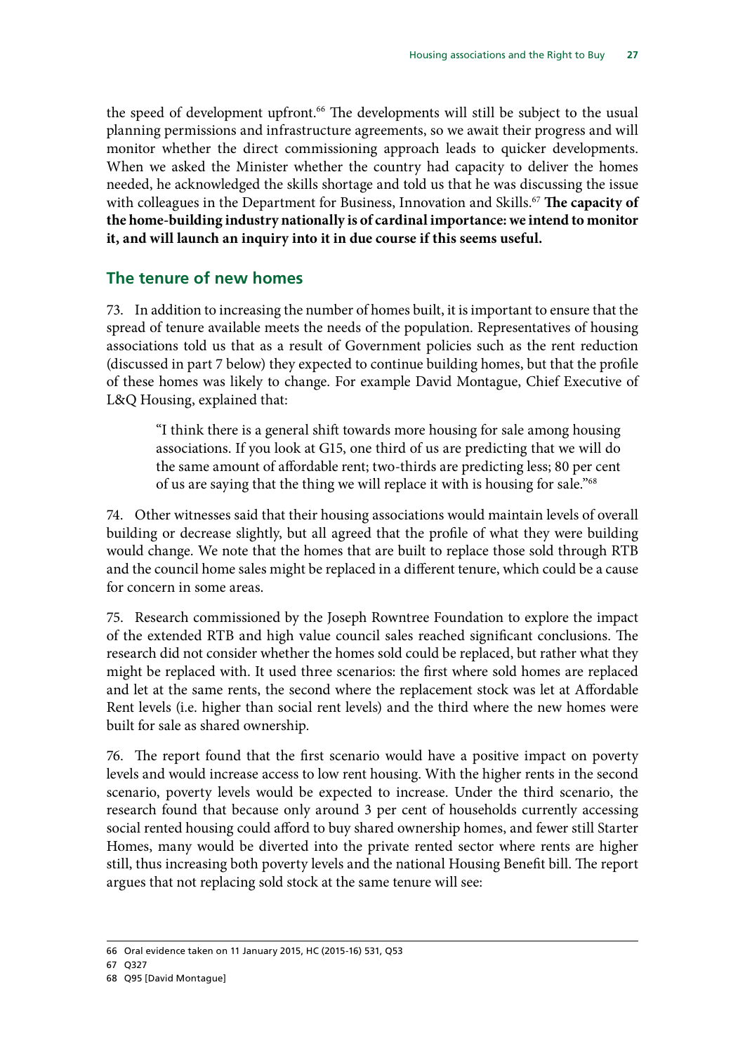the speed of development upfront.[66] The developments will still be subject to the usual planning permissions and infrastructure agreements, so we await their progress and will monitor whether the direct commissioning approach leads to quicker developments. When we asked the Minister whether the country had capacity to deliver the homes needed, he acknowledged the skills shortage and told us that he was discussing the issue with colleagues in the Department for Business, Innovation and Skills.[67] **The capacity of the home-building industry nationally is of cardinal importance: we intend to monitor it, and will launch an inquiry into it in due course if this seems useful.**

## The tenure of new homes

73. In addition to increasing the number of homes built, it is important to ensure that the spread of tenure available meets the needs of the population. Representatives of housing associations told us that as a result of Government policies such as the rent reduction (discussed in part 7 below) they expected to continue building homes, but that the profile of these homes was likely to change. For example David Montague, Chief Executive of L&Q Housing, explained that:

> "I think there is a general shift towards more housing for sale among housing associations. If you look at G15, one third of us are predicting that we will do the same amount of affordable rent; two-thirds are predicting less; 80 per cent of us are saying that the thing we will replace it with is housing for sale."[68]

74. Other witnesses said that their housing associations would maintain levels of overall building or decrease slightly, but all agreed that the profile of what they were building would change. We note that the homes that are built to replace those sold through RTB and the council home sales might be replaced in a different tenure, which could be a cause for concern in some areas.

75. Research commissioned by the Joseph Rowntree Foundation to explore the impact of the extended RTB and high value council sales reached significant conclusions. The research did not consider whether the homes sold could be replaced, but rather what they might be replaced with. It used three scenarios: the first where sold homes are replaced and let at the same rents, the second where the replacement stock was let at Affordable Rent levels (i.e. higher than social rent levels) and the third where the new homes were built for sale as shared ownership.

76. The report found that the first scenario would have a positive impact on poverty levels and would increase access to low rent housing. With the higher rents in the second scenario, poverty levels would be expected to increase. Under the third scenario, the research found that because only around 3 per cent of households currently accessing social rented housing could afford to buy shared ownership homes, and fewer still Starter Homes, many would be diverted into the private rented sector where rents are higher still, thus increasing both poverty levels and the national Housing Benefit bill. The report argues that not replacing sold stock at the same tenure will see:

---

66 Oral evidence taken on 11 January 2015, HC (2015-16) 531, Q53

67 Q327

68 Q95 [David Montague]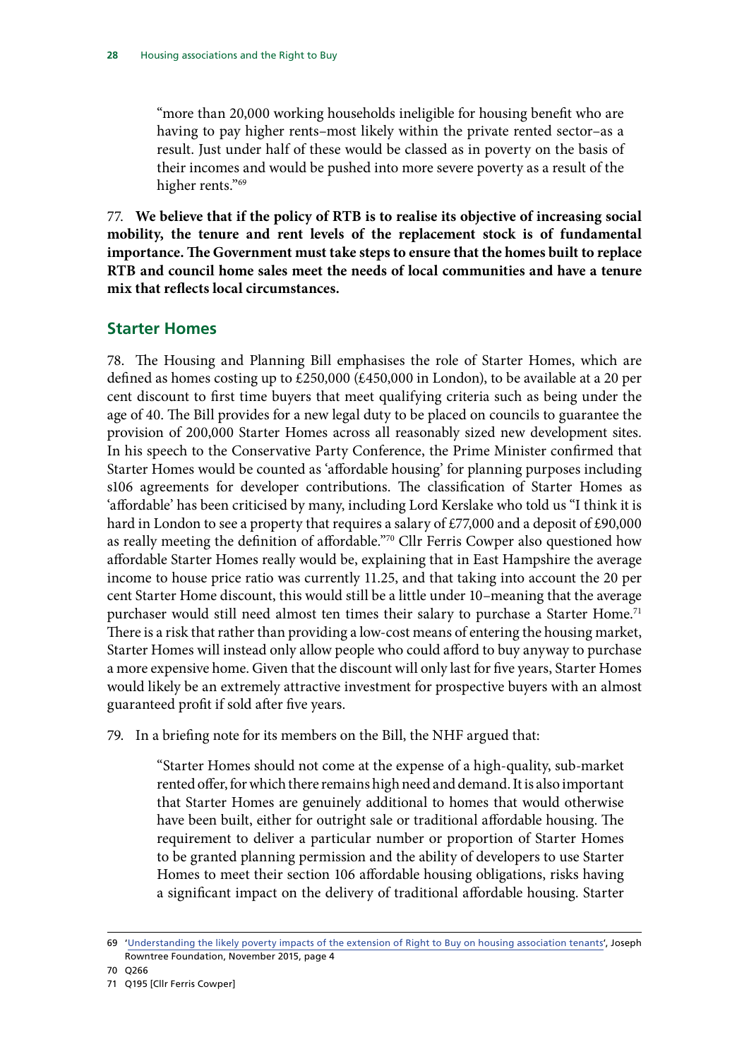> "more than 20,000 working households ineligible for housing benefit who are having to pay higher rents–most likely within the private rented sector–as a result. Just under half of these would be classed as in poverty on the basis of their incomes and would be pushed into more severe poverty as a result of the higher rents."[69]

77. **We believe that if the policy of RTB is to realise its objective of increasing social mobility, the tenure and rent levels of the replacement stock is of fundamental importance. The Government must take steps to ensure that the homes built to replace RTB and council home sales meet the needs of local communities and have a tenure mix that reflects local circumstances.**

## Starter Homes

78. The Housing and Planning Bill emphasises the role of Starter Homes, which are defined as homes costing up to £250,000 (£450,000 in London), to be available at a 20 per cent discount to first time buyers that meet qualifying criteria such as being under the age of 40. The Bill provides for a new legal duty to be placed on councils to guarantee the provision of 200,000 Starter Homes across all reasonably sized new development sites. In his speech to the Conservative Party Conference, the Prime Minister confirmed that Starter Homes would be counted as 'affordable housing' for planning purposes including s106 agreements for developer contributions. The classification of Starter Homes as 'affordable' has been criticised by many, including Lord Kerslake who told us "I think it is hard in London to see a property that requires a salary of £77,000 and a deposit of £90,000 as really meeting the definition of affordable."[70] Cllr Ferris Cowper also questioned how affordable Starter Homes really would be, explaining that in East Hampshire the average income to house price ratio was currently 11.25, and that taking into account the 20 per cent Starter Home discount, this would still be a little under 10–meaning that the average purchaser would still need almost ten times their salary to purchase a Starter Home.[71] There is a risk that rather than providing a low-cost means of entering the housing market, Starter Homes will instead only allow people who could afford to buy anyway to purchase a more expensive home. Given that the discount will only last for five years, Starter Homes would likely be an extremely attractive investment for prospective buyers with an almost guaranteed profit if sold after five years.

79. In a briefing note for its members on the Bill, the NHF argued that:

> "Starter Homes should not come at the expense of a high-quality, sub-market rented offer, for which there remains high need and demand. It is also important that Starter Homes are genuinely additional to homes that would otherwise have been built, either for outright sale or traditional affordable housing. The requirement to deliver a particular number or proportion of Starter Homes to be granted planning permission and the ability of developers to use Starter Homes to meet their section 106 affordable housing obligations, risks having a significant impact on the delivery of traditional affordable housing. Starter

69 'Understanding the likely poverty impacts of the extension of Right to Buy on housing association tenants', Joseph Rowntree Foundation, November 2015, page 4

70 Q266

71 Q195 [Cllr Ferris Cowper]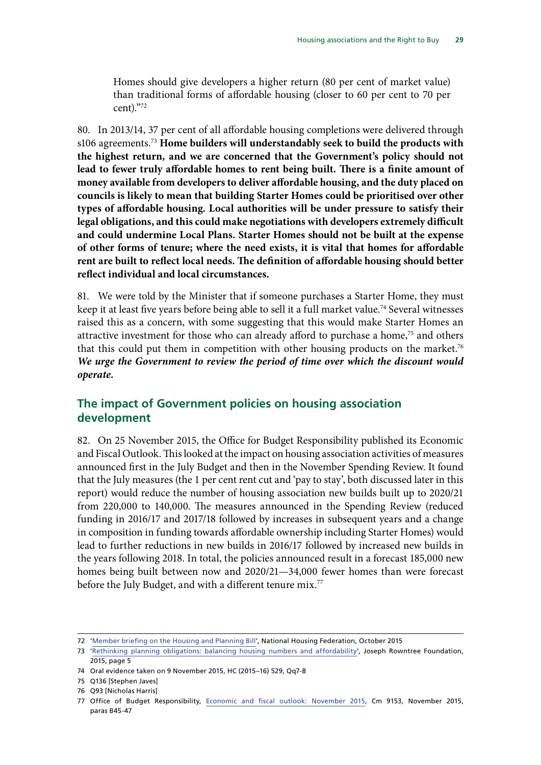Homes should give developers a higher return (80 per cent of market value) than traditional forms of affordable housing (closer to 60 per cent to 70 per cent)."[72]

80. In 2013/14, 37 per cent of all affordable housing completions were delivered through s106 agreements.[73] **Home builders will understandably seek to build the products with the highest return, and we are concerned that the Government's policy should not lead to fewer truly affordable homes to rent being built. There is a finite amount of money available from developers to deliver affordable housing, and the duty placed on councils is likely to mean that building Starter Homes could be prioritised over other types of affordable housing. Local authorities will be under pressure to satisfy their legal obligations, and this could make negotiations with developers extremely difficult and could undermine Local Plans. Starter Homes should not be built at the expense of other forms of tenure; where the need exists, it is vital that homes for affordable rent are built to reflect local needs. The definition of affordable housing should better reflect individual and local circumstances.**

81. We were told by the Minister that if someone purchases a Starter Home, they must keep it at least five years before being able to sell it a full market value.[74] Several witnesses raised this as a concern, with some suggesting that this would make Starter Homes an attractive investment for those who can already afford to purchase a home,[75] and others that this could put them in competition with other housing products on the market.[76] ***We urge the Government to review the period of time over which the discount would operate.***

## The impact of Government policies on housing association development

82. On 25 November 2015, the Office for Budget Responsibility published its Economic and Fiscal Outlook. This looked at the impact on housing association activities of measures announced first in the July Budget and then in the November Spending Review. It found that the July measures (the 1 per cent rent cut and 'pay to stay', both discussed later in this report) would reduce the number of housing association new builds built up to 2020/21 from 220,000 to 140,000. The measures announced in the Spending Review (reduced funding in 2016/17 and 2017/18 followed by increases in subsequent years and a change in composition in funding towards affordable ownership including Starter Homes) would lead to further reductions in new builds in 2016/17 followed by increased new builds in the years following 2018. In total, the policies announced result in a forecast 185,000 new homes being built between now and 2020/21—34,000 fewer homes than were forecast before the July Budget, and with a different tenure mix.[77]

---

72 'Member briefing on the Housing and Planning Bill', National Housing Federation, October 2015

73 'Rethinking planning obligations: balancing housing numbers and affordability', Joseph Rowntree Foundation, 2015, page 5

74 Oral evidence taken on 9 November 2015, HC (2015–16) 529, Qq7-8

75 Q136 [Stephen Javes]

76 Q93 [Nicholas Harris]

77 Office of Budget Responsibility, Economic and fiscal outlook: November 2015, Cm 9153, November 2015, paras B45-47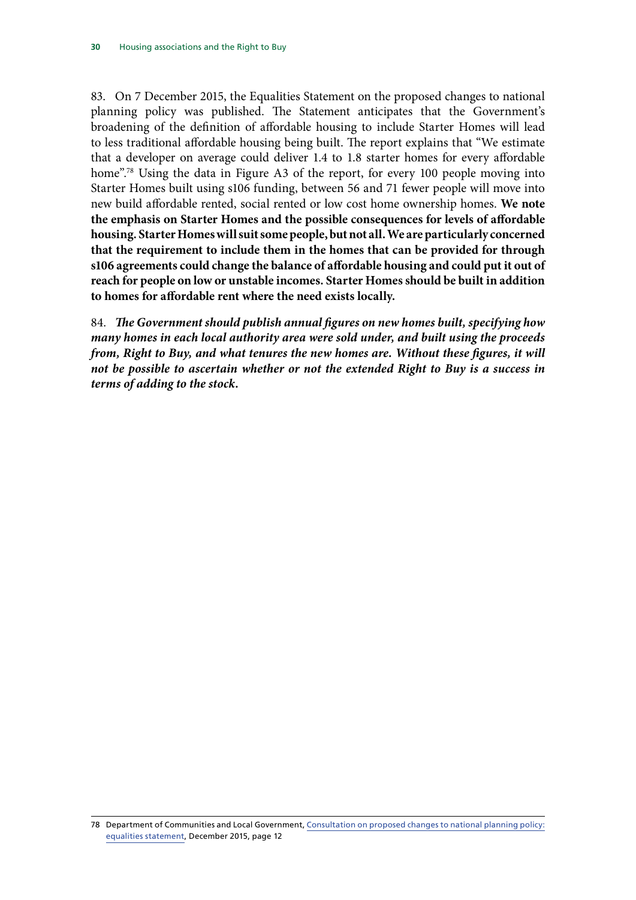83. On 7 December 2015, the Equalities Statement on the proposed changes to national planning policy was published. The Statement anticipates that the Government's broadening of the definition of affordable housing to include Starter Homes will lead to less traditional affordable housing being built. The report explains that "We estimate that a developer on average could deliver 1.4 to 1.8 starter homes for every affordable home".[78] Using the data in Figure A3 of the report, for every 100 people moving into Starter Homes built using s106 funding, between 56 and 71 fewer people will move into new build affordable rented, social rented or low cost home ownership homes. **We note the emphasis on Starter Homes and the possible consequences for levels of affordable housing. Starter Homes will suit some people, but not all. We are particularly concerned that the requirement to include them in the homes that can be provided for through s106 agreements could change the balance of affordable housing and could put it out of reach for people on low or unstable incomes. Starter Homes should be built in addition to homes for affordable rent where the need exists locally.**

84. ***The Government should publish annual figures on new homes built, specifying how many homes in each local authority area were sold under, and built using the proceeds from, Right to Buy, and what tenures the new homes are. Without these figures, it will not be possible to ascertain whether or not the extended Right to Buy is a success in terms of adding to the stock.***

78 Department of Communities and Local Government, Consultation on proposed changes to national planning policy: equalities statement, December 2015, page 12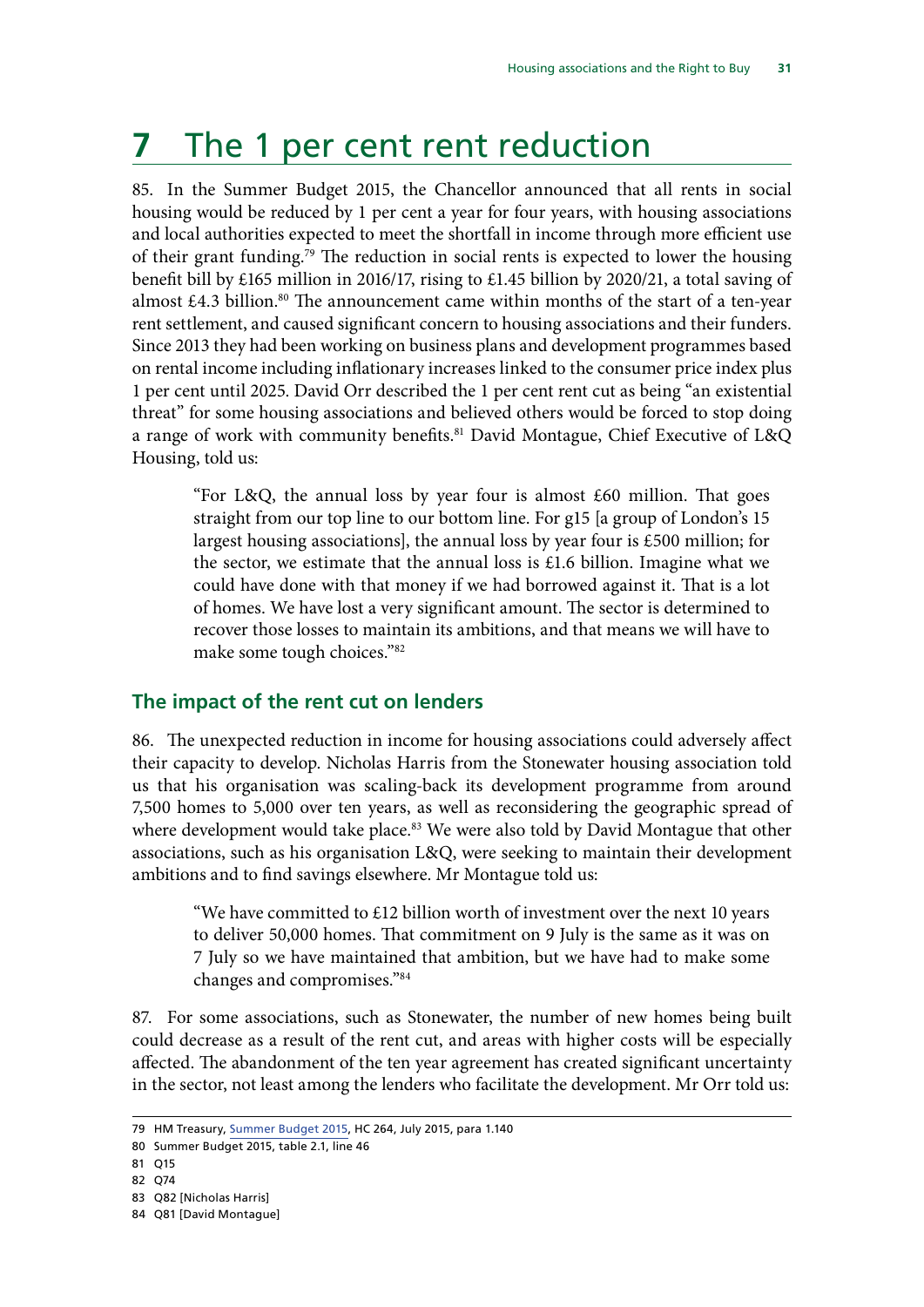# 7 The 1 per cent rent reduction

85. In the Summer Budget 2015, the Chancellor announced that all rents in social housing would be reduced by 1 per cent a year for four years, with housing associations and local authorities expected to meet the shortfall in income through more efficient use of their grant funding.[79] The reduction in social rents is expected to lower the housing benefit bill by £165 million in 2016/17, rising to £1.45 billion by 2020/21, a total saving of almost £4.3 billion.[80] The announcement came within months of the start of a ten-year rent settlement, and caused significant concern to housing associations and their funders. Since 2013 they had been working on business plans and development programmes based on rental income including inflationary increases linked to the consumer price index plus 1 per cent until 2025. David Orr described the 1 per cent rent cut as being "an existential threat" for some housing associations and believed others would be forced to stop doing a range of work with community benefits.[81] David Montague, Chief Executive of L&Q Housing, told us:

> "For L&Q, the annual loss by year four is almost £60 million. That goes straight from our top line to our bottom line. For g15 [a group of London's 15 largest housing associations], the annual loss by year four is £500 million; for the sector, we estimate that the annual loss is £1.6 billion. Imagine what we could have done with that money if we had borrowed against it. That is a lot of homes. We have lost a very significant amount. The sector is determined to recover those losses to maintain its ambitions, and that means we will have to make some tough choices."[82]

## The impact of the rent cut on lenders

86. The unexpected reduction in income for housing associations could adversely affect their capacity to develop. Nicholas Harris from the Stonewater housing association told us that his organisation was scaling-back its development programme from around 7,500 homes to 5,000 over ten years, as well as reconsidering the geographic spread of where development would take place.[83] We were also told by David Montague that other associations, such as his organisation L&Q, were seeking to maintain their development ambitions and to find savings elsewhere. Mr Montague told us:

> "We have committed to £12 billion worth of investment over the next 10 years to deliver 50,000 homes. That commitment on 9 July is the same as it was on 7 July so we have maintained that ambition, but we have had to make some changes and compromises."[84]

87. For some associations, such as Stonewater, the number of new homes being built could decrease as a result of the rent cut, and areas with higher costs will be especially affected. The abandonment of the ten year agreement has created significant uncertainty in the sector, not least among the lenders who facilitate the development. Mr Orr told us:

---

79 HM Treasury, Summer Budget 2015, HC 264, July 2015, para 1.140

80 Summer Budget 2015, table 2.1, line 46

81 Q15

82 Q74

83 Q82 [Nicholas Harris]

84 Q81 [David Montague]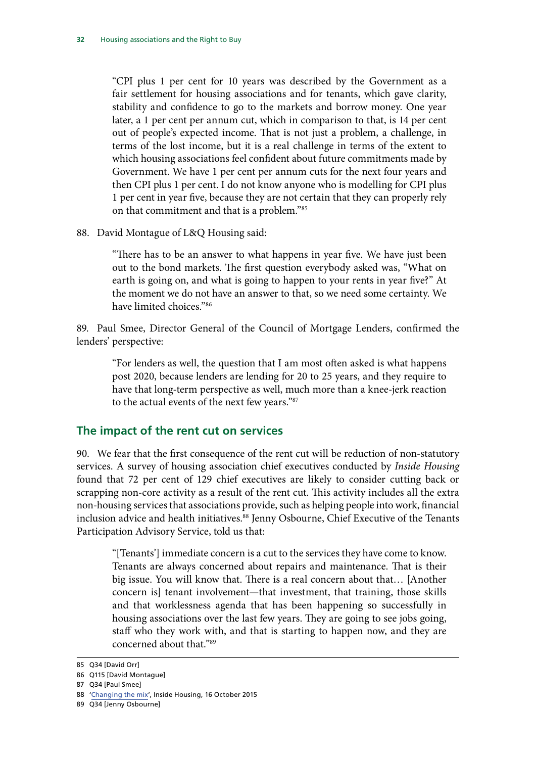> "CPI plus 1 per cent for 10 years was described by the Government as a fair settlement for housing associations and for tenants, which gave clarity, stability and confidence to go to the markets and borrow money. One year later, a 1 per cent per annum cut, which in comparison to that, is 14 per cent out of people's expected income. That is not just a problem, a challenge, in terms of the lost income, but it is a real challenge in terms of the extent to which housing associations feel confident about future commitments made by Government. We have 1 per cent per annum cuts for the next four years and then CPI plus 1 per cent. I do not know anyone who is modelling for CPI plus 1 per cent in year five, because they are not certain that they can properly rely on that commitment and that is a problem."[85]

88. David Montague of L&Q Housing said:

> "There has to be an answer to what happens in year five. We have just been out to the bond markets. The first question everybody asked was, "What on earth is going on, and what is going to happen to your rents in year five?" At the moment we do not have an answer to that, so we need some certainty. We have limited choices."[86]

89. Paul Smee, Director General of the Council of Mortgage Lenders, confirmed the lenders' perspective:

> "For lenders as well, the question that I am most often asked is what happens post 2020, because lenders are lending for 20 to 25 years, and they require to have that long-term perspective as well, much more than a knee-jerk reaction to the actual events of the next few years."[87]

## The impact of the rent cut on services

90. We fear that the first consequence of the rent cut will be reduction of non-statutory services. A survey of housing association chief executives conducted by *Inside Housing* found that 72 per cent of 129 chief executives are likely to consider cutting back or scrapping non-core activity as a result of the rent cut. This activity includes all the extra non-housing services that associations provide, such as helping people into work, financial inclusion advice and health initiatives.[88] Jenny Osbourne, Chief Executive of the Tenants Participation Advisory Service, told us that:

> "[Tenants'] immediate concern is a cut to the services they have come to know. Tenants are always concerned about repairs and maintenance. That is their big issue. You will know that. There is a real concern about that… [Another concern is] tenant involvement—that investment, that training, those skills and that worklessness agenda that has been happening so successfully in housing associations over the last few years. They are going to see jobs going, staff who they work with, and that is starting to happen now, and they are concerned about that."[89]

---

85 Q34 [David Orr]

86 Q115 [David Montague]

87 Q34 [Paul Smee]

88 'Changing the mix', Inside Housing, 16 October 2015

89 Q34 [Jenny Osbourne]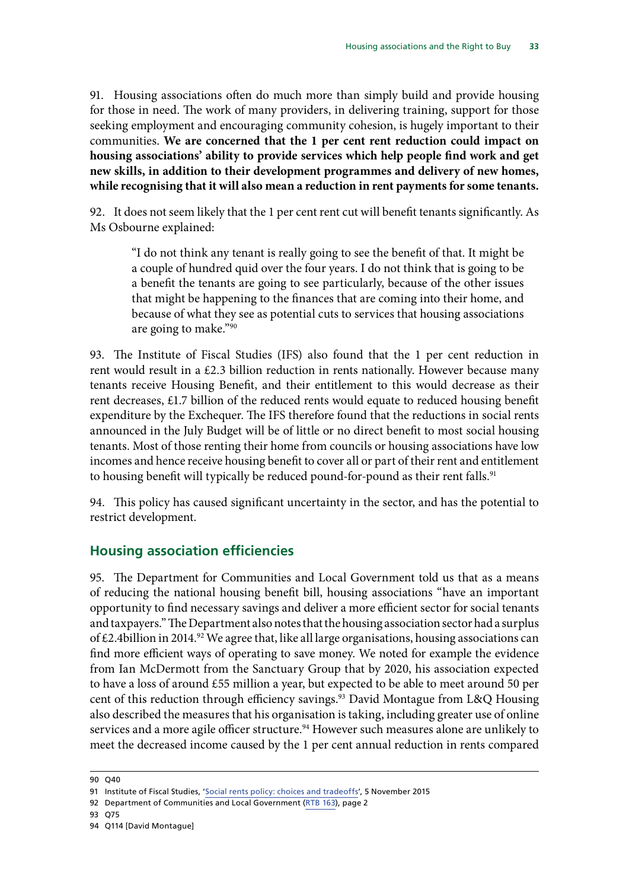91. Housing associations often do much more than simply build and provide housing for those in need. The work of many providers, in delivering training, support for those seeking employment and encouraging community cohesion, is hugely important to their communities. **We are concerned that the 1 per cent rent reduction could impact on housing associations' ability to provide services which help people find work and get new skills, in addition to their development programmes and delivery of new homes, while recognising that it will also mean a reduction in rent payments for some tenants.**

92. It does not seem likely that the 1 per cent rent cut will benefit tenants significantly. As Ms Osbourne explained:

> "I do not think any tenant is really going to see the benefit of that. It might be a couple of hundred quid over the four years. I do not think that is going to be a benefit the tenants are going to see particularly, because of the other issues that might be happening to the finances that are coming into their home, and because of what they see as potential cuts to services that housing associations are going to make."[90]

93. The Institute of Fiscal Studies (IFS) also found that the 1 per cent reduction in rent would result in a £2.3 billion reduction in rents nationally. However because many tenants receive Housing Benefit, and their entitlement to this would decrease as their rent decreases, £1.7 billion of the reduced rents would equate to reduced housing benefit expenditure by the Exchequer. The IFS therefore found that the reductions in social rents announced in the July Budget will be of little or no direct benefit to most social housing tenants. Most of those renting their home from councils or housing associations have low incomes and hence receive housing benefit to cover all or part of their rent and entitlement to housing benefit will typically be reduced pound-for-pound as their rent falls.[91]

94. This policy has caused significant uncertainty in the sector, and has the potential to restrict development.

## Housing association efficiencies

95. The Department for Communities and Local Government told us that as a means of reducing the national housing benefit bill, housing associations "have an important opportunity to find necessary savings and deliver a more efficient sector for social tenants and taxpayers." The Department also notes that the housing association sector had a surplus of £2.4billion in 2014.[92] We agree that, like all large organisations, housing associations can find more efficient ways of operating to save money. We noted for example the evidence from Ian McDermott from the Sanctuary Group that by 2020, his association expected to have a loss of around £55 million a year, but expected to be able to meet around 50 per cent of this reduction through efficiency savings.[93] David Montague from L&Q Housing also described the measures that his organisation is taking, including greater use of online services and a more agile officer structure.[94] However such measures alone are unlikely to meet the decreased income caused by the 1 per cent annual reduction in rents compared

---

90 Q40

91 Institute of Fiscal Studies, 'Social rents policy: choices and tradeoffs', 5 November 2015

92 Department of Communities and Local Government (RTB 163), page 2

93 Q75

94 Q114 [David Montague]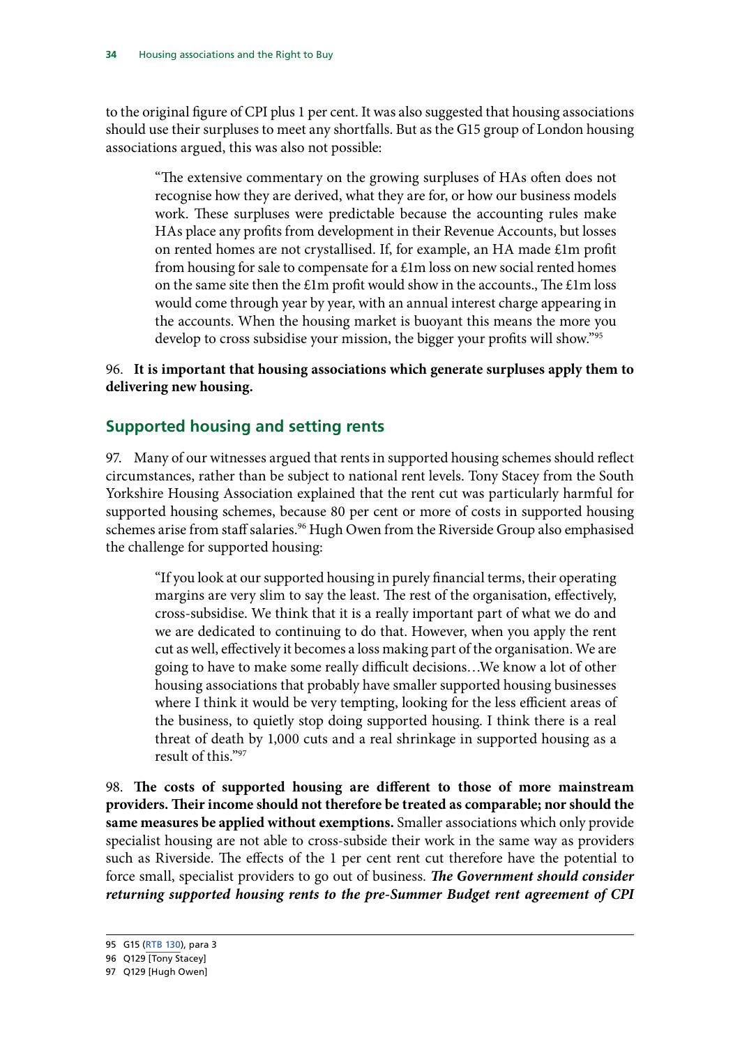to the original figure of CPI plus 1 per cent. It was also suggested that housing associations should use their surpluses to meet any shortfalls. But as the G15 group of London housing associations argued, this was also not possible:

> "The extensive commentary on the growing surpluses of HAs often does not recognise how they are derived, what they are for, or how our business models work. These surpluses were predictable because the accounting rules make HAs place any profits from development in their Revenue Accounts, but losses on rented homes are not crystallised. If, for example, an HA made £1m profit from housing for sale to compensate for a £1m loss on new social rented homes on the same site then the £1m profit would show in the accounts., The £1m loss would come through year by year, with an annual interest charge appearing in the accounts. When the housing market is buoyant this means the more you develop to cross subsidise your mission, the bigger your profits will show."[95]

96. **It is important that housing associations which generate surpluses apply them to delivering new housing.**

## Supported housing and setting rents

97. Many of our witnesses argued that rents in supported housing schemes should reflect circumstances, rather than be subject to national rent levels. Tony Stacey from the South Yorkshire Housing Association explained that the rent cut was particularly harmful for supported housing schemes, because 80 per cent or more of costs in supported housing schemes arise from staff salaries.[96] Hugh Owen from the Riverside Group also emphasised the challenge for supported housing:

> "If you look at our supported housing in purely financial terms, their operating margins are very slim to say the least. The rest of the organisation, effectively, cross-subsidise. We think that it is a really important part of what we do and we are dedicated to continuing to do that. However, when you apply the rent cut as well, effectively it becomes a loss making part of the organisation. We are going to have to make some really difficult decisions…We know a lot of other housing associations that probably have smaller supported housing businesses where I think it would be very tempting, looking for the less efficient areas of the business, to quietly stop doing supported housing. I think there is a real threat of death by 1,000 cuts and a real shrinkage in supported housing as a result of this."[97]

98. **The costs of supported housing are different to those of more mainstream providers. Their income should not therefore be treated as comparable; nor should the same measures be applied without exemptions.** Smaller associations which only provide specialist housing are not able to cross-subside their work in the same way as providers such as Riverside. The effects of the 1 per cent rent cut therefore have the potential to force small, specialist providers to go out of business. ***The Government should consider returning supported housing rents to the pre-Summer Budget rent agreement of CPI***

95 G15 (RTB 130), para 3

96 Q129 [Tony Stacey]

97 Q129 [Hugh Owen]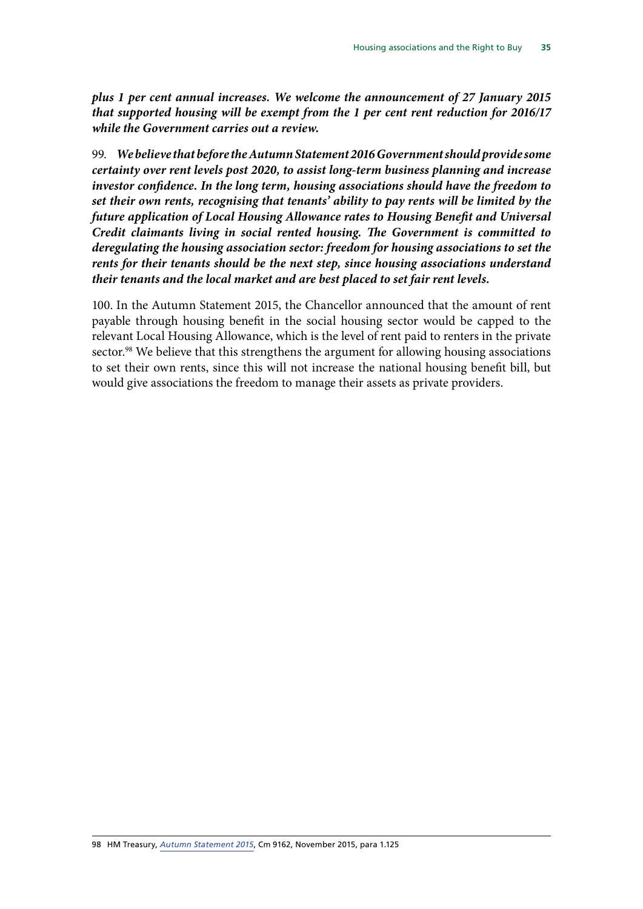***plus 1 per cent annual increases. We welcome the announcement of 27 January 2015 that supported housing will be exempt from the 1 per cent rent reduction for 2016/17 while the Government carries out a review.***

99. ***We believe that before the Autumn Statement 2016 Government should provide some certainty over rent levels post 2020, to assist long-term business planning and increase investor confidence. In the long term, housing associations should have the freedom to set their own rents, recognising that tenants' ability to pay rents will be limited by the future application of Local Housing Allowance rates to Housing Benefit and Universal Credit claimants living in social rented housing. The Government is committed to deregulating the housing association sector: freedom for housing associations to set the rents for their tenants should be the next step, since housing associations understand their tenants and the local market and are best placed to set fair rent levels.***

100. In the Autumn Statement 2015, the Chancellor announced that the amount of rent payable through housing benefit in the social housing sector would be capped to the relevant Local Housing Allowance, which is the level of rent paid to renters in the private sector.[98] We believe that this strengthens the argument for allowing housing associations to set their own rents, since this will not increase the national housing benefit bill, but would give associations the freedom to manage their assets as private providers.

98 HM Treasury, *Autumn Statement 2015*, Cm 9162, November 2015, para 1.125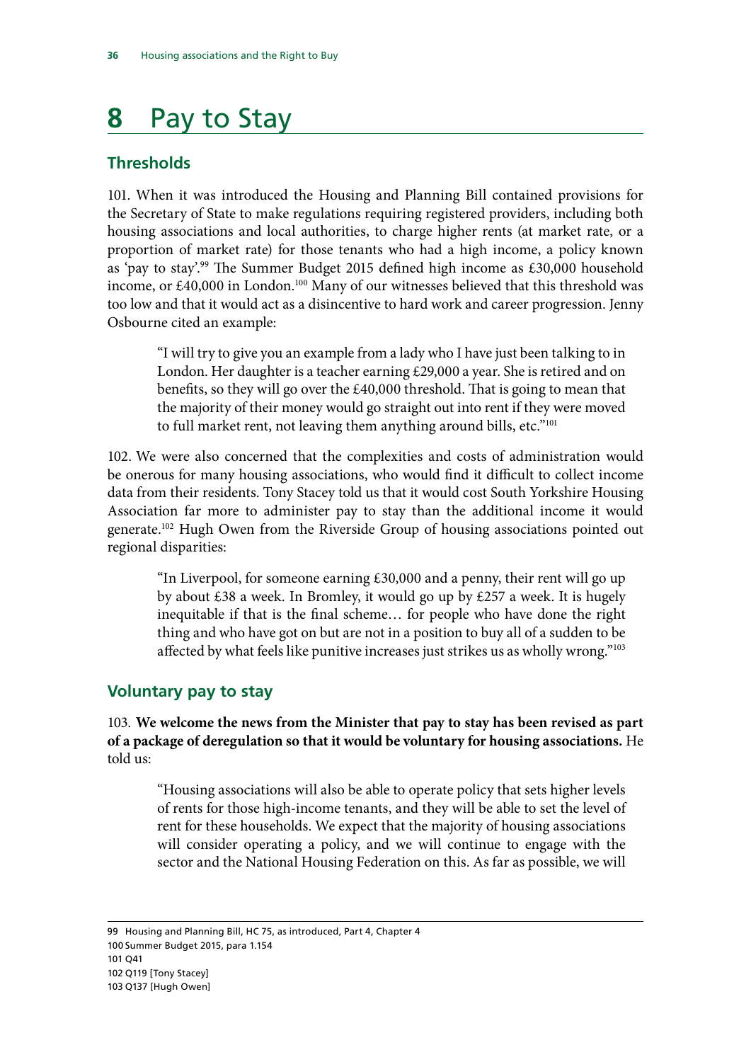# 8 Pay to Stay

## Thresholds

101. When it was introduced the Housing and Planning Bill contained provisions for the Secretary of State to make regulations requiring registered providers, including both housing associations and local authorities, to charge higher rents (at market rate, or a proportion of market rate) for those tenants who had a high income, a policy known as 'pay to stay'.[99] The Summer Budget 2015 defined high income as £30,000 household income, or £40,000 in London.[100] Many of our witnesses believed that this threshold was too low and that it would act as a disincentive to hard work and career progression. Jenny Osbourne cited an example:

> "I will try to give you an example from a lady who I have just been talking to in London. Her daughter is a teacher earning £29,000 a year. She is retired and on benefits, so they will go over the £40,000 threshold. That is going to mean that the majority of their money would go straight out into rent if they were moved to full market rent, not leaving them anything around bills, etc."[101]

102. We were also concerned that the complexities and costs of administration would be onerous for many housing associations, who would find it difficult to collect income data from their residents. Tony Stacey told us that it would cost South Yorkshire Housing Association far more to administer pay to stay than the additional income it would generate.[102] Hugh Owen from the Riverside Group of housing associations pointed out regional disparities:

> "In Liverpool, for someone earning £30,000 and a penny, their rent will go up by about £38 a week. In Bromley, it would go up by £257 a week. It is hugely inequitable if that is the final scheme… for people who have done the right thing and who have got on but are not in a position to buy all of a sudden to be affected by what feels like punitive increases just strikes us as wholly wrong."[103]

## Voluntary pay to stay

103. **We welcome the news from the Minister that pay to stay has been revised as part of a package of deregulation so that it would be voluntary for housing associations.** He told us:

> "Housing associations will also be able to operate policy that sets higher levels of rents for those high-income tenants, and they will be able to set the level of rent for these households. We expect that the majority of housing associations will consider operating a policy, and we will continue to engage with the sector and the National Housing Federation on this. As far as possible, we will

---

99 Housing and Planning Bill, HC 75, as introduced, Part 4, Chapter 4
100 Summer Budget 2015, para 1.154
101 Q41
102 Q119 [Tony Stacey]
103 Q137 [Hugh Owen]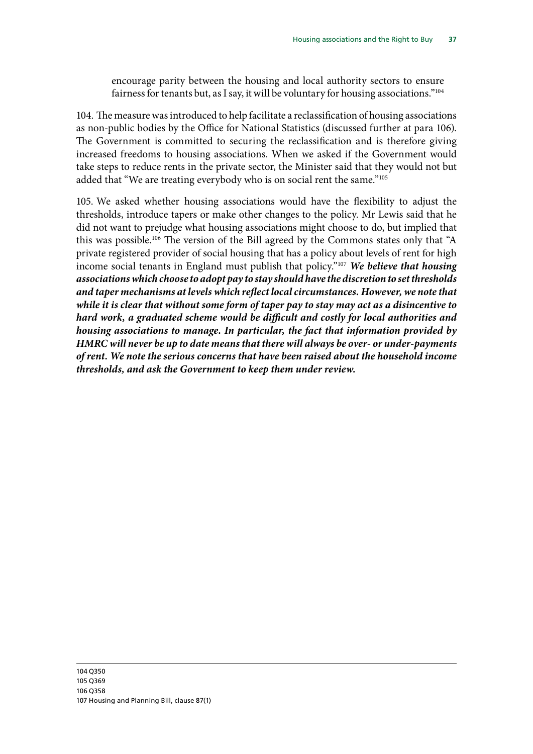encourage parity between the housing and local authority sectors to ensure fairness for tenants but, as I say, it will be voluntary for housing associations."[104]

104. The measure was introduced to help facilitate a reclassification of housing associations as non-public bodies by the Office for National Statistics (discussed further at para 106). The Government is committed to securing the reclassification and is therefore giving increased freedoms to housing associations. When we asked if the Government would take steps to reduce rents in the private sector, the Minister said that they would not but added that "We are treating everybody who is on social rent the same."[105]

105. We asked whether housing associations would have the flexibility to adjust the thresholds, introduce tapers or make other changes to the policy. Mr Lewis said that he did not want to prejudge what housing associations might choose to do, but implied that this was possible.[106] The version of the Bill agreed by the Commons states only that "A private registered provider of social housing that has a policy about levels of rent for high income social tenants in England must publish that policy."[107] ***We believe that housing associations which choose to adopt pay to stay should have the discretion to set thresholds and taper mechanisms at levels which reflect local circumstances. However, we note that while it is clear that without some form of taper pay to stay may act as a disincentive to hard work, a graduated scheme would be difficult and costly for local authorities and housing associations to manage. In particular, the fact that information provided by HMRC will never be up to date means that there will always be over- or under-payments of rent. We note the serious concerns that have been raised about the household income thresholds, and ask the Government to keep them under review.***

104 Q350
105 Q369
106 Q358
107 Housing and Planning Bill, clause 87(1)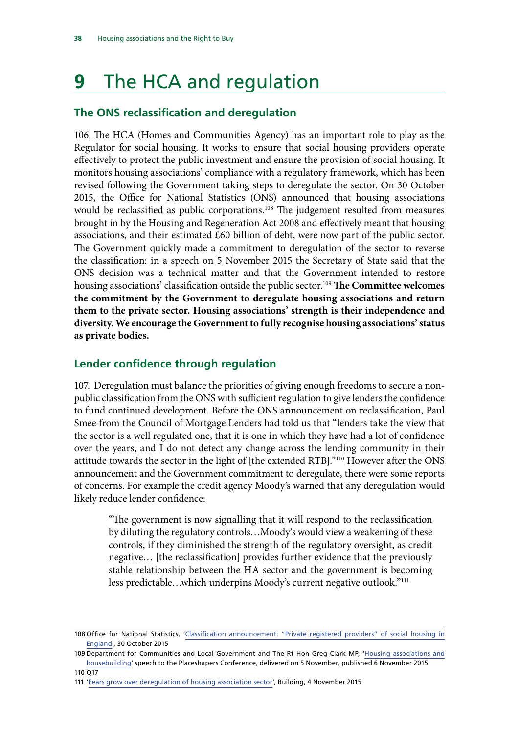# 9 The HCA and regulation

## The ONS reclassification and deregulation

106. The HCA (Homes and Communities Agency) has an important role to play as the Regulator for social housing. It works to ensure that social housing providers operate effectively to protect the public investment and ensure the provision of social housing. It monitors housing associations' compliance with a regulatory framework, which has been revised following the Government taking steps to deregulate the sector. On 30 October 2015, the Office for National Statistics (ONS) announced that housing associations would be reclassified as public corporations.[108] The judgement resulted from measures brought in by the Housing and Regeneration Act 2008 and effectively meant that housing associations, and their estimated £60 billion of debt, were now part of the public sector. The Government quickly made a commitment to deregulation of the sector to reverse the classification: in a speech on 5 November 2015 the Secretary of State said that the ONS decision was a technical matter and that the Government intended to restore housing associations' classification outside the public sector.[109] **The Committee welcomes the commitment by the Government to deregulate housing associations and return them to the private sector. Housing associations' strength is their independence and diversity. We encourage the Government to fully recognise housing associations' status as private bodies.**

## Lender confidence through regulation

107. Deregulation must balance the priorities of giving enough freedoms to secure a non-public classification from the ONS with sufficient regulation to give lenders the confidence to fund continued development. Before the ONS announcement on reclassification, Paul Smee from the Council of Mortgage Lenders had told us that "lenders take the view that the sector is a well regulated one, that it is one in which they have had a lot of confidence over the years, and I do not detect any change across the lending community in their attitude towards the sector in the light of [the extended RTB]."[110] However after the ONS announcement and the Government commitment to deregulate, there were some reports of concerns. For example the credit agency Moody's warned that any deregulation would likely reduce lender confidence:

> "The government is now signalling that it will respond to the reclassification by diluting the regulatory controls…Moody's would view a weakening of these controls, if they diminished the strength of the regulatory oversight, as credit negative… [the reclassification] provides further evidence that the previously stable relationship between the HA sector and the government is becoming less predictable…which underpins Moody's current negative outlook."[111]

---

108 Office for National Statistics, 'Classification announcement: "Private registered providers" of social housing in England', 30 October 2015

109 Department for Communities and Local Government and The Rt Hon Greg Clark MP, 'Housing associations and housebuilding' speech to the Placeshapers Conference, delivered on 5 November, published 6 November 2015

110 Q17

111 'Fears grow over deregulation of housing association sector', Building, 4 November 2015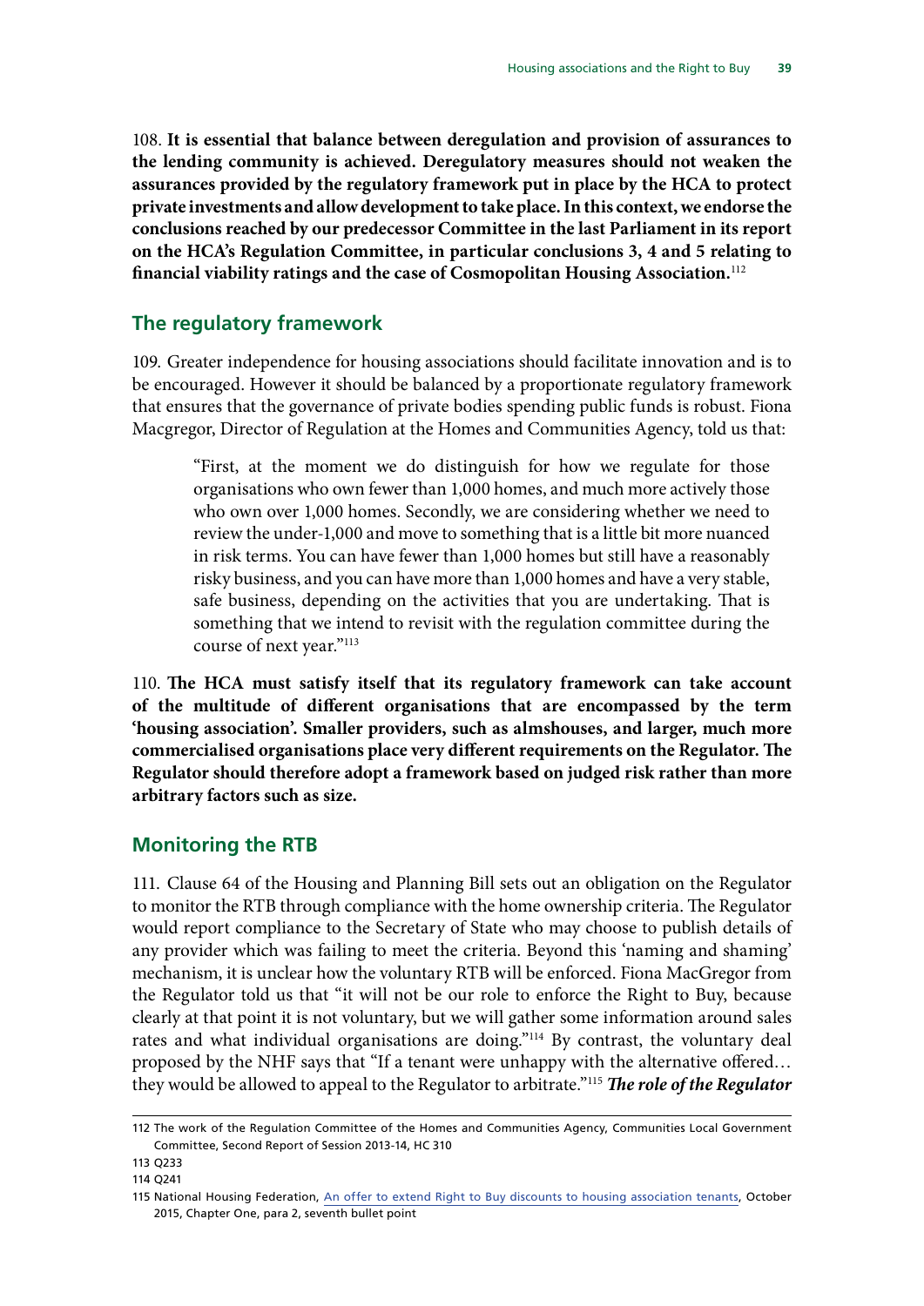108. **It is essential that balance between deregulation and provision of assurances to the lending community is achieved. Deregulatory measures should not weaken the assurances provided by the regulatory framework put in place by the HCA to protect private investments and allow development to take place. In this context, we endorse the conclusions reached by our predecessor Committee in the last Parliament in its report on the HCA's Regulation Committee, in particular conclusions 3, 4 and 5 relating to financial viability ratings and the case of Cosmopolitan Housing Association.**[112]

## The regulatory framework

109. Greater independence for housing associations should facilitate innovation and is to be encouraged. However it should be balanced by a proportionate regulatory framework that ensures that the governance of private bodies spending public funds is robust. Fiona Macgregor, Director of Regulation at the Homes and Communities Agency, told us that:

> "First, at the moment we do distinguish for how we regulate for those organisations who own fewer than 1,000 homes, and much more actively those who own over 1,000 homes. Secondly, we are considering whether we need to review the under-1,000 and move to something that is a little bit more nuanced in risk terms. You can have fewer than 1,000 homes but still have a reasonably risky business, and you can have more than 1,000 homes and have a very stable, safe business, depending on the activities that you are undertaking. That is something that we intend to revisit with the regulation committee during the course of next year."[113]

110. **The HCA must satisfy itself that its regulatory framework can take account of the multitude of different organisations that are encompassed by the term 'housing association'. Smaller providers, such as almshouses, and larger, much more commercialised organisations place very different requirements on the Regulator. The Regulator should therefore adopt a framework based on judged risk rather than more arbitrary factors such as size.**

## Monitoring the RTB

111. Clause 64 of the Housing and Planning Bill sets out an obligation on the Regulator to monitor the RTB through compliance with the home ownership criteria. The Regulator would report compliance to the Secretary of State who may choose to publish details of any provider which was failing to meet the criteria. Beyond this 'naming and shaming' mechanism, it is unclear how the voluntary RTB will be enforced. Fiona MacGregor from the Regulator told us that "it will not be our role to enforce the Right to Buy, because clearly at that point it is not voluntary, but we will gather some information around sales rates and what individual organisations are doing."[114] By contrast, the voluntary deal proposed by the NHF says that "If a tenant were unhappy with the alternative offered… they would be allowed to appeal to the Regulator to arbitrate."[115] ***The role of the Regulator***

---

112 The work of the Regulation Committee of the Homes and Communities Agency, Communities Local Government Committee, Second Report of Session 2013-14, HC 310

113 Q233

114 Q241

115 National Housing Federation, An offer to extend Right to Buy discounts to housing association tenants, October 2015, Chapter One, para 2, seventh bullet point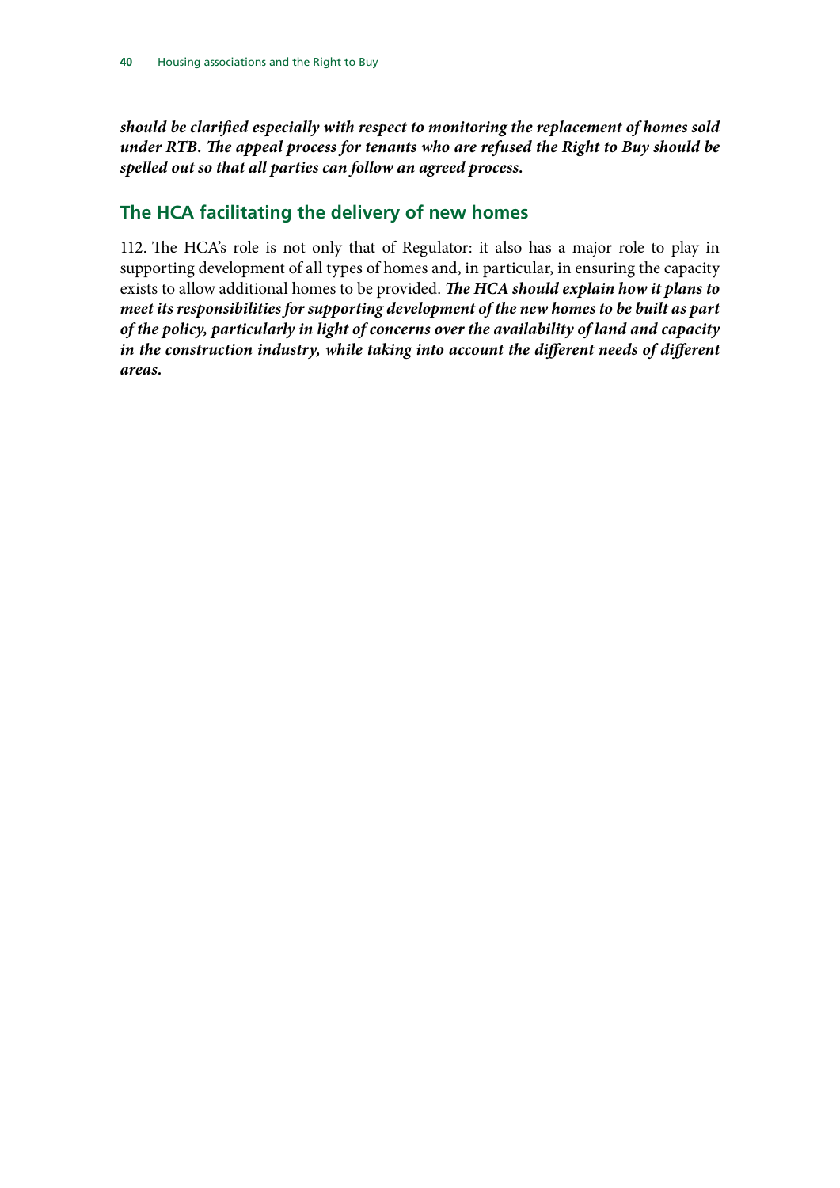***should be clarified especially with respect to monitoring the replacement of homes sold under RTB. The appeal process for tenants who are refused the Right to Buy should be spelled out so that all parties can follow an agreed process.***

## The HCA facilitating the delivery of new homes

112. The HCA's role is not only that of Regulator: it also has a major role to play in supporting development of all types of homes and, in particular, in ensuring the capacity exists to allow additional homes to be provided. ***The HCA should explain how it plans to meet its responsibilities for supporting development of the new homes to be built as part of the policy, particularly in light of concerns over the availability of land and capacity in the construction industry, while taking into account the different needs of different areas.***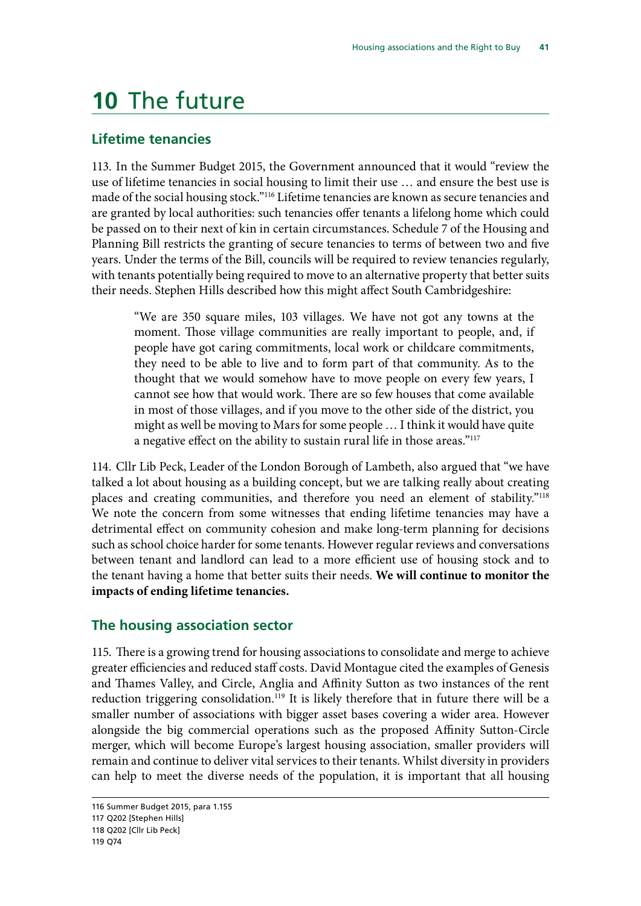# 10 The future

## Lifetime tenancies

113. In the Summer Budget 2015, the Government announced that it would "review the use of lifetime tenancies in social housing to limit their use … and ensure the best use is made of the social housing stock."[116] Lifetime tenancies are known as secure tenancies and are granted by local authorities: such tenancies offer tenants a lifelong home which could be passed on to their next of kin in certain circumstances. Schedule 7 of the Housing and Planning Bill restricts the granting of secure tenancies to terms of between two and five years. Under the terms of the Bill, councils will be required to review tenancies regularly, with tenants potentially being required to move to an alternative property that better suits their needs. Stephen Hills described how this might affect South Cambridgeshire:

> "We are 350 square miles, 103 villages. We have not got any towns at the moment. Those village communities are really important to people, and, if people have got caring commitments, local work or childcare commitments, they need to be able to live and to form part of that community. As to the thought that we would somehow have to move people on every few years, I cannot see how that would work. There are so few houses that come available in most of those villages, and if you move to the other side of the district, you might as well be moving to Mars for some people … I think it would have quite a negative effect on the ability to sustain rural life in those areas."[117]

114. Cllr Lib Peck, Leader of the London Borough of Lambeth, also argued that "we have talked a lot about housing as a building concept, but we are talking really about creating places and creating communities, and therefore you need an element of stability."[118] We note the concern from some witnesses that ending lifetime tenancies may have a detrimental effect on community cohesion and make long-term planning for decisions such as school choice harder for some tenants. However regular reviews and conversations between tenant and landlord can lead to a more efficient use of housing stock and to the tenant having a home that better suits their needs. **We will continue to monitor the impacts of ending lifetime tenancies.**

## The housing association sector

115. There is a growing trend for housing associations to consolidate and merge to achieve greater efficiencies and reduced staff costs. David Montague cited the examples of Genesis and Thames Valley, and Circle, Anglia and Affinity Sutton as two instances of the rent reduction triggering consolidation.[119] It is likely therefore that in future there will be a smaller number of associations with bigger asset bases covering a wider area. However alongside the big commercial operations such as the proposed Affinity Sutton-Circle merger, which will become Europe's largest housing association, smaller providers will remain and continue to deliver vital services to their tenants. Whilst diversity in providers can help to meet the diverse needs of the population, it is important that all housing

116 Summer Budget 2015, para 1.155

117 Q202 [Stephen Hills]

118 Q202 [Cllr Lib Peck]

119 Q74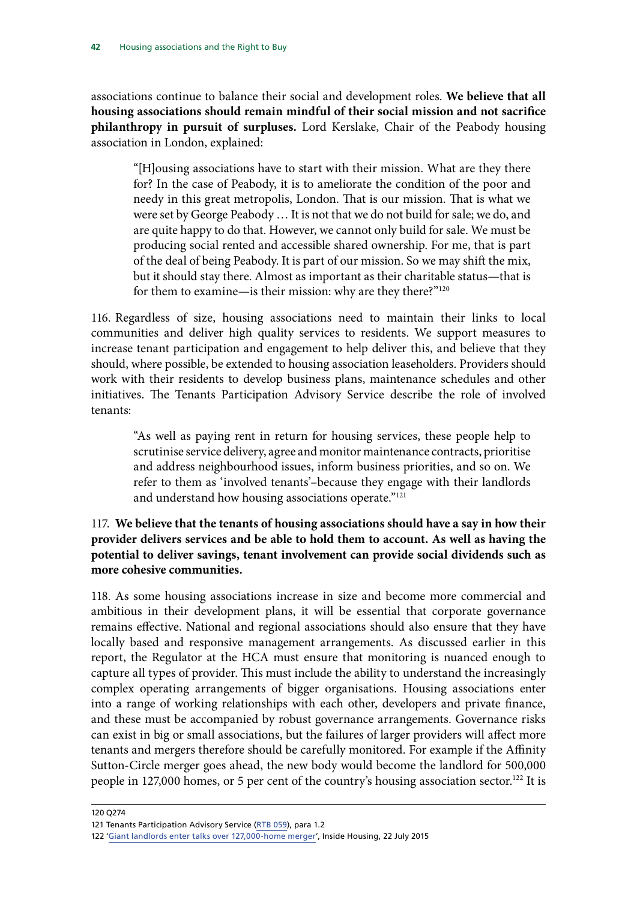associations continue to balance their social and development roles. **We believe that all housing associations should remain mindful of their social mission and not sacrifice philanthropy in pursuit of surpluses.** Lord Kerslake, Chair of the Peabody housing association in London, explained:

> "[H]ousing associations have to start with their mission. What are they there for? In the case of Peabody, it is to ameliorate the condition of the poor and needy in this great metropolis, London. That is our mission. That is what we were set by George Peabody … It is not that we do not build for sale; we do, and are quite happy to do that. However, we cannot only build for sale. We must be producing social rented and accessible shared ownership. For me, that is part of the deal of being Peabody. It is part of our mission. So we may shift the mix, but it should stay there. Almost as important as their charitable status—that is for them to examine—is their mission: why are they there?"[120]

116. Regardless of size, housing associations need to maintain their links to local communities and deliver high quality services to residents. We support measures to increase tenant participation and engagement to help deliver this, and believe that they should, where possible, be extended to housing association leaseholders. Providers should work with their residents to develop business plans, maintenance schedules and other initiatives. The Tenants Participation Advisory Service describe the role of involved tenants:

> "As well as paying rent in return for housing services, these people help to scrutinise service delivery, agree and monitor maintenance contracts, prioritise and address neighbourhood issues, inform business priorities, and so on. We refer to them as 'involved tenants'–because they engage with their landlords and understand how housing associations operate."[121]

117. **We believe that the tenants of housing associations should have a say in how their provider delivers services and be able to hold them to account. As well as having the potential to deliver savings, tenant involvement can provide social dividends such as more cohesive communities.**

118. As some housing associations increase in size and become more commercial and ambitious in their development plans, it will be essential that corporate governance remains effective. National and regional associations should also ensure that they have locally based and responsive management arrangements. As discussed earlier in this report, the Regulator at the HCA must ensure that monitoring is nuanced enough to capture all types of provider. This must include the ability to understand the increasingly complex operating arrangements of bigger organisations. Housing associations enter into a range of working relationships with each other, developers and private finance, and these must be accompanied by robust governance arrangements. Governance risks can exist in big or small associations, but the failures of larger providers will affect more tenants and mergers therefore should be carefully monitored. For example if the Affinity Sutton-Circle merger goes ahead, the new body would become the landlord for 500,000 people in 127,000 homes, or 5 per cent of the country's housing association sector.[122] It is

---

120 Q274

121 Tenants Participation Advisory Service (RTB 059), para 1.2

122 'Giant landlords enter talks over 127,000-home merger', Inside Housing, 22 July 2015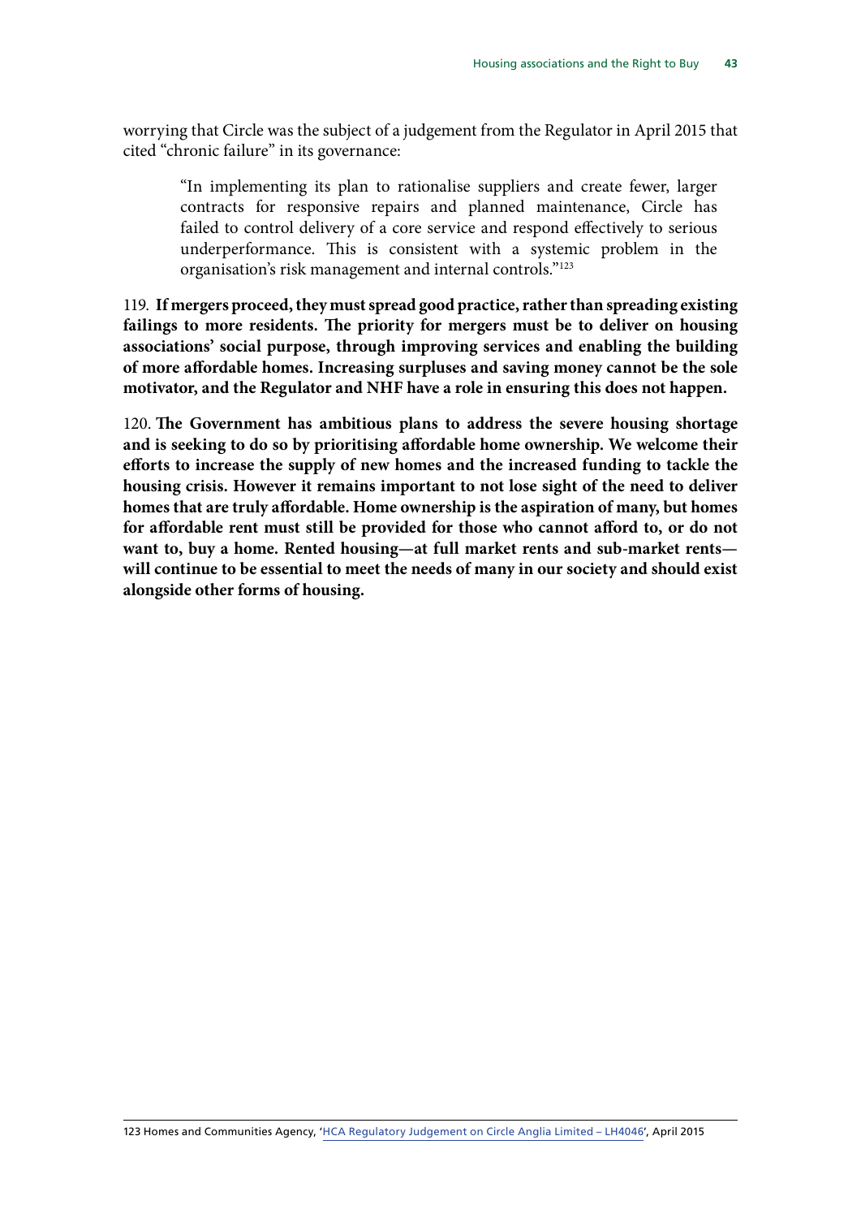worrying that Circle was the subject of a judgement from the Regulator in April 2015 that cited "chronic failure" in its governance:

> "In implementing its plan to rationalise suppliers and create fewer, larger contracts for responsive repairs and planned maintenance, Circle has failed to control delivery of a core service and respond effectively to serious underperformance. This is consistent with a systemic problem in the organisation's risk management and internal controls."[123]

119. **If mergers proceed, they must spread good practice, rather than spreading existing failings to more residents. The priority for mergers must be to deliver on housing associations' social purpose, through improving services and enabling the building of more affordable homes. Increasing surpluses and saving money cannot be the sole motivator, and the Regulator and NHF have a role in ensuring this does not happen.**

120. **The Government has ambitious plans to address the severe housing shortage and is seeking to do so by prioritising affordable home ownership. We welcome their efforts to increase the supply of new homes and the increased funding to tackle the housing crisis. However it remains important to not lose sight of the need to deliver homes that are truly affordable. Home ownership is the aspiration of many, but homes for affordable rent must still be provided for those who cannot afford to, or do not want to, buy a home. Rented housing—at full market rents and sub-market rents—will continue to be essential to meet the needs of many in our society and should exist alongside other forms of housing.**

123 Homes and Communities Agency, 'HCA Regulatory Judgement on Circle Anglia Limited – LH4046', April 2015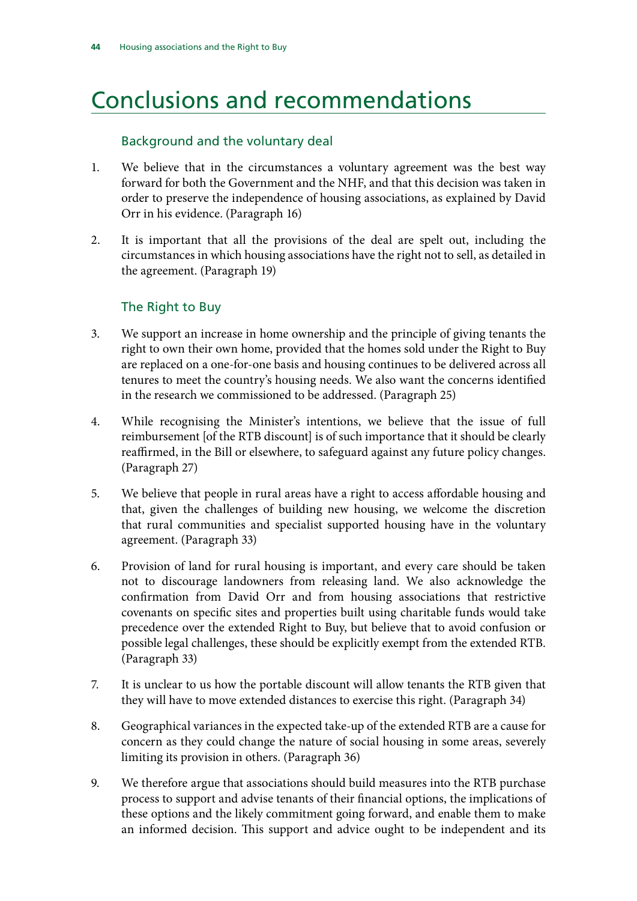# Conclusions and recommendations

## Background and the voluntary deal

1. We believe that in the circumstances a voluntary agreement was the best way forward for both the Government and the NHF, and that this decision was taken in order to preserve the independence of housing associations, as explained by David Orr in his evidence. (Paragraph 16)

2. It is important that all the provisions of the deal are spelt out, including the circumstances in which housing associations have the right not to sell, as detailed in the agreement. (Paragraph 19)

## The Right to Buy

3. We support an increase in home ownership and the principle of giving tenants the right to own their own home, provided that the homes sold under the Right to Buy are replaced on a one-for-one basis and housing continues to be delivered across all tenures to meet the country's housing needs. We also want the concerns identified in the research we commissioned to be addressed. (Paragraph 25)

4. While recognising the Minister's intentions, we believe that the issue of full reimbursement [of the RTB discount] is of such importance that it should be clearly reaffirmed, in the Bill or elsewhere, to safeguard against any future policy changes. (Paragraph 27)

5. We believe that people in rural areas have a right to access affordable housing and that, given the challenges of building new housing, we welcome the discretion that rural communities and specialist supported housing have in the voluntary agreement. (Paragraph 33)

6. Provision of land for rural housing is important, and every care should be taken not to discourage landowners from releasing land. We also acknowledge the confirmation from David Orr and from housing associations that restrictive covenants on specific sites and properties built using charitable funds would take precedence over the extended Right to Buy, but believe that to avoid confusion or possible legal challenges, these should be explicitly exempt from the extended RTB. (Paragraph 33)

7. It is unclear to us how the portable discount will allow tenants the RTB given that they will have to move extended distances to exercise this right. (Paragraph 34)

8. Geographical variances in the expected take-up of the extended RTB are a cause for concern as they could change the nature of social housing in some areas, severely limiting its provision in others. (Paragraph 36)

9. We therefore argue that associations should build measures into the RTB purchase process to support and advise tenants of their financial options, the implications of these options and the likely commitment going forward, and enable them to make an informed decision. This support and advice ought to be independent and its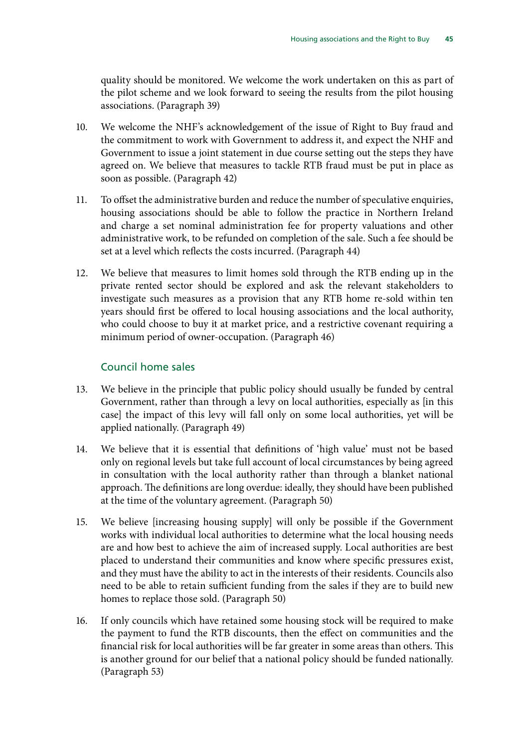quality should be monitored. We welcome the work undertaken on this as part of the pilot scheme and we look forward to seeing the results from the pilot housing associations. (Paragraph 39)

10. We welcome the NHF's acknowledgement of the issue of Right to Buy fraud and the commitment to work with Government to address it, and expect the NHF and Government to issue a joint statement in due course setting out the steps they have agreed on. We believe that measures to tackle RTB fraud must be put in place as soon as possible. (Paragraph 42)

11. To offset the administrative burden and reduce the number of speculative enquiries, housing associations should be able to follow the practice in Northern Ireland and charge a set nominal administration fee for property valuations and other administrative work, to be refunded on completion of the sale. Such a fee should be set at a level which reflects the costs incurred. (Paragraph 44)

12. We believe that measures to limit homes sold through the RTB ending up in the private rented sector should be explored and ask the relevant stakeholders to investigate such measures as a provision that any RTB home re-sold within ten years should first be offered to local housing associations and the local authority, who could choose to buy it at market price, and a restrictive covenant requiring a minimum period of owner-occupation. (Paragraph 46)

## Council home sales

13. We believe in the principle that public policy should usually be funded by central Government, rather than through a levy on local authorities, especially as [in this case] the impact of this levy will fall only on some local authorities, yet will be applied nationally. (Paragraph 49)

14. We believe that it is essential that definitions of 'high value' must not be based only on regional levels but take full account of local circumstances by being agreed in consultation with the local authority rather than through a blanket national approach. The definitions are long overdue: ideally, they should have been published at the time of the voluntary agreement. (Paragraph 50)

15. We believe [increasing housing supply] will only be possible if the Government works with individual local authorities to determine what the local housing needs are and how best to achieve the aim of increased supply. Local authorities are best placed to understand their communities and know where specific pressures exist, and they must have the ability to act in the interests of their residents. Councils also need to be able to retain sufficient funding from the sales if they are to build new homes to replace those sold. (Paragraph 50)

16. If only councils which have retained some housing stock will be required to make the payment to fund the RTB discounts, then the effect on communities and the financial risk for local authorities will be far greater in some areas than others. This is another ground for our belief that a national policy should be funded nationally. (Paragraph 53)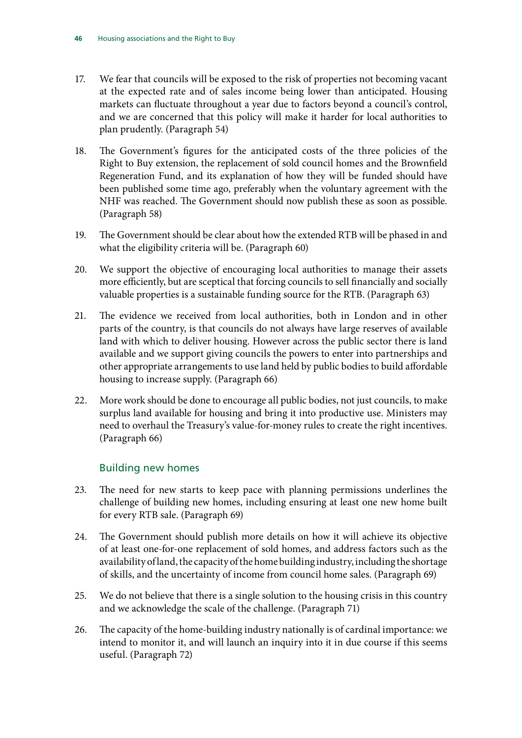17. We fear that councils will be exposed to the risk of properties not becoming vacant at the expected rate and of sales income being lower than anticipated. Housing markets can fluctuate throughout a year due to factors beyond a council's control, and we are concerned that this policy will make it harder for local authorities to plan prudently. (Paragraph 54)

18. The Government's figures for the anticipated costs of the three policies of the Right to Buy extension, the replacement of sold council homes and the Brownfield Regeneration Fund, and its explanation of how they will be funded should have been published some time ago, preferably when the voluntary agreement with the NHF was reached. The Government should now publish these as soon as possible. (Paragraph 58)

19. The Government should be clear about how the extended RTB will be phased in and what the eligibility criteria will be. (Paragraph 60)

20. We support the objective of encouraging local authorities to manage their assets more efficiently, but are sceptical that forcing councils to sell financially and socially valuable properties is a sustainable funding source for the RTB. (Paragraph 63)

21. The evidence we received from local authorities, both in London and in other parts of the country, is that councils do not always have large reserves of available land with which to deliver housing. However across the public sector there is land available and we support giving councils the powers to enter into partnerships and other appropriate arrangements to use land held by public bodies to build affordable housing to increase supply. (Paragraph 66)

22. More work should be done to encourage all public bodies, not just councils, to make surplus land available for housing and bring it into productive use. Ministers may need to overhaul the Treasury's value-for-money rules to create the right incentives. (Paragraph 66)

### Building new homes

23. The need for new starts to keep pace with planning permissions underlines the challenge of building new homes, including ensuring at least one new home built for every RTB sale. (Paragraph 69)

24. The Government should publish more details on how it will achieve its objective of at least one-for-one replacement of sold homes, and address factors such as the availability of land, the capacity of the home building industry, including the shortage of skills, and the uncertainty of income from council home sales. (Paragraph 69)

25. We do not believe that there is a single solution to the housing crisis in this country and we acknowledge the scale of the challenge. (Paragraph 71)

26. The capacity of the home-building industry nationally is of cardinal importance: we intend to monitor it, and will launch an inquiry into it in due course if this seems useful. (Paragraph 72)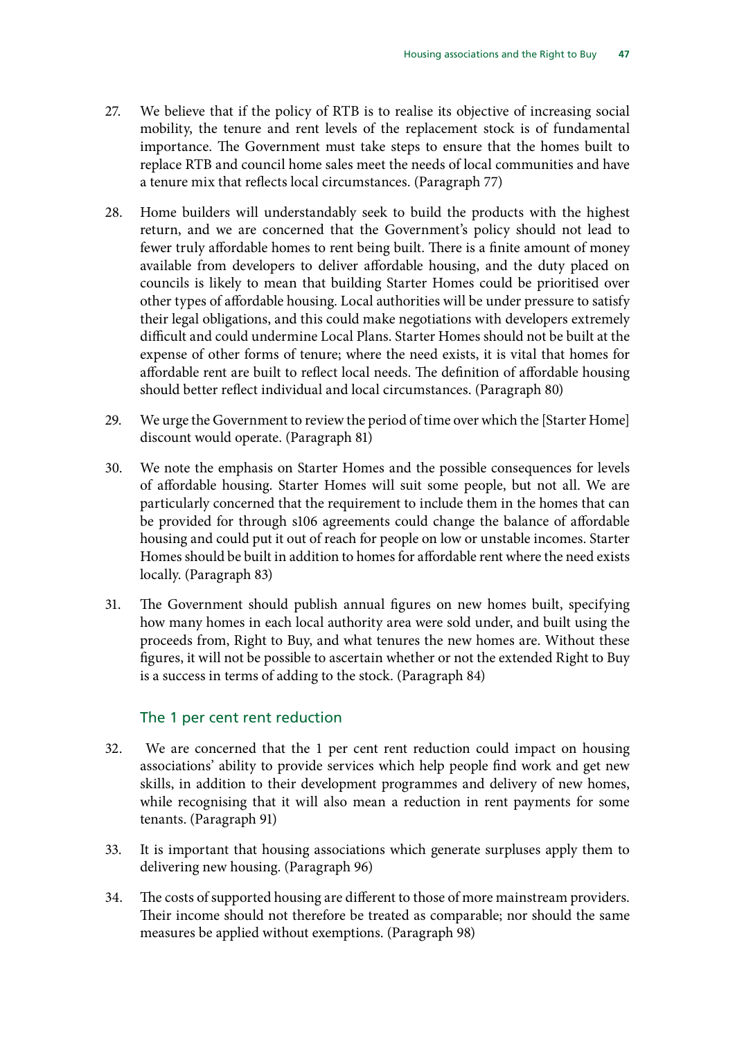27. We believe that if the policy of RTB is to realise its objective of increasing social mobility, the tenure and rent levels of the replacement stock is of fundamental importance. The Government must take steps to ensure that the homes built to replace RTB and council home sales meet the needs of local communities and have a tenure mix that reflects local circumstances. (Paragraph 77)

28. Home builders will understandably seek to build the products with the highest return, and we are concerned that the Government's policy should not lead to fewer truly affordable homes to rent being built. There is a finite amount of money available from developers to deliver affordable housing, and the duty placed on councils is likely to mean that building Starter Homes could be prioritised over other types of affordable housing. Local authorities will be under pressure to satisfy their legal obligations, and this could make negotiations with developers extremely difficult and could undermine Local Plans. Starter Homes should not be built at the expense of other forms of tenure; where the need exists, it is vital that homes for affordable rent are built to reflect local needs. The definition of affordable housing should better reflect individual and local circumstances. (Paragraph 80)

29. We urge the Government to review the period of time over which the [Starter Home] discount would operate. (Paragraph 81)

30. We note the emphasis on Starter Homes and the possible consequences for levels of affordable housing. Starter Homes will suit some people, but not all. We are particularly concerned that the requirement to include them in the homes that can be provided for through s106 agreements could change the balance of affordable housing and could put it out of reach for people on low or unstable incomes. Starter Homes should be built in addition to homes for affordable rent where the need exists locally. (Paragraph 83)

31. The Government should publish annual figures on new homes built, specifying how many homes in each local authority area were sold under, and built using the proceeds from, Right to Buy, and what tenures the new homes are. Without these figures, it will not be possible to ascertain whether or not the extended Right to Buy is a success in terms of adding to the stock. (Paragraph 84)

### The 1 per cent rent reduction

32. We are concerned that the 1 per cent rent reduction could impact on housing associations' ability to provide services which help people find work and get new skills, in addition to their development programmes and delivery of new homes, while recognising that it will also mean a reduction in rent payments for some tenants. (Paragraph 91)

33. It is important that housing associations which generate surpluses apply them to delivering new housing. (Paragraph 96)

34. The costs of supported housing are different to those of more mainstream providers. Their income should not therefore be treated as comparable; nor should the same measures be applied without exemptions. (Paragraph 98)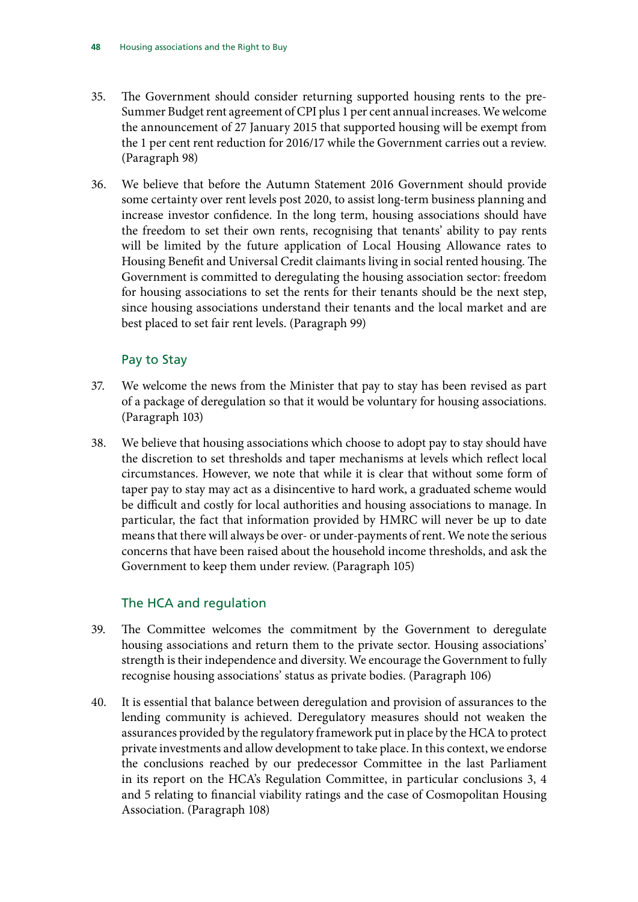35. The Government should consider returning supported housing rents to the pre-Summer Budget rent agreement of CPI plus 1 per cent annual increases. We welcome the announcement of 27 January 2015 that supported housing will be exempt from the 1 per cent rent reduction for 2016/17 while the Government carries out a review. (Paragraph 98)

36. We believe that before the Autumn Statement 2016 Government should provide some certainty over rent levels post 2020, to assist long-term business planning and increase investor confidence. In the long term, housing associations should have the freedom to set their own rents, recognising that tenants' ability to pay rents will be limited by the future application of Local Housing Allowance rates to Housing Benefit and Universal Credit claimants living in social rented housing. The Government is committed to deregulating the housing association sector: freedom for housing associations to set the rents for their tenants should be the next step, since housing associations understand their tenants and the local market and are best placed to set fair rent levels. (Paragraph 99)

### Pay to Stay

37. We welcome the news from the Minister that pay to stay has been revised as part of a package of deregulation so that it would be voluntary for housing associations. (Paragraph 103)

38. We believe that housing associations which choose to adopt pay to stay should have the discretion to set thresholds and taper mechanisms at levels which reflect local circumstances. However, we note that while it is clear that without some form of taper pay to stay may act as a disincentive to hard work, a graduated scheme would be difficult and costly for local authorities and housing associations to manage. In particular, the fact that information provided by HMRC will never be up to date means that there will always be over- or under-payments of rent. We note the serious concerns that have been raised about the household income thresholds, and ask the Government to keep them under review. (Paragraph 105)

### The HCA and regulation

39. The Committee welcomes the commitment by the Government to deregulate housing associations and return them to the private sector. Housing associations' strength is their independence and diversity. We encourage the Government to fully recognise housing associations' status as private bodies. (Paragraph 106)

40. It is essential that balance between deregulation and provision of assurances to the lending community is achieved. Deregulatory measures should not weaken the assurances provided by the regulatory framework put in place by the HCA to protect private investments and allow development to take place. In this context, we endorse the conclusions reached by our predecessor Committee in the last Parliament in its report on the HCA's Regulation Committee, in particular conclusions 3, 4 and 5 relating to financial viability ratings and the case of Cosmopolitan Housing Association. (Paragraph 108)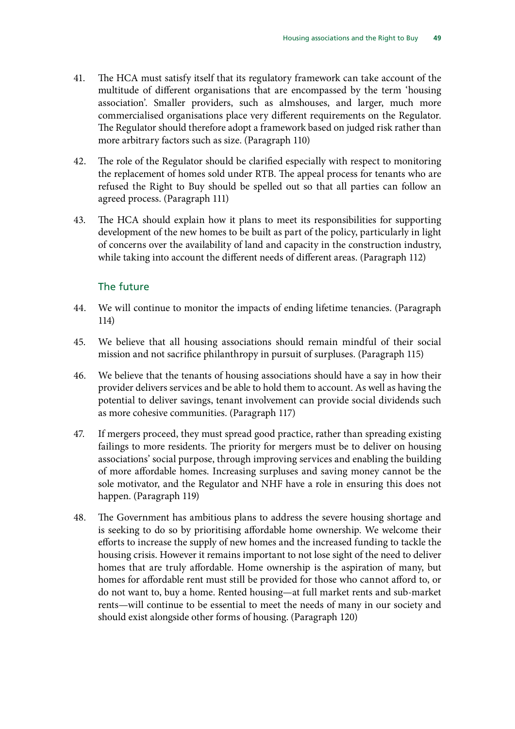41. The HCA must satisfy itself that its regulatory framework can take account of the multitude of different organisations that are encompassed by the term 'housing association'. Smaller providers, such as almshouses, and larger, much more commercialised organisations place very different requirements on the Regulator. The Regulator should therefore adopt a framework based on judged risk rather than more arbitrary factors such as size. (Paragraph 110)

42. The role of the Regulator should be clarified especially with respect to monitoring the replacement of homes sold under RTB. The appeal process for tenants who are refused the Right to Buy should be spelled out so that all parties can follow an agreed process. (Paragraph 111)

43. The HCA should explain how it plans to meet its responsibilities for supporting development of the new homes to be built as part of the policy, particularly in light of concerns over the availability of land and capacity in the construction industry, while taking into account the different needs of different areas. (Paragraph 112)

### The future

44. We will continue to monitor the impacts of ending lifetime tenancies. (Paragraph 114)

45. We believe that all housing associations should remain mindful of their social mission and not sacrifice philanthropy in pursuit of surpluses. (Paragraph 115)

46. We believe that the tenants of housing associations should have a say in how their provider delivers services and be able to hold them to account. As well as having the potential to deliver savings, tenant involvement can provide social dividends such as more cohesive communities. (Paragraph 117)

47. If mergers proceed, they must spread good practice, rather than spreading existing failings to more residents. The priority for mergers must be to deliver on housing associations' social purpose, through improving services and enabling the building of more affordable homes. Increasing surpluses and saving money cannot be the sole motivator, and the Regulator and NHF have a role in ensuring this does not happen. (Paragraph 119)

48. The Government has ambitious plans to address the severe housing shortage and is seeking to do so by prioritising affordable home ownership. We welcome their efforts to increase the supply of new homes and the increased funding to tackle the housing crisis. However it remains important to not lose sight of the need to deliver homes that are truly affordable. Home ownership is the aspiration of many, but homes for affordable rent must still be provided for those who cannot afford to, or do not want to, buy a home. Rented housing—at full market rents and sub-market rents—will continue to be essential to meet the needs of many in our society and should exist alongside other forms of housing. (Paragraph 120)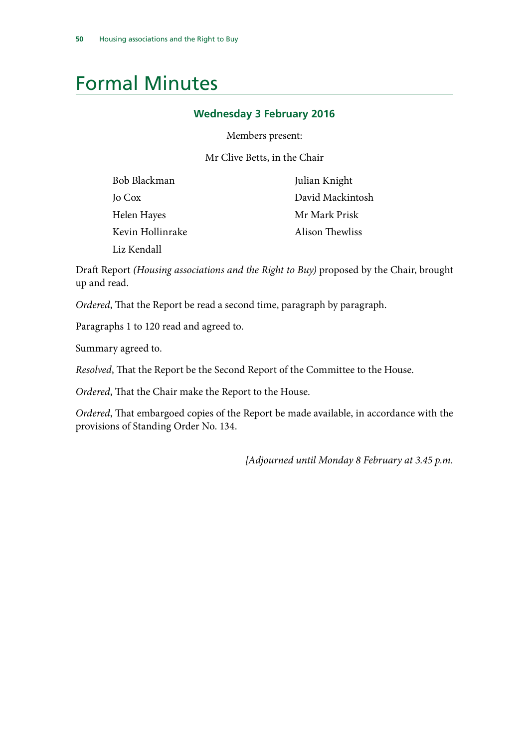# Formal Minutes

### Wednesday 3 February 2016

Members present:

Mr Clive Betts, in the Chair

Bob Blackman
Jo Cox
Helen Hayes
Kevin Hollinrake
Liz Kendall
Julian Knight
David Mackintosh
Mr Mark Prisk
Alison Thewliss

Draft Report *(Housing associations and the Right to Buy)* proposed by the Chair, brought up and read.

*Ordered*, That the Report be read a second time, paragraph by paragraph.

Paragraphs 1 to 120 read and agreed to.

Summary agreed to.

*Resolved*, That the Report be the Second Report of the Committee to the House.

*Ordered*, That the Chair make the Report to the House.

*Ordered*, That embargoed copies of the Report be made available, in accordance with the provisions of Standing Order No. 134.

*[Adjourned until Monday 8 February at 3.45 p.m.*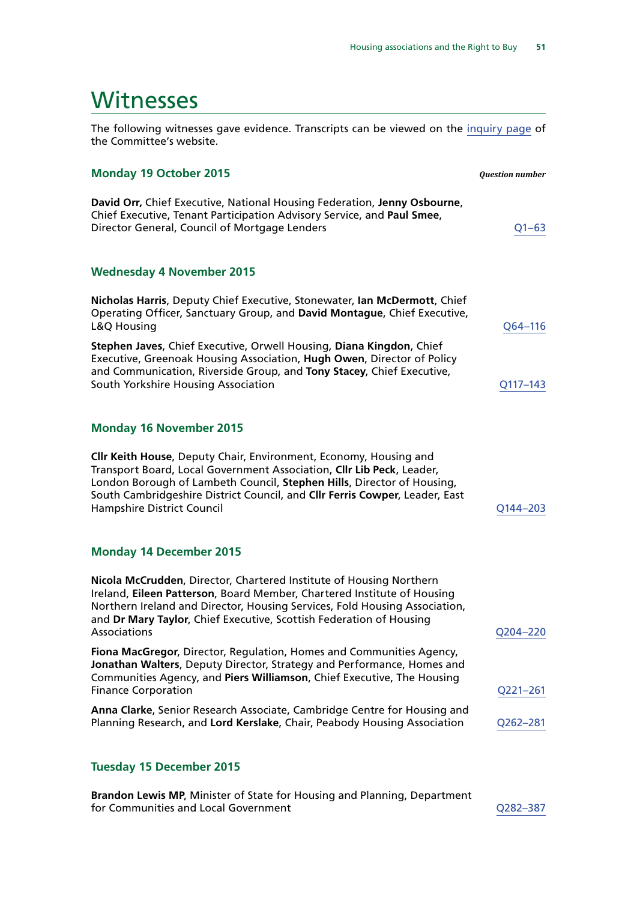# Witnesses

The following witnesses gave evidence. Transcripts can be viewed on the inquiry page of the Committee's website.

## Monday 19 October 2015

*Question number*

**David Orr,** Chief Executive, National Housing Federation, **Jenny Osbourne**, Chief Executive, Tenant Participation Advisory Service, and **Paul Smee**, Director General, Council of Mortgage Lenders — Q1–63

## Wednesday 4 November 2015

**Nicholas Harris**, Deputy Chief Executive, Stonewater, **Ian McDermott**, Chief Operating Officer, Sanctuary Group, and **David Montague**, Chief Executive, L&Q Housing — Q64–116

**Stephen Javes**, Chief Executive, Orwell Housing, **Diana Kingdon**, Chief Executive, Greenoak Housing Association, **Hugh Owen**, Director of Policy and Communication, Riverside Group, and **Tony Stacey**, Chief Executive, South Yorkshire Housing Association — Q117–143

## Monday 16 November 2015

**Cllr Keith House**, Deputy Chair, Environment, Economy, Housing and Transport Board, Local Government Association, **Cllr Lib Peck**, Leader, London Borough of Lambeth Council, **Stephen Hills**, Director of Housing, South Cambridgeshire District Council, and **Cllr Ferris Cowper**, Leader, East Hampshire District Council — Q144–203

## Monday 14 December 2015

**Nicola McCrudden**, Director, Chartered Institute of Housing Northern Ireland, **Eileen Patterson**, Board Member, Chartered Institute of Housing Northern Ireland and Director, Housing Services, Fold Housing Association, and **Dr Mary Taylor**, Chief Executive, Scottish Federation of Housing Associations — Q204–220

**Fiona MacGregor**, Director, Regulation, Homes and Communities Agency, **Jonathan Walters**, Deputy Director, Strategy and Performance, Homes and Communities Agency, and **Piers Williamson**, Chief Executive, The Housing Finance Corporation — Q221–261

**Anna Clarke**, Senior Research Associate, Cambridge Centre for Housing and Planning Research, and **Lord Kerslake**, Chair, Peabody Housing Association — Q262–281

## Tuesday 15 December 2015

**Brandon Lewis MP**, Minister of State for Housing and Planning, Department for Communities and Local Government — Q282–387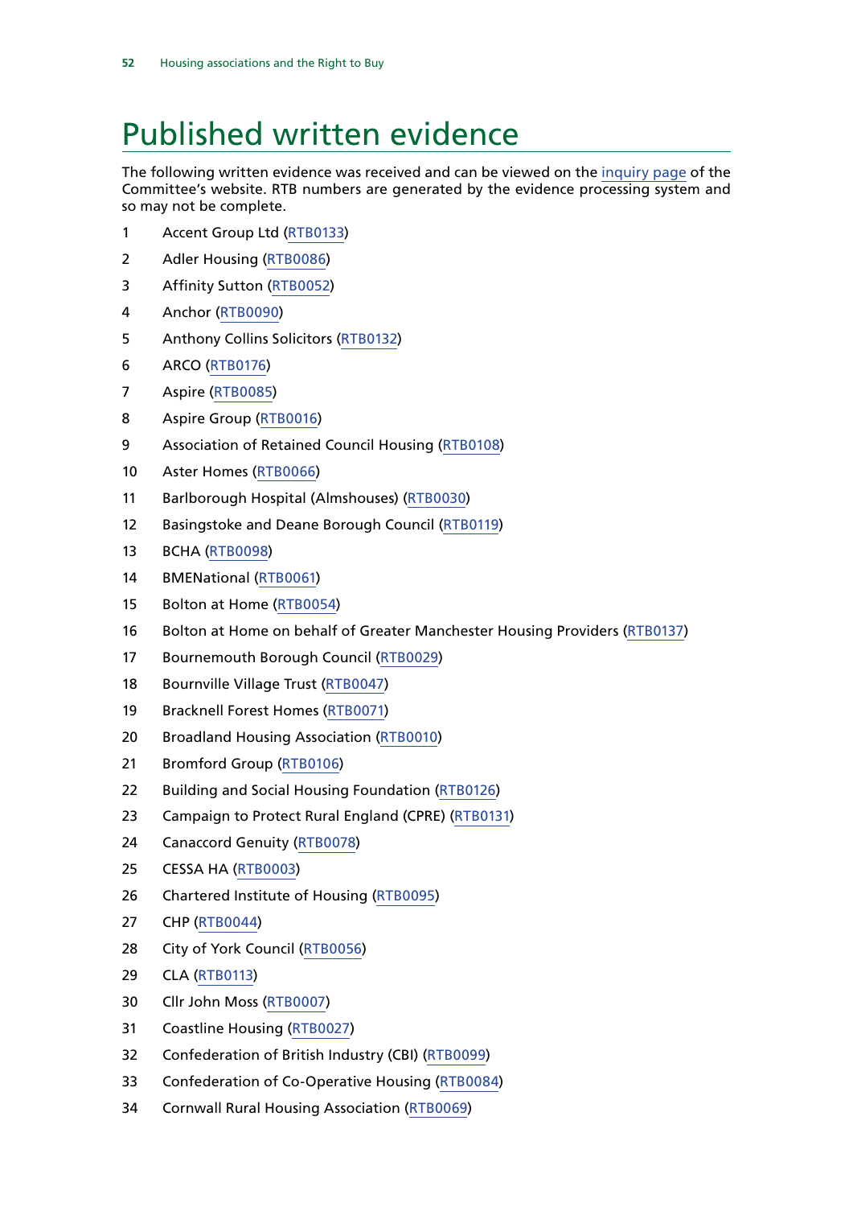# Published written evidence

The following written evidence was received and can be viewed on the inquiry page of the Committee's website. RTB numbers are generated by the evidence processing system and so may not be complete.

1. Accent Group Ltd (RTB0133)
2. Adler Housing (RTB0086)
3. Affinity Sutton (RTB0052)
4. Anchor (RTB0090)
5. Anthony Collins Solicitors (RTB0132)
6. ARCO (RTB0176)
7. Aspire (RTB0085)
8. Aspire Group (RTB0016)
9. Association of Retained Council Housing (RTB0108)
10. Aster Homes (RTB0066)
11. Barlborough Hospital (Almshouses) (RTB0030)
12. Basingstoke and Deane Borough Council (RTB0119)
13. BCHA (RTB0098)
14. BMENational (RTB0061)
15. Bolton at Home (RTB0054)
16. Bolton at Home on behalf of Greater Manchester Housing Providers (RTB0137)
17. Bournemouth Borough Council (RTB0029)
18. Bournville Village Trust (RTB0047)
19. Bracknell Forest Homes (RTB0071)
20. Broadland Housing Association (RTB0010)
21. Bromford Group (RTB0106)
22. Building and Social Housing Foundation (RTB0126)
23. Campaign to Protect Rural England (CPRE) (RTB0131)
24. Canaccord Genuity (RTB0078)
25. CESSA HA (RTB0003)
26. Chartered Institute of Housing (RTB0095)
27. CHP (RTB0044)
28. City of York Council (RTB0056)
29. CLA (RTB0113)
30. Cllr John Moss (RTB0007)
31. Coastline Housing (RTB0027)
32. Confederation of British Industry (CBI) (RTB0099)
33. Confederation of Co-Operative Housing (RTB0084)
34. Cornwall Rural Housing Association (RTB0069)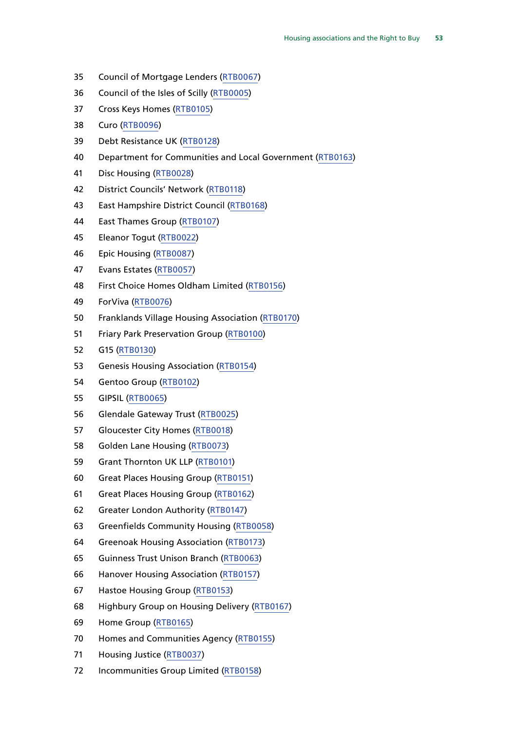35 Council of Mortgage Lenders (RTB0067)

36 Council of the Isles of Scilly (RTB0005)

37 Cross Keys Homes (RTB0105)

38 Curo (RTB0096)

39 Debt Resistance UK (RTB0128)

40 Department for Communities and Local Government (RTB0163)

41 Disc Housing (RTB0028)

42 District Councils' Network (RTB0118)

43 East Hampshire District Council (RTB0168)

44 East Thames Group (RTB0107)

45 Eleanor Togut (RTB0022)

46 Epic Housing (RTB0087)

47 Evans Estates (RTB0057)

48 First Choice Homes Oldham Limited (RTB0156)

49 ForViva (RTB0076)

50 Franklands Village Housing Association (RTB0170)

51 Friary Park Preservation Group (RTB0100)

52 G15 (RTB0130)

53 Genesis Housing Association (RTB0154)

54 Gentoo Group (RTB0102)

55 GIPSIL (RTB0065)

56 Glendale Gateway Trust (RTB0025)

57 Gloucester City Homes (RTB0018)

58 Golden Lane Housing (RTB0073)

59 Grant Thornton UK LLP (RTB0101)

60 Great Places Housing Group (RTB0151)

61 Great Places Housing Group (RTB0162)

62 Greater London Authority (RTB0147)

63 Greenfields Community Housing (RTB0058)

64 Greenoak Housing Association (RTB0173)

65 Guinness Trust Unison Branch (RTB0063)

66 Hanover Housing Association (RTB0157)

67 Hastoe Housing Group (RTB0153)

68 Highbury Group on Housing Delivery (RTB0167)

69 Home Group (RTB0165)

70 Homes and Communities Agency (RTB0155)

71 Housing Justice (RTB0037)

72 Incommunities Group Limited (RTB0158)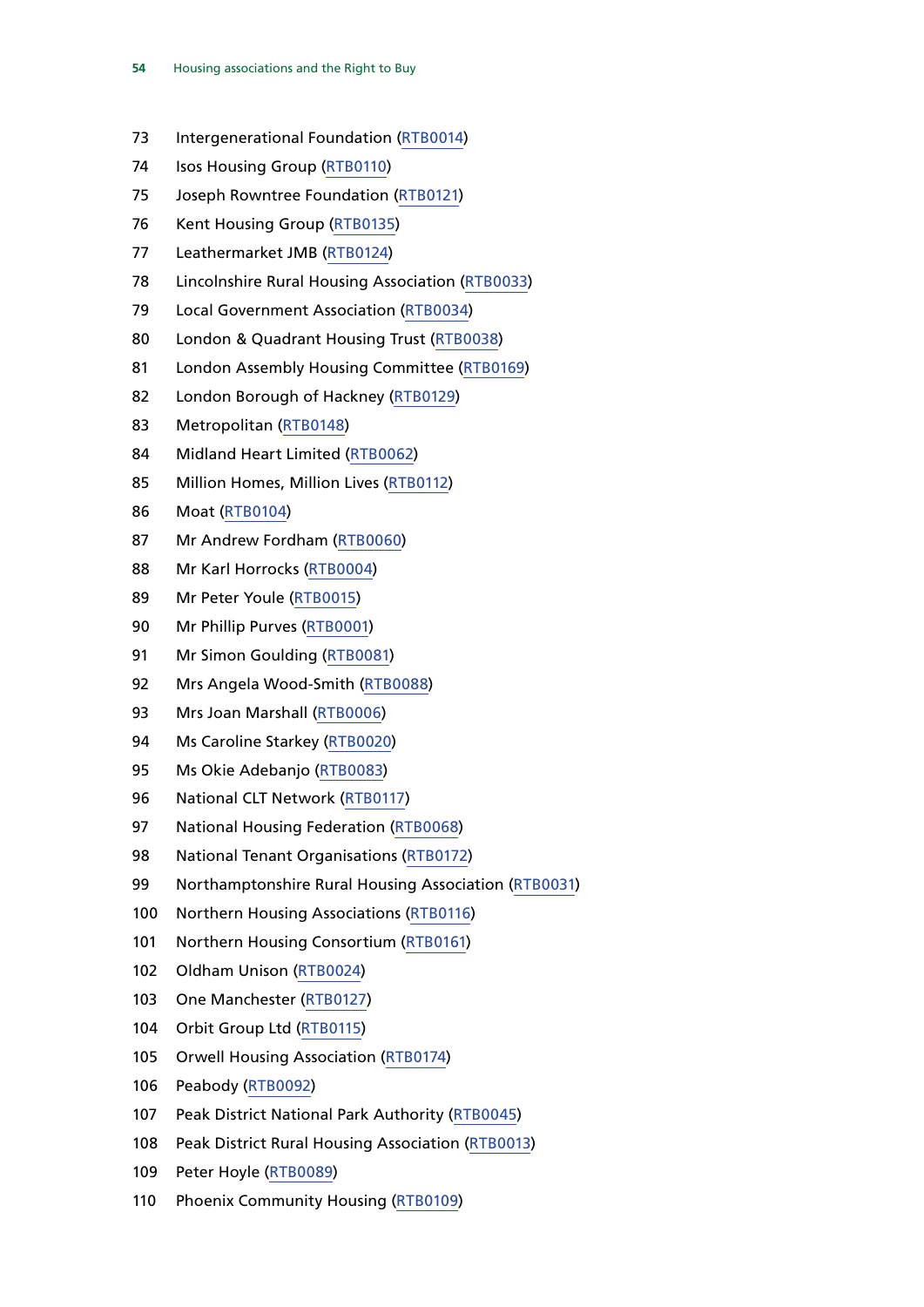73 Intergenerational Foundation (RTB0014)

74 Isos Housing Group (RTB0110)

75 Joseph Rowntree Foundation (RTB0121)

76 Kent Housing Group (RTB0135)

77 Leathermarket JMB (RTB0124)

78 Lincolnshire Rural Housing Association (RTB0033)

79 Local Government Association (RTB0034)

80 London & Quadrant Housing Trust (RTB0038)

81 London Assembly Housing Committee (RTB0169)

82 London Borough of Hackney (RTB0129)

83 Metropolitan (RTB0148)

84 Midland Heart Limited (RTB0062)

85 Million Homes, Million Lives (RTB0112)

86 Moat (RTB0104)

87 Mr Andrew Fordham (RTB0060)

88 Mr Karl Horrocks (RTB0004)

89 Mr Peter Youle (RTB0015)

90 Mr Phillip Purves (RTB0001)

91 Mr Simon Goulding (RTB0081)

92 Mrs Angela Wood-Smith (RTB0088)

93 Mrs Joan Marshall (RTB0006)

94 Ms Caroline Starkey (RTB0020)

95 Ms Okie Adebanjo (RTB0083)

96 National CLT Network (RTB0117)

97 National Housing Federation (RTB0068)

98 National Tenant Organisations (RTB0172)

99 Northamptonshire Rural Housing Association (RTB0031)

100 Northern Housing Associations (RTB0116)

101 Northern Housing Consortium (RTB0161)

102 Oldham Unison (RTB0024)

103 One Manchester (RTB0127)

104 Orbit Group Ltd (RTB0115)

105 Orwell Housing Association (RTB0174)

106 Peabody (RTB0092)

107 Peak District National Park Authority (RTB0045)

108 Peak District Rural Housing Association (RTB0013)

109 Peter Hoyle (RTB0089)

110 Phoenix Community Housing (RTB0109)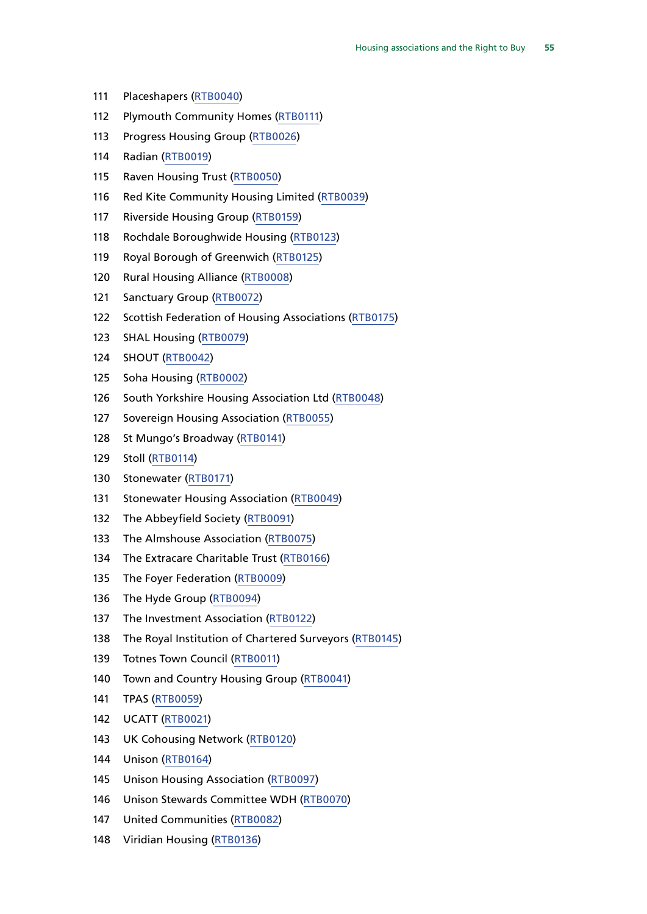111 Placeshapers (RTB0040)
112 Plymouth Community Homes (RTB0111)
113 Progress Housing Group (RTB0026)
114 Radian (RTB0019)
115 Raven Housing Trust (RTB0050)
116 Red Kite Community Housing Limited (RTB0039)
117 Riverside Housing Group (RTB0159)
118 Rochdale Boroughwide Housing (RTB0123)
119 Royal Borough of Greenwich (RTB0125)
120 Rural Housing Alliance (RTB0008)
121 Sanctuary Group (RTB0072)
122 Scottish Federation of Housing Associations (RTB0175)
123 SHAL Housing (RTB0079)
124 SHOUT (RTB0042)
125 Soha Housing (RTB0002)
126 South Yorkshire Housing Association Ltd (RTB0048)
127 Sovereign Housing Association (RTB0055)
128 St Mungo's Broadway (RTB0141)
129 Stoll (RTB0114)
130 Stonewater (RTB0171)
131 Stonewater Housing Association (RTB0049)
132 The Abbeyfield Society (RTB0091)
133 The Almshouse Association (RTB0075)
134 The Extracare Charitable Trust (RTB0166)
135 The Foyer Federation (RTB0009)
136 The Hyde Group (RTB0094)
137 The Investment Association (RTB0122)
138 The Royal Institution of Chartered Surveyors (RTB0145)
139 Totnes Town Council (RTB0011)
140 Town and Country Housing Group (RTB0041)
141 TPAS (RTB0059)
142 UCATT (RTB0021)
143 UK Cohousing Network (RTB0120)
144 Unison (RTB0164)
145 Unison Housing Association (RTB0097)
146 Unison Stewards Committee WDH (RTB0070)
147 United Communities (RTB0082)
148 Viridian Housing (RTB0136)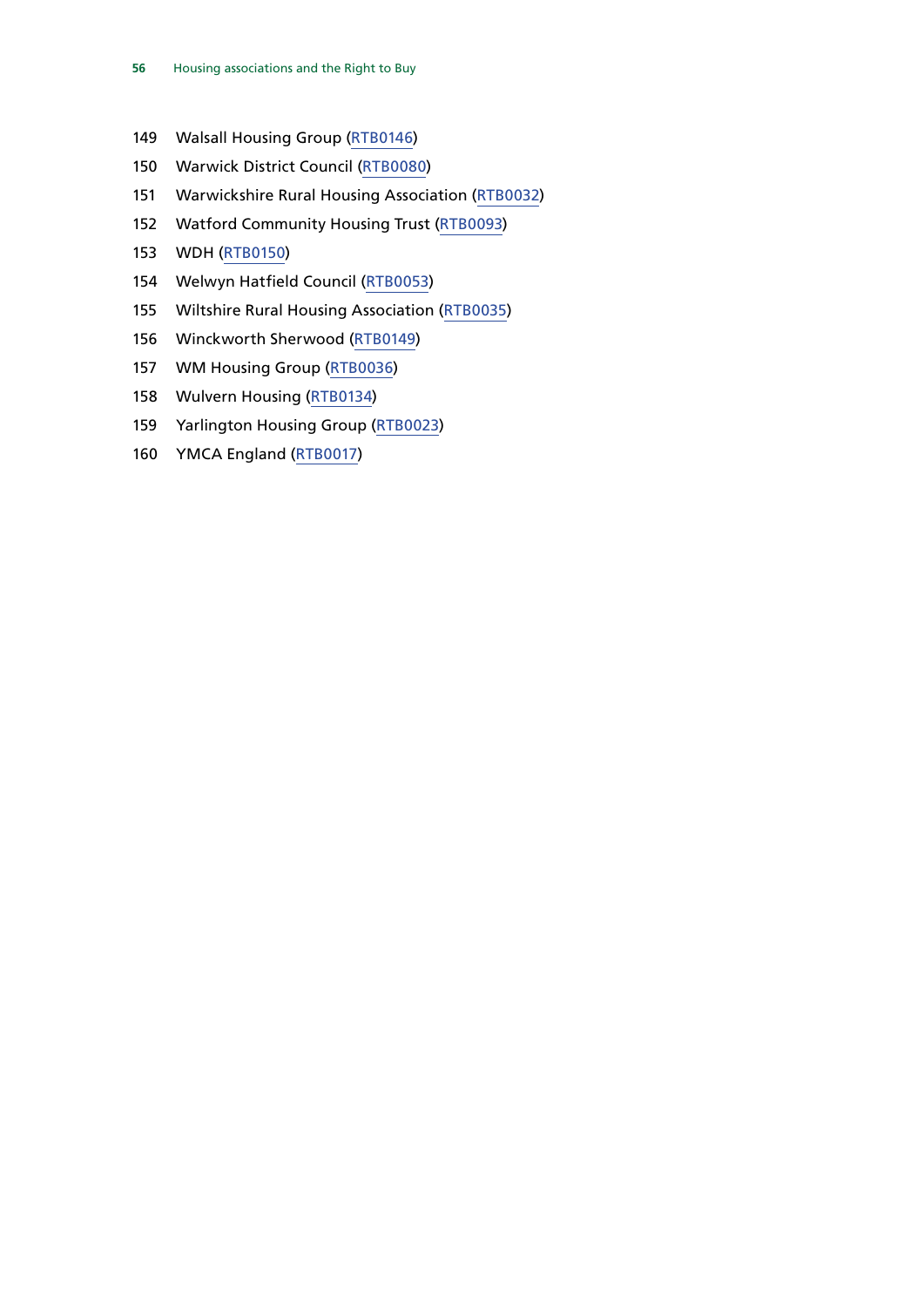149 Walsall Housing Group (RTB0146)

150 Warwick District Council (RTB0080)

151 Warwickshire Rural Housing Association (RTB0032)

152 Watford Community Housing Trust (RTB0093)

153 WDH (RTB0150)

154 Welwyn Hatfield Council (RTB0053)

155 Wiltshire Rural Housing Association (RTB0035)

156 Winckworth Sherwood (RTB0149)

157 WM Housing Group (RTB0036)

158 Wulvern Housing (RTB0134)

159 Yarlington Housing Group (RTB0023)

160 YMCA England (RTB0017)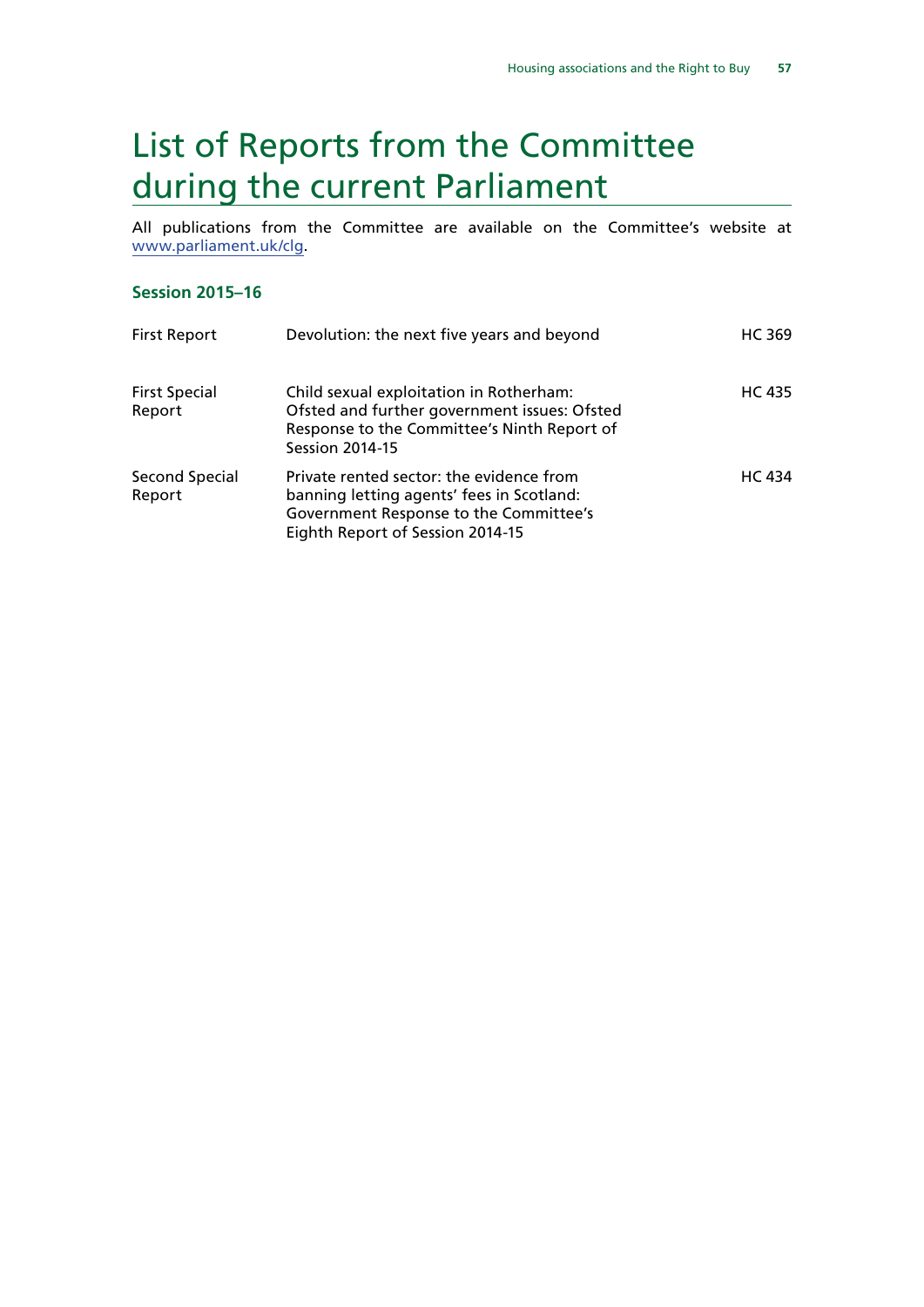# List of Reports from the Committee during the current Parliament

All publications from the Committee are available on the Committee's website at www.parliament.uk/clg.

### Session 2015–16

| | | |
|---|---|---|
| First Report | Devolution: the next five years and beyond | HC 369 |
| First Special Report | Child sexual exploitation in Rotherham: Ofsted and further government issues: Ofsted Response to the Committee's Ninth Report of Session 2014-15 | HC 435 |
| Second Special Report | Private rented sector: the evidence from banning letting agents' fees in Scotland: Government Response to the Committee's Eighth Report of Session 2014-15 | HC 434 |